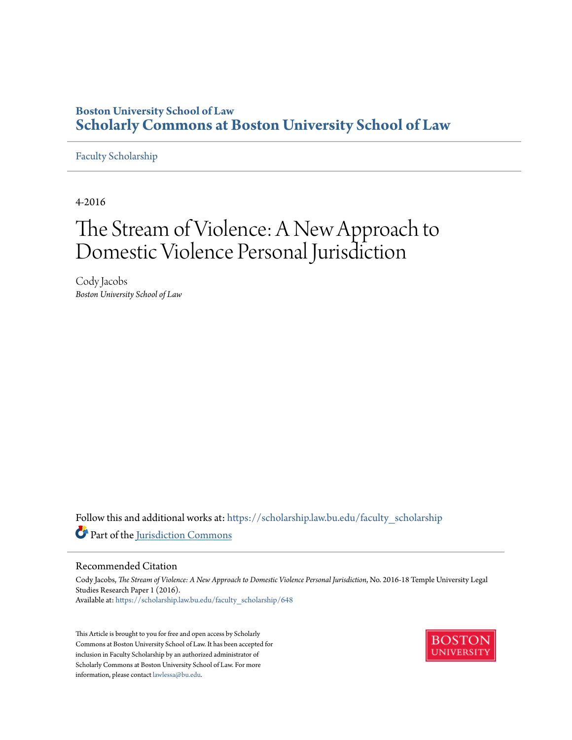Boston University School of Law

**Scholarly Commons at Boston University School of Law**

Faculty Scholarship

4-2016

# The Stream of Violence: A New Approach to Domestic Violence Personal Jurisdiction

Cody Jacobs

*Boston University School of Law*

Follow this and additional works at: https://scholarship.law.bu.edu/faculty_scholarship

Part of the Jurisdiction Commons

## Recommended Citation

Cody Jacobs, *The Stream of Violence: A New Approach to Domestic Violence Personal Jurisdiction*, No. 2016-18 Temple University Legal Studies Research Paper 1 (2016).

Available at: https://scholarship.law.bu.edu/faculty_scholarship/648

This Article is brought to you for free and open access by Scholarly Commons at Boston University School of Law. It has been accepted for inclusion in Faculty Scholarship by an authorized administrator of Scholarly Commons at Boston University School of Law. For more information, please contact lawlessa@bu.edu.

BOSTON UNIVERSITY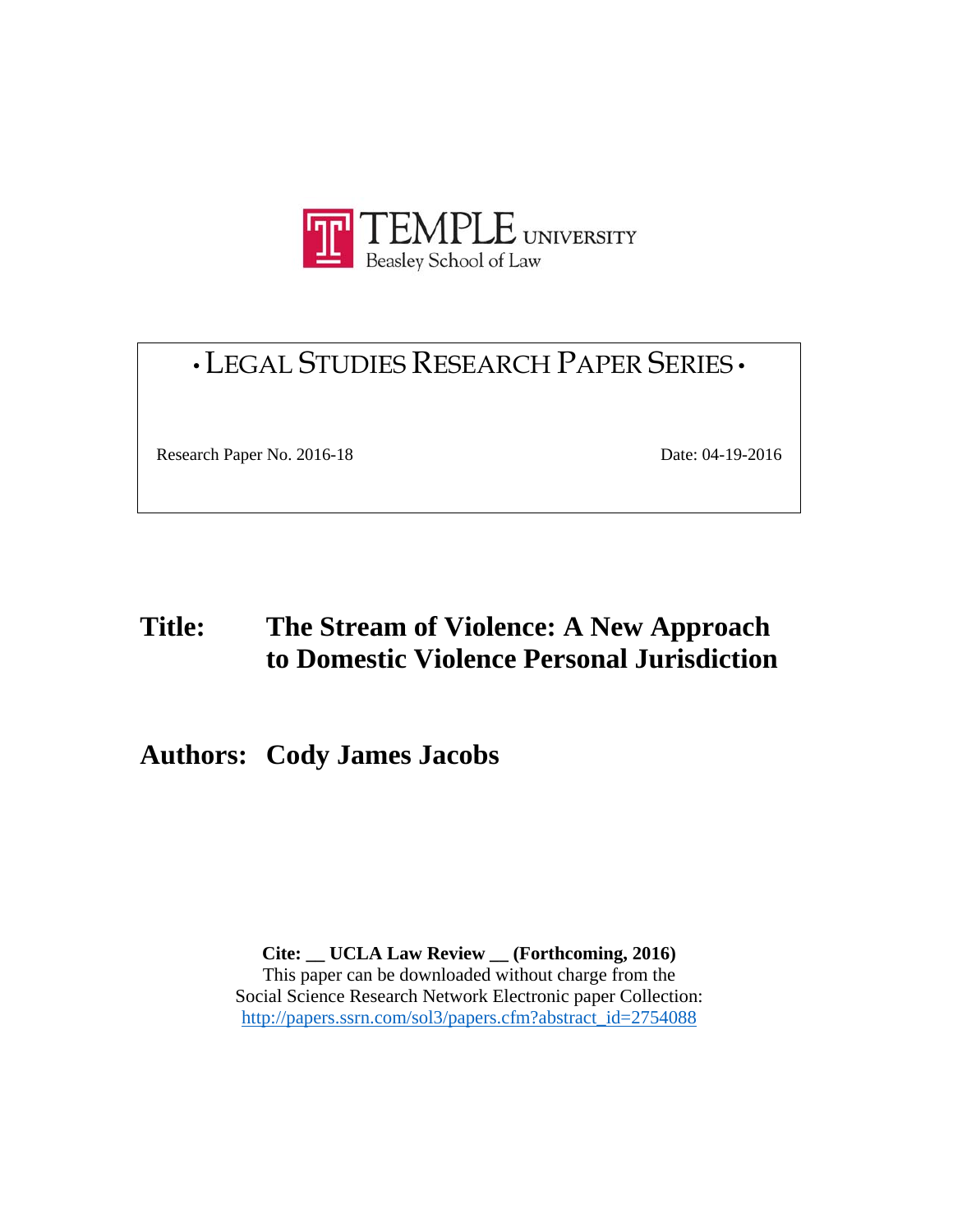TEMPLE UNIVERSITY
Beasley School of Law

**• LEGAL STUDIES RESEARCH PAPER SERIES •**

Research Paper No. 2016-18

Date: 04-19-2016

# Title: The Stream of Violence: A New Approach to Domestic Violence Personal Jurisdiction

## Authors: Cody James Jacobs

**Cite: __ UCLA Law Review __ (Forthcoming, 2016)**
This paper can be downloaded without charge from the
Social Science Research Network Electronic paper Collection:
http://papers.ssrn.com/sol3/papers.cfm?abstract_id=2754088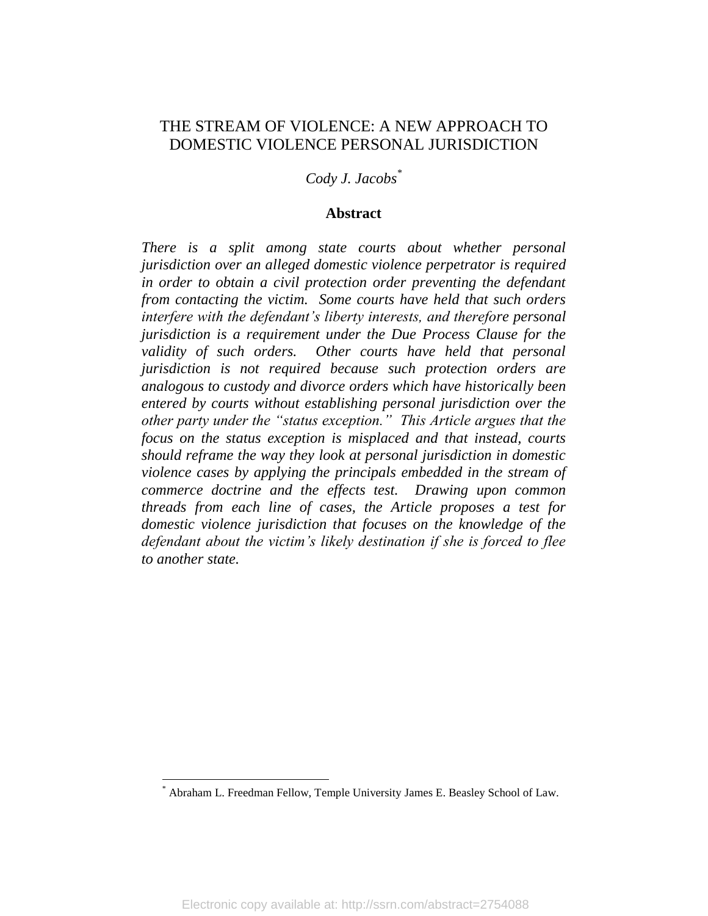# THE STREAM OF VIOLENCE: A NEW APPROACH TO DOMESTIC VIOLENCE PERSONAL JURISDICTION

*Cody J. Jacobs*[*]

**Abstract**

*There is a split among state courts about whether personal jurisdiction over an alleged domestic violence perpetrator is required in order to obtain a civil protection order preventing the defendant from contacting the victim. Some courts have held that such orders interfere with the defendant's liberty interests, and therefore personal jurisdiction is a requirement under the Due Process Clause for the validity of such orders. Other courts have held that personal jurisdiction is not required because such protection orders are analogous to custody and divorce orders which have historically been entered by courts without establishing personal jurisdiction over the other party under the "status exception." This Article argues that the focus on the status exception is misplaced and that instead, courts should reframe the way they look at personal jurisdiction in domestic violence cases by applying the principals embedded in the stream of commerce doctrine and the effects test. Drawing upon common threads from each line of cases, the Article proposes a test for domestic violence jurisdiction that focuses on the knowledge of the defendant about the victim's likely destination if she is forced to flee to another state.*

---

[*] Abraham L. Freedman Fellow, Temple University James E. Beasley School of Law.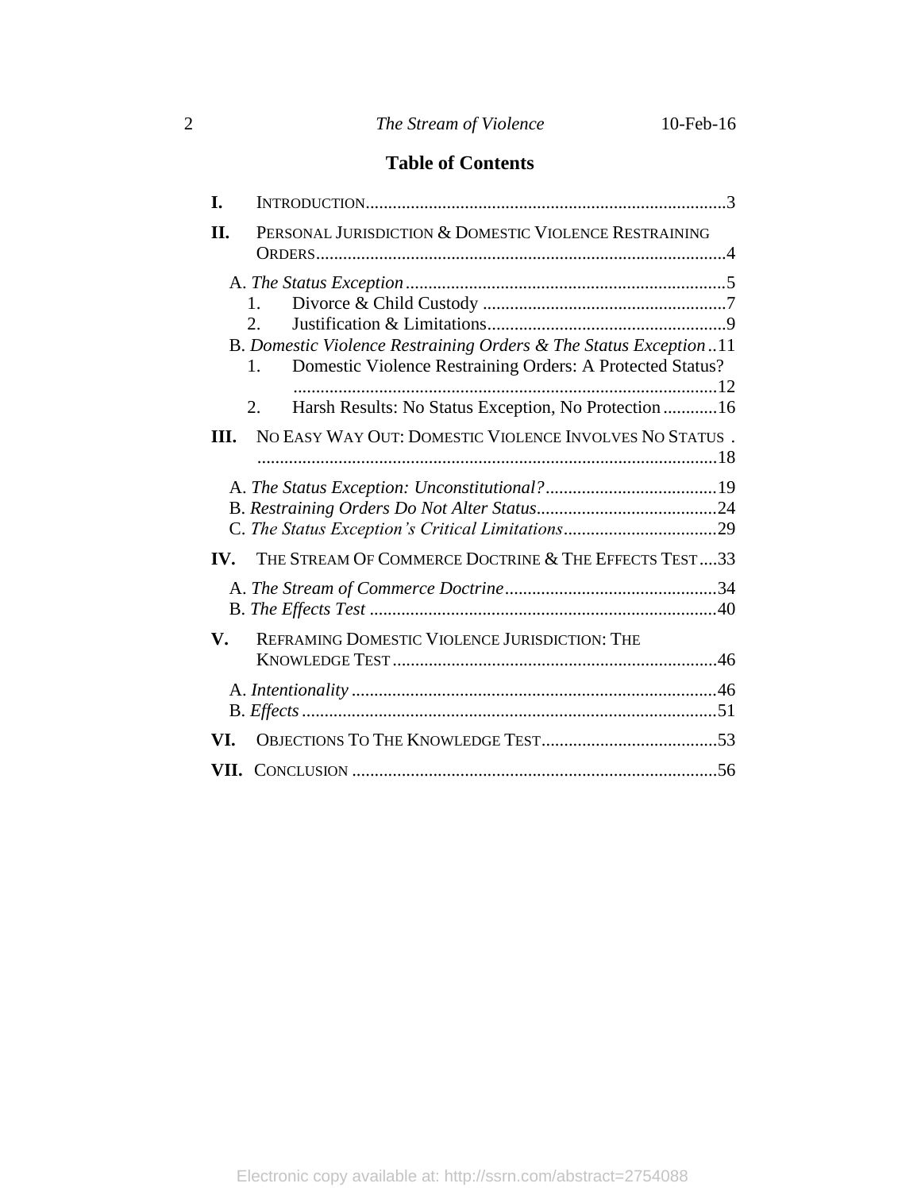## Table of Contents

- **I.** INTRODUCTION ........ 3
- **II.** PERSONAL JURISDICTION & DOMESTIC VIOLENCE RESTRAINING ORDERS ........ 4
  - A. *The Status Exception* ........ 5
    - 1. Divorce & Child Custody ........ 7
    - 2. Justification & Limitations ........ 9
  - B. *Domestic Violence Restraining Orders & The Status Exception* ........ 11
    - 1. Domestic Violence Restraining Orders: A Protected Status? ........ 12
    - 2. Harsh Results: No Status Exception, No Protection ........ 16
- **III.** NO EASY WAY OUT: DOMESTIC VIOLENCE INVOLVES NO STATUS ........ 18
  - A. *The Status Exception: Unconstitutional?* ........ 19
  - B. *Restraining Orders Do Not Alter Status* ........ 24
  - C. *The Status Exception's Critical Limitations* ........ 29
- **IV.** THE STREAM OF COMMERCE DOCTRINE & THE EFFECTS TEST ........ 33
  - A. *The Stream of Commerce Doctrine* ........ 34
  - B. *The Effects Test* ........ 40
- **V.** REFRAMING DOMESTIC VIOLENCE JURISDICTION: THE KNOWLEDGE TEST ........ 46
  - A. *Intentionality* ........ 46
  - B. *Effects* ........ 51
- **VI.** OBJECTIONS TO THE KNOWLEDGE TEST ........ 53
- **VII.** CONCLUSION ........ 56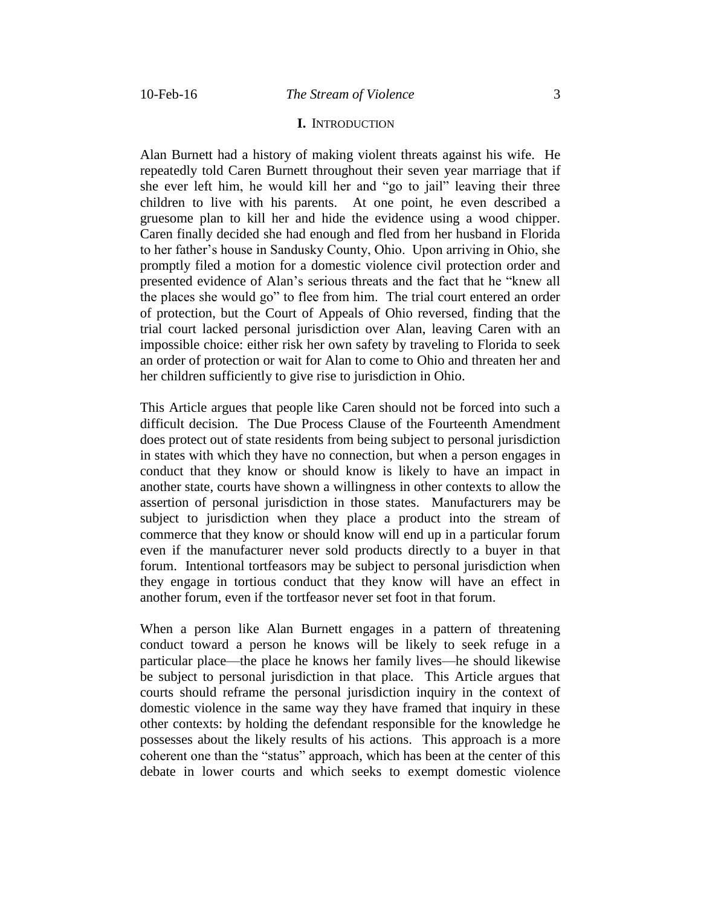## I. INTRODUCTION

Alan Burnett had a history of making violent threats against his wife. He repeatedly told Caren Burnett throughout their seven year marriage that if she ever left him, he would kill her and "go to jail" leaving their three children to live with his parents. At one point, he even described a gruesome plan to kill her and hide the evidence using a wood chipper. Caren finally decided she had enough and fled from her husband in Florida to her father's house in Sandusky County, Ohio. Upon arriving in Ohio, she promptly filed a motion for a domestic violence civil protection order and presented evidence of Alan's serious threats and the fact that he "knew all the places she would go" to flee from him. The trial court entered an order of protection, but the Court of Appeals of Ohio reversed, finding that the trial court lacked personal jurisdiction over Alan, leaving Caren with an impossible choice: either risk her own safety by traveling to Florida to seek an order of protection or wait for Alan to come to Ohio and threaten her and her children sufficiently to give rise to jurisdiction in Ohio.

This Article argues that people like Caren should not be forced into such a difficult decision. The Due Process Clause of the Fourteenth Amendment does protect out of state residents from being subject to personal jurisdiction in states with which they have no connection, but when a person engages in conduct that they know or should know is likely to have an impact in another state, courts have shown a willingness in other contexts to allow the assertion of personal jurisdiction in those states. Manufacturers may be subject to jurisdiction when they place a product into the stream of commerce that they know or should know will end up in a particular forum even if the manufacturer never sold products directly to a buyer in that forum. Intentional tortfeasors may be subject to personal jurisdiction when they engage in tortious conduct that they know will have an effect in another forum, even if the tortfeasor never set foot in that forum.

When a person like Alan Burnett engages in a pattern of threatening conduct toward a person he knows will be likely to seek refuge in a particular place—the place he knows her family lives—he should likewise be subject to personal jurisdiction in that place. This Article argues that courts should reframe the personal jurisdiction inquiry in the context of domestic violence in the same way they have framed that inquiry in these other contexts: by holding the defendant responsible for the knowledge he possesses about the likely results of his actions. This approach is a more coherent one than the "status" approach, which has been at the center of this debate in lower courts and which seeks to exempt domestic violence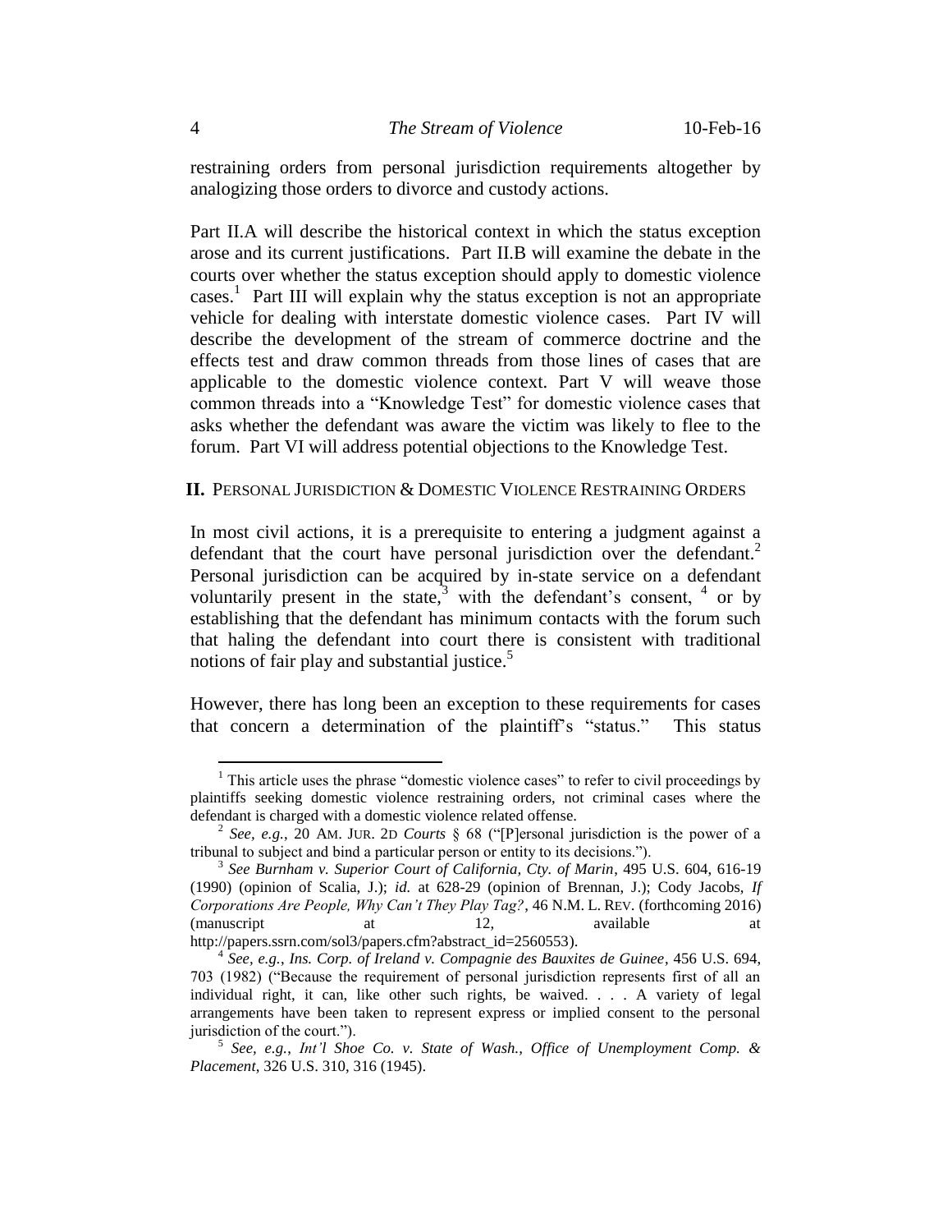restraining orders from personal jurisdiction requirements altogether by analogizing those orders to divorce and custody actions.

Part II.A will describe the historical context in which the status exception arose and its current justifications. Part II.B will examine the debate in the courts over whether the status exception should apply to domestic violence cases.[1] Part III will explain why the status exception is not an appropriate vehicle for dealing with interstate domestic violence cases. Part IV will describe the development of the stream of commerce doctrine and the effects test and draw common threads from those lines of cases that are applicable to the domestic violence context. Part V will weave those common threads into a "Knowledge Test" for domestic violence cases that asks whether the defendant was aware the victim was likely to flee to the forum. Part VI will address potential objections to the Knowledge Test.

## II. Personal Jurisdiction & Domestic Violence Restraining Orders

In most civil actions, it is a prerequisite to entering a judgment against a defendant that the court have personal jurisdiction over the defendant.[2] Personal jurisdiction can be acquired by in-state service on a defendant voluntarily present in the state,[3] with the defendant's consent, [4] or by establishing that the defendant has minimum contacts with the forum such that haling the defendant into court there is consistent with traditional notions of fair play and substantial justice.[5]

However, there has long been an exception to these requirements for cases that concern a determination of the plaintiff's "status." This status

---

[1] This article uses the phrase "domestic violence cases" to refer to civil proceedings by plaintiffs seeking domestic violence restraining orders, not criminal cases where the defendant is charged with a domestic violence related offense.

[2] *See, e.g.*, 20 Am. Jur. 2d *Courts* § 68 ("[P]ersonal jurisdiction is the power of a tribunal to subject and bind a particular person or entity to its decisions.").

[3] *See Burnham v. Superior Court of California, Cty. of Marin*, 495 U.S. 604, 616-19 (1990) (opinion of Scalia, J.); *id.* at 628-29 (opinion of Brennan, J.); Cody Jacobs, *If Corporations Are People, Why Can't They Play Tag?*, 46 N.M. L. Rev. (forthcoming 2016) (manuscript at 12, available at http://papers.ssrn.com/sol3/papers.cfm?abstract_id=2560553).

[4] *See, e.g.*, *Ins. Corp. of Ireland v. Compagnie des Bauxites de Guinee*, 456 U.S. 694, 703 (1982) ("Because the requirement of personal jurisdiction represents first of all an individual right, it can, like other such rights, be waived. . . . A variety of legal arrangements have been taken to represent express or implied consent to the personal jurisdiction of the court.").

[5] *See, e.g.*, *Int'l Shoe Co. v. State of Wash., Office of Unemployment Comp. & Placement*, 326 U.S. 310, 316 (1945).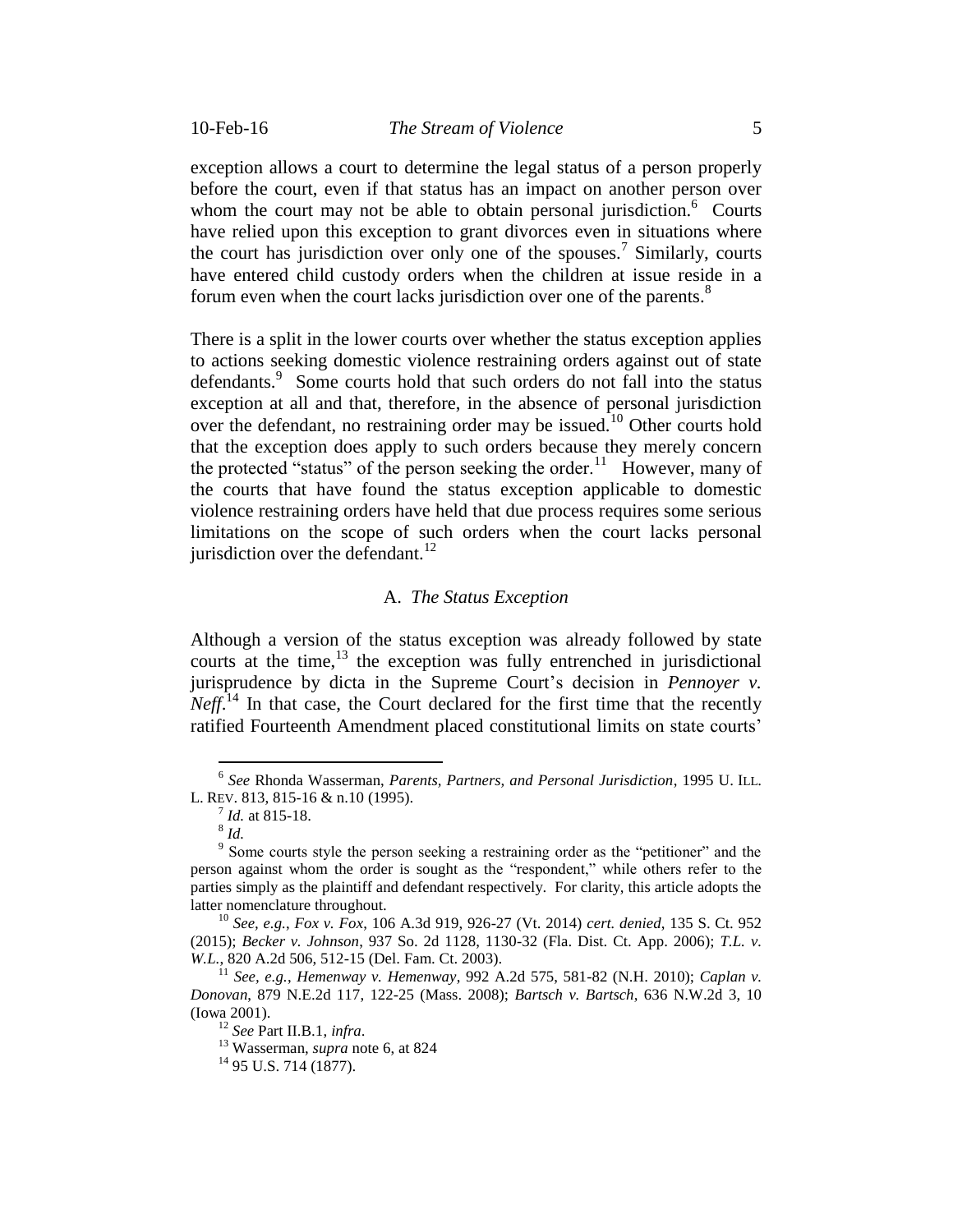exception allows a court to determine the legal status of a person properly before the court, even if that status has an impact on another person over whom the court may not be able to obtain personal jurisdiction.[6] Courts have relied upon this exception to grant divorces even in situations where the court has jurisdiction over only one of the spouses.[7] Similarly, courts have entered child custody orders when the children at issue reside in a forum even when the court lacks jurisdiction over one of the parents.[8]

There is a split in the lower courts over whether the status exception applies to actions seeking domestic violence restraining orders against out of state defendants.[9] Some courts hold that such orders do not fall into the status exception at all and that, therefore, in the absence of personal jurisdiction over the defendant, no restraining order may be issued.[10] Other courts hold that the exception does apply to such orders because they merely concern the protected "status" of the person seeking the order.[11] However, many of the courts that have found the status exception applicable to domestic violence restraining orders have held that due process requires some serious limitations on the scope of such orders when the court lacks personal jurisdiction over the defendant.[12]

### A. *The Status Exception*

Although a version of the status exception was already followed by state courts at the time,[13] the exception was fully entrenched in jurisdictional jurisprudence by dicta in the Supreme Court's decision in *Pennoyer v. Neff*.[14] In that case, the Court declared for the first time that the recently ratified Fourteenth Amendment placed constitutional limits on state courts'

---

[6] *See* Rhonda Wasserman, *Parents, Partners, and Personal Jurisdiction*, 1995 U. ILL. L. REV. 813, 815-16 & n.10 (1995).

[7] *Id.* at 815-18.

[8] *Id.*

[9] Some courts style the person seeking a restraining order as the "petitioner" and the person against whom the order is sought as the "respondent," while others refer to the parties simply as the plaintiff and defendant respectively. For clarity, this article adopts the latter nomenclature throughout.

[10] *See, e.g.*, *Fox v. Fox*, 106 A.3d 919, 926-27 (Vt. 2014) *cert. denied*, 135 S. Ct. 952 (2015); *Becker v. Johnson*, 937 So. 2d 1128, 1130-32 (Fla. Dist. Ct. App. 2006); *T.L. v. W.L.*, 820 A.2d 506, 512-15 (Del. Fam. Ct. 2003).

[11] *See, e.g.*, *Hemenway v. Hemenway*, 992 A.2d 575, 581-82 (N.H. 2010); *Caplan v. Donovan*, 879 N.E.2d 117, 122-25 (Mass. 2008); *Bartsch v. Bartsch*, 636 N.W.2d 3, 10 (Iowa 2001).

[12] *See* Part II.B.1, *infra*.

[13] Wasserman, *supra* note 6, at 824

[14] 95 U.S. 714 (1877).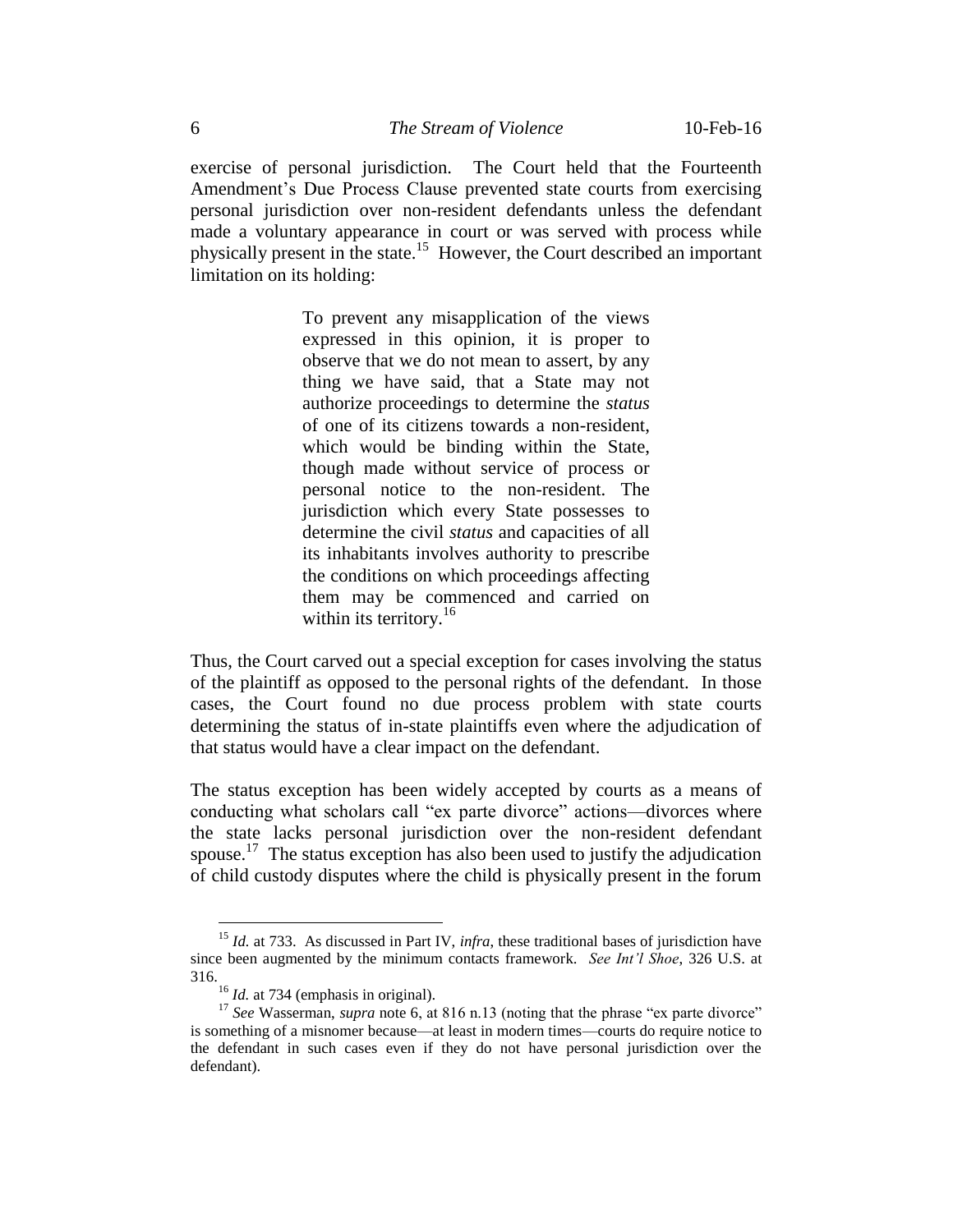exercise of personal jurisdiction. The Court held that the Fourteenth Amendment's Due Process Clause prevented state courts from exercising personal jurisdiction over non-resident defendants unless the defendant made a voluntary appearance in court or was served with process while physically present in the state.[15] However, the Court described an important limitation on its holding:

> To prevent any misapplication of the views expressed in this opinion, it is proper to observe that we do not mean to assert, by any thing we have said, that a State may not authorize proceedings to determine the *status* of one of its citizens towards a non-resident, which would be binding within the State, though made without service of process or personal notice to the non-resident. The jurisdiction which every State possesses to determine the civil *status* and capacities of all its inhabitants involves authority to prescribe the conditions on which proceedings affecting them may be commenced and carried on within its territory.[16]

Thus, the Court carved out a special exception for cases involving the status of the plaintiff as opposed to the personal rights of the defendant. In those cases, the Court found no due process problem with state courts determining the status of in-state plaintiffs even where the adjudication of that status would have a clear impact on the defendant.

The status exception has been widely accepted by courts as a means of conducting what scholars call "ex parte divorce" actions—divorces where the state lacks personal jurisdiction over the non-resident defendant spouse.[17] The status exception has also been used to justify the adjudication of child custody disputes where the child is physically present in the forum

---

[15] *Id.* at 733. As discussed in Part IV, *infra*, these traditional bases of jurisdiction have since been augmented by the minimum contacts framework. *See Int'l Shoe*, 326 U.S. at 316.

[16] *Id.* at 734 (emphasis in original).

[17] *See* Wasserman, *supra* note 6, at 816 n.13 (noting that the phrase "ex parte divorce" is something of a misnomer because—at least in modern times—courts do require notice to the defendant in such cases even if they do not have personal jurisdiction over the defendant).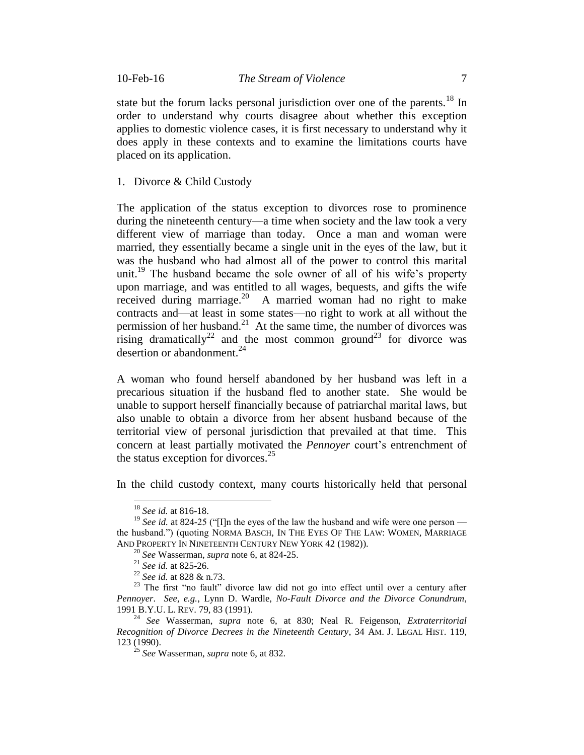state but the forum lacks personal jurisdiction over one of the parents.[18] In order to understand why courts disagree about whether this exception applies to domestic violence cases, it is first necessary to understand why it does apply in these contexts and to examine the limitations courts have placed on its application.

1. Divorce & Child Custody

The application of the status exception to divorces rose to prominence during the nineteenth century—a time when society and the law took a very different view of marriage than today. Once a man and woman were married, they essentially became a single unit in the eyes of the law, but it was the husband who had almost all of the power to control this marital unit.[19] The husband became the sole owner of all of his wife's property upon marriage, and was entitled to all wages, bequests, and gifts the wife received during marriage.[20] A married woman had no right to make contracts and—at least in some states—no right to work at all without the permission of her husband.[21] At the same time, the number of divorces was rising dramatically[22] and the most common ground[23] for divorce was desertion or abandonment.[24]

A woman who found herself abandoned by her husband was left in a precarious situation if the husband fled to another state. She would be unable to support herself financially because of patriarchal marital laws, but also unable to obtain a divorce from her absent husband because of the territorial view of personal jurisdiction that prevailed at that time. This concern at least partially motivated the *Pennoyer* court's entrenchment of the status exception for divorces.[25]

In the child custody context, many courts historically held that personal

---

[18] *See id.* at 816-18.

[19] *See id.* at 824-25 ("[I]n the eyes of the law the husband and wife were one person — the husband.") (quoting NORMA BASCH, IN THE EYES OF THE LAW: WOMEN, MARRIAGE AND PROPERTY IN NINETEENTH CENTURY NEW YORK 42 (1982)).

[20] *See* Wasserman, *supra* note 6, at 824-25.

[21] *See id.* at 825-26.

[22] *See id.* at 828 & n.73.

[23] The first "no fault" divorce law did not go into effect until over a century after *Pennoyer*. *See, e.g.*, Lynn D. Wardle, *No-Fault Divorce and the Divorce Conundrum*, 1991 B.Y.U. L. REV. 79, 83 (1991).

[24] *See* Wasserman, *supra* note 6, at 830; Neal R. Feigenson, *Extraterritorial Recognition of Divorce Decrees in the Nineteenth Century*, 34 AM. J. LEGAL HIST. 119, 123 (1990).

[25] *See* Wasserman, *supra* note 6, at 832.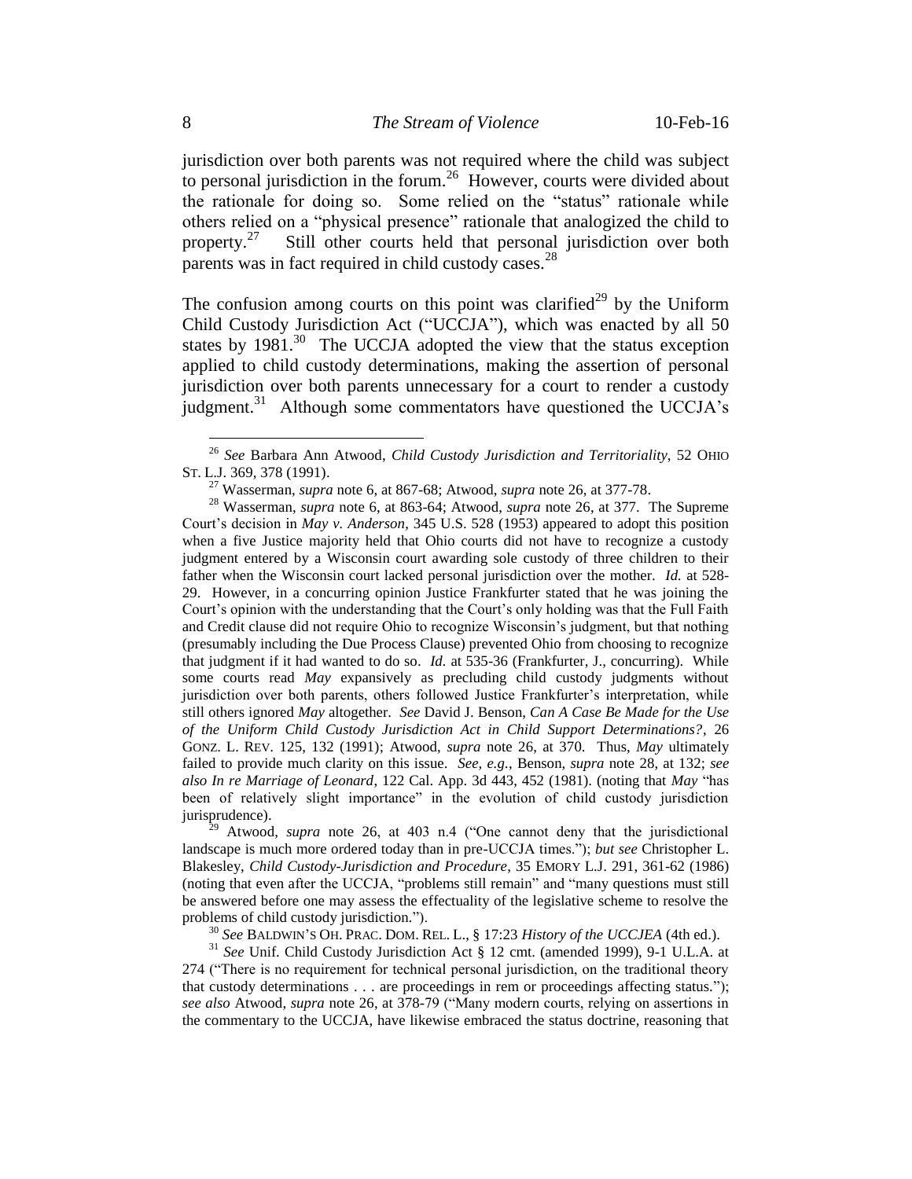jurisdiction over both parents was not required where the child was subject to personal jurisdiction in the forum.[26] However, courts were divided about the rationale for doing so. Some relied on the "status" rationale while others relied on a "physical presence" rationale that analogized the child to property.[27] Still other courts held that personal jurisdiction over both parents was in fact required in child custody cases.[28]

The confusion among courts on this point was clarified[29] by the Uniform Child Custody Jurisdiction Act ("UCCJA"), which was enacted by all 50 states by 1981.[30] The UCCJA adopted the view that the status exception applied to child custody determinations, making the assertion of personal jurisdiction over both parents unnecessary for a court to render a custody judgment.[31] Although some commentators have questioned the UCCJA's

---

[26] *See* Barbara Ann Atwood, *Child Custody Jurisdiction and Territoriality*, 52 OHIO ST. L.J. 369, 378 (1991).

[27] Wasserman, *supra* note 6, at 867-68; Atwood, *supra* note 26, at 377-78.

[28] Wasserman, *supra* note 6, at 863-64; Atwood, *supra* note 26, at 377. The Supreme Court's decision in *May v. Anderson*, 345 U.S. 528 (1953) appeared to adopt this position when a five Justice majority held that Ohio courts did not have to recognize a custody judgment entered by a Wisconsin court awarding sole custody of three children to their father when the Wisconsin court lacked personal jurisdiction over the mother. *Id.* at 528-29. However, in a concurring opinion Justice Frankfurter stated that he was joining the Court's opinion with the understanding that the Court's only holding was that the Full Faith and Credit clause did not require Ohio to recognize Wisconsin's judgment, but that nothing (presumably including the Due Process Clause) prevented Ohio from choosing to recognize that judgment if it had wanted to do so. *Id.* at 535-36 (Frankfurter, J., concurring). While some courts read *May* expansively as precluding child custody judgments without jurisdiction over both parents, others followed Justice Frankfurter's interpretation, while still others ignored *May* altogether. *See* David J. Benson, *Can A Case Be Made for the Use of the Uniform Child Custody Jurisdiction Act in Child Support Determinations?*, 26 GONZ. L. REV. 125, 132 (1991); Atwood, *supra* note 26, at 370. Thus, *May* ultimately failed to provide much clarity on this issue. *See, e.g.*, Benson, *supra* note 28, at 132; *see also In re Marriage of Leonard*, 122 Cal. App. 3d 443, 452 (1981). (noting that *May* "has been of relatively slight importance" in the evolution of child custody jurisdiction jurisprudence).

[29] Atwood, *supra* note 26, at 403 n.4 ("One cannot deny that the jurisdictional landscape is much more ordered today than in pre-UCCJA times."); *but see* Christopher L. Blakesley, *Child Custody-Jurisdiction and Procedure*, 35 EMORY L.J. 291, 361-62 (1986) (noting that even after the UCCJA, "problems still remain" and "many questions must still be answered before one may assess the effectuality of the legislative scheme to resolve the problems of child custody jurisdiction.").

[30] *See* BALDWIN'S OH. PRAC. DOM. REL. L., § 17:23 *History of the UCCJEA* (4th ed.).

[31] *See* Unif. Child Custody Jurisdiction Act § 12 cmt. (amended 1999), 9-1 U.L.A. at 274 ("There is no requirement for technical personal jurisdiction, on the traditional theory that custody determinations . . . are proceedings in rem or proceedings affecting status."); *see also* Atwood, *supra* note 26, at 378-79 ("Many modern courts, relying on assertions in the commentary to the UCCJA, have likewise embraced the status doctrine, reasoning that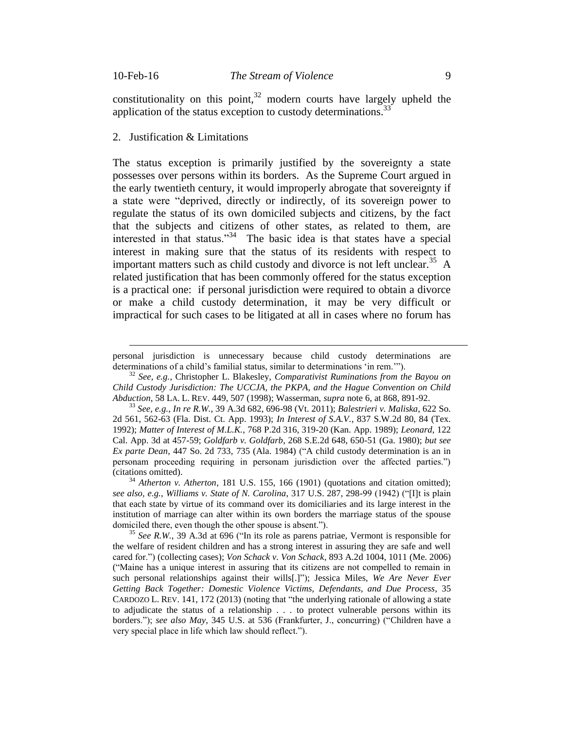constitutionality on this point,[32] modern courts have largely upheld the application of the status exception to custody determinations.[33]

2. Justification & Limitations

The status exception is primarily justified by the sovereignty a state possesses over persons within its borders. As the Supreme Court argued in the early twentieth century, it would improperly abrogate that sovereignty if a state were "deprived, directly or indirectly, of its sovereign power to regulate the status of its own domiciled subjects and citizens, by the fact that the subjects and citizens of other states, as related to them, are interested in that status."[34] The basic idea is that states have a special interest in making sure that the status of its residents with respect to important matters such as child custody and divorce is not left unclear.[35] A related justification that has been commonly offered for the status exception is a practical one: if personal jurisdiction were required to obtain a divorce or make a child custody determination, it may be very difficult or impractical for such cases to be litigated at all in cases where no forum has

---

personal jurisdiction is unnecessary because child custody determinations are determinations of a child's familial status, similar to determinations 'in rem.'").

[32] *See, e.g.*, Christopher L. Blakesley, *Comparativist Ruminations from the Bayou on Child Custody Jurisdiction: The UCCJA, the PKPA, and the Hague Convention on Child Abduction*, 58 LA. L. REV. 449, 507 (1998); Wasserman, *supra* note 6, at 868, 891-92.

[33] *See, e.g.*, *In re R.W.*, 39 A.3d 682, 696-98 (Vt. 2011); *Balestrieri v. Maliska*, 622 So. 2d 561, 562-63 (Fla. Dist. Ct. App. 1993); *In Interest of S.A.V.*, 837 S.W.2d 80, 84 (Tex. 1992); *Matter of Interest of M.L.K.*, 768 P.2d 316, 319-20 (Kan. App. 1989); *Leonard*, 122 Cal. App. 3d at 457-59; *Goldfarb v. Goldfarb*, 268 S.E.2d 648, 650-51 (Ga. 1980); *but see Ex parte Dean*, 447 So. 2d 733, 735 (Ala. 1984) ("A child custody determination is an in personam proceeding requiring in personam jurisdiction over the affected parties.") (citations omitted).

[34] *Atherton v. Atherton*, 181 U.S. 155, 166 (1901) (quotations and citation omitted); *see also, e.g.*, *Williams v. State of N. Carolina*, 317 U.S. 287, 298-99 (1942) ("[I]t is plain that each state by virtue of its command over its domiciliaries and its large interest in the institution of marriage can alter within its own borders the marriage status of the spouse domiciled there, even though the other spouse is absent.").

[35] *See R.W.*, 39 A.3d at 696 ("In its role as parens patriae, Vermont is responsible for the welfare of resident children and has a strong interest in assuring they are safe and well cared for.") (collecting cases); *Von Schack v. Von Schack*, 893 A.2d 1004, 1011 (Me. 2006) ("Maine has a unique interest in assuring that its citizens are not compelled to remain in such personal relationships against their wills[.]"); Jessica Miles, *We Are Never Ever Getting Back Together: Domestic Violence Victims, Defendants, and Due Process*, 35 CARDOZO L. REV. 141, 172 (2013) (noting that "the underlying rationale of allowing a state to adjudicate the status of a relationship . . . to protect vulnerable persons within its borders."); *see also May*, 345 U.S. at 536 (Frankfurter, J., concurring) ("Children have a very special place in life which law should reflect.").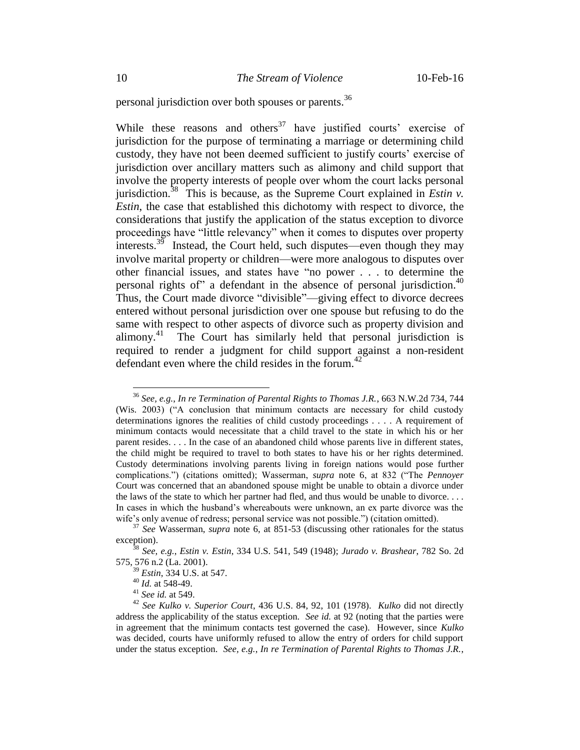personal jurisdiction over both spouses or parents.[36]

While these reasons and others[37] have justified courts' exercise of jurisdiction for the purpose of terminating a marriage or determining child custody, they have not been deemed sufficient to justify courts' exercise of jurisdiction over ancillary matters such as alimony and child support that involve the property interests of people over whom the court lacks personal jurisdiction.[38] This is because, as the Supreme Court explained in *Estin v. Estin*, the case that established this dichotomy with respect to divorce, the considerations that justify the application of the status exception to divorce proceedings have "little relevancy" when it comes to disputes over property interests.[39] Instead, the Court held, such disputes—even though they may involve marital property or children—were more analogous to disputes over other financial issues, and states have "no power . . . to determine the personal rights of" a defendant in the absence of personal jurisdiction.[40] Thus, the Court made divorce "divisible"—giving effect to divorce decrees entered without personal jurisdiction over one spouse but refusing to do the same with respect to other aspects of divorce such as property division and alimony.[41] The Court has similarly held that personal jurisdiction is required to render a judgment for child support against a non-resident defendant even where the child resides in the forum.[42]

---

[36] *See, e.g.*, *In re Termination of Parental Rights to Thomas J.R.*, 663 N.W.2d 734, 744 (Wis. 2003) ("A conclusion that minimum contacts are necessary for child custody determinations ignores the realities of child custody proceedings . . . . A requirement of minimum contacts would necessitate that a child travel to the state in which his or her parent resides. . . . In the case of an abandoned child whose parents live in different states, the child might be required to travel to both states to have his or her rights determined. Custody determinations involving parents living in foreign nations would pose further complications.") (citations omitted); Wasserman, *supra* note 6, at 832 ("The *Pennoyer* Court was concerned that an abandoned spouse might be unable to obtain a divorce under the laws of the state to which her partner had fled, and thus would be unable to divorce. . . . In cases in which the husband's whereabouts were unknown, an ex parte divorce was the wife's only avenue of redress; personal service was not possible.") (citation omitted).

[37] *See* Wasserman, *supra* note 6, at 851-53 (discussing other rationales for the status exception).

[38] *See, e.g.*, *Estin v. Estin*, 334 U.S. 541, 549 (1948); *Jurado v. Brashear*, 782 So. 2d 575, 576 n.2 (La. 2001).

[39] *Estin*, 334 U.S. at 547.

[40] *Id.* at 548-49.

[41] *See id.* at 549.

[42] *See Kulko v. Superior Court*, 436 U.S. 84, 92, 101 (1978). *Kulko* did not directly address the applicability of the status exception. *See id.* at 92 (noting that the parties were in agreement that the minimum contacts test governed the case). However, since *Kulko* was decided, courts have uniformly refused to allow the entry of orders for child support under the status exception. *See, e.g.*, *In re Termination of Parental Rights to Thomas J.R.*,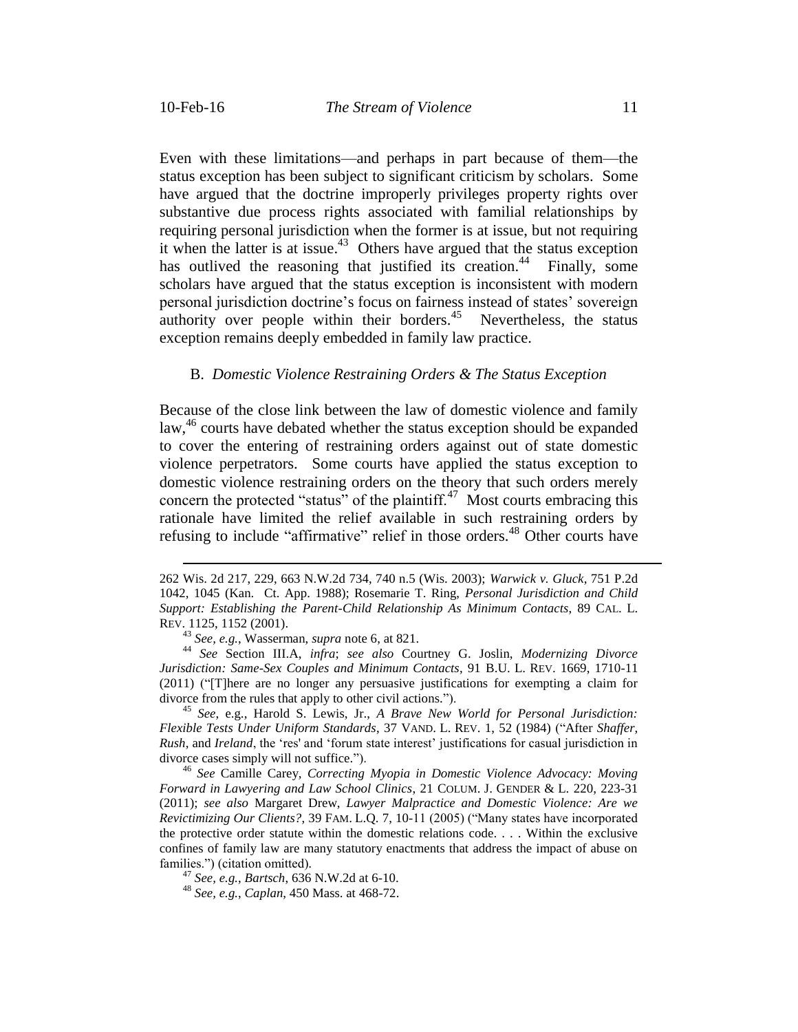Even with these limitations—and perhaps in part because of them—the status exception has been subject to significant criticism by scholars. Some have argued that the doctrine improperly privileges property rights over substantive due process rights associated with familial relationships by requiring personal jurisdiction when the former is at issue, but not requiring it when the latter is at issue.[43] Others have argued that the status exception has outlived the reasoning that justified its creation.[44] Finally, some scholars have argued that the status exception is inconsistent with modern personal jurisdiction doctrine's focus on fairness instead of states' sovereign authority over people within their borders.[45] Nevertheless, the status exception remains deeply embedded in family law practice.

### B. *Domestic Violence Restraining Orders & The Status Exception*

Because of the close link between the law of domestic violence and family law,[46] courts have debated whether the status exception should be expanded to cover the entering of restraining orders against out of state domestic violence perpetrators. Some courts have applied the status exception to domestic violence restraining orders on the theory that such orders merely concern the protected "status" of the plaintiff.[47] Most courts embracing this rationale have limited the relief available in such restraining orders by refusing to include "affirmative" relief in those orders.[48] Other courts have

---

262 Wis. 2d 217, 229, 663 N.W.2d 734, 740 n.5 (Wis. 2003); *Warwick v. Gluck*, 751 P.2d 1042, 1045 (Kan. Ct. App. 1988); Rosemarie T. Ring, *Personal Jurisdiction and Child Support: Establishing the Parent-Child Relationship As Minimum Contacts*, 89 CAL. L. REV. 1125, 1152 (2001).

[43] *See, e.g.*, Wasserman, *supra* note 6, at 821.

[44] *See* Section III.A, *infra*; *see also* Courtney G. Joslin, *Modernizing Divorce Jurisdiction: Same-Sex Couples and Minimum Contacts*, 91 B.U. L. REV. 1669, 1710-11 (2011) ("[T]here are no longer any persuasive justifications for exempting a claim for divorce from the rules that apply to other civil actions.").

[45] *See*, e.g., Harold S. Lewis, Jr., *A Brave New World for Personal Jurisdiction: Flexible Tests Under Uniform Standards*, 37 VAND. L. REV. 1, 52 (1984) ("After *Shaffer*, *Rush*, and *Ireland*, the 'res' and 'forum state interest' justifications for casual jurisdiction in divorce cases simply will not suffice.").

[46] *See* Camille Carey, *Correcting Myopia in Domestic Violence Advocacy: Moving Forward in Lawyering and Law School Clinics*, 21 COLUM. J. GENDER & L. 220, 223-31 (2011); *see also* Margaret Drew, *Lawyer Malpractice and Domestic Violence: Are we Revictimizing Our Clients?*, 39 FAM. L.Q. 7, 10-11 (2005) ("Many states have incorporated the protective order statute within the domestic relations code. . . . Within the exclusive confines of family law are many statutory enactments that address the impact of abuse on families.") (citation omitted).

[47] *See, e.g.*, *Bartsch*, 636 N.W.2d at 6-10.

[48] *See, e.g.*, *Caplan*, 450 Mass. at 468-72.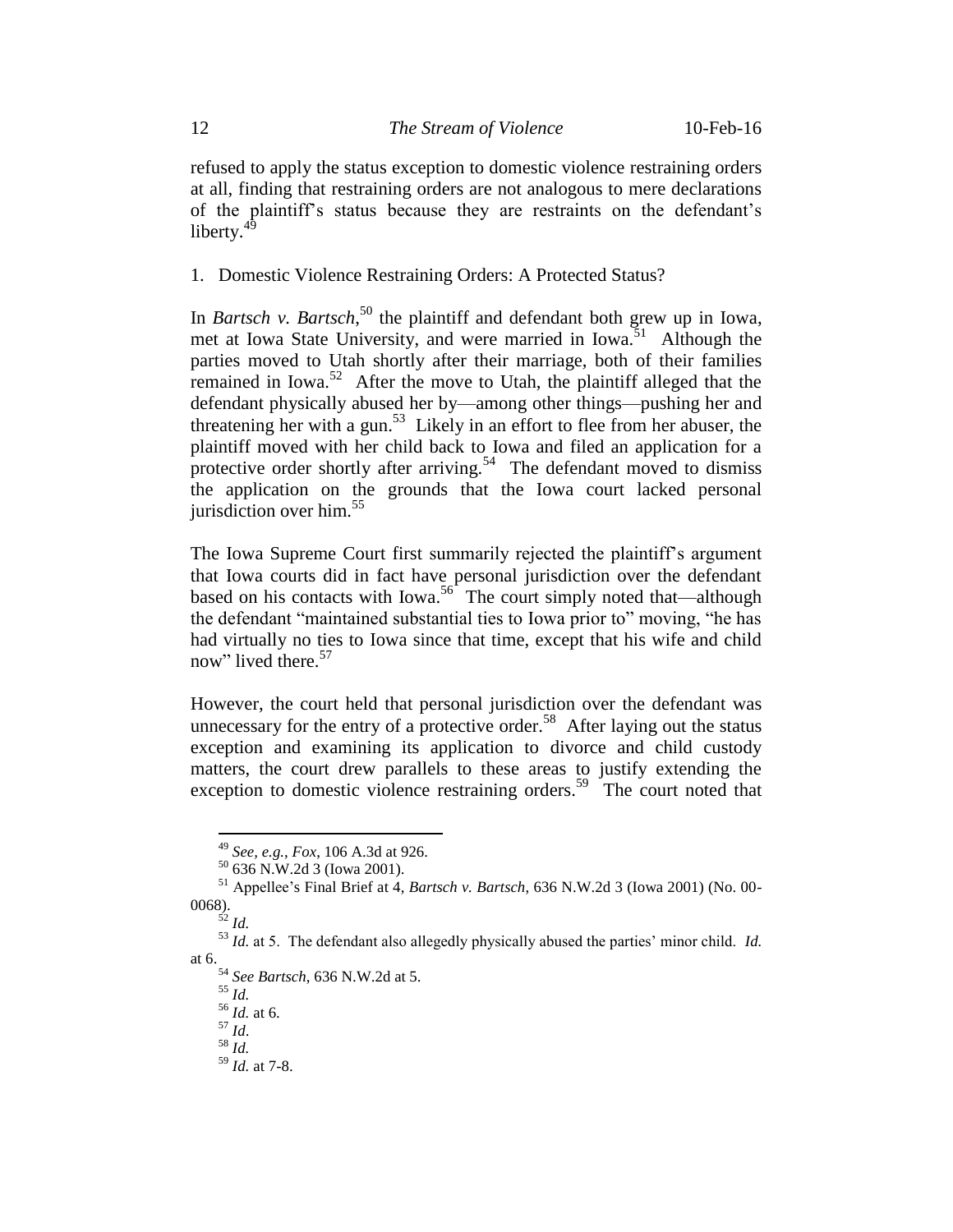refused to apply the status exception to domestic violence restraining orders at all, finding that restraining orders are not analogous to mere declarations of the plaintiff's status because they are restraints on the defendant's liberty.[49]

1. Domestic Violence Restraining Orders: A Protected Status?

In *Bartsch v. Bartsch*,[50] the plaintiff and defendant both grew up in Iowa, met at Iowa State University, and were married in Iowa.[51] Although the parties moved to Utah shortly after their marriage, both of their families remained in Iowa.[52] After the move to Utah, the plaintiff alleged that the defendant physically abused her by—among other things—pushing her and threatening her with a gun.[53] Likely in an effort to flee from her abuser, the plaintiff moved with her child back to Iowa and filed an application for a protective order shortly after arriving.[54] The defendant moved to dismiss the application on the grounds that the Iowa court lacked personal jurisdiction over him.[55]

The Iowa Supreme Court first summarily rejected the plaintiff's argument that Iowa courts did in fact have personal jurisdiction over the defendant based on his contacts with Iowa.[56] The court simply noted that—although the defendant "maintained substantial ties to Iowa prior to" moving, "he has had virtually no ties to Iowa since that time, except that his wife and child now" lived there.[57]

However, the court held that personal jurisdiction over the defendant was unnecessary for the entry of a protective order.[58] After laying out the status exception and examining its application to divorce and child custody matters, the court drew parallels to these areas to justify extending the exception to domestic violence restraining orders.[59] The court noted that

---

[49] *See, e.g.*, *Fox*, 106 A.3d at 926.

[50] 636 N.W.2d 3 (Iowa 2001).

[51] Appellee's Final Brief at 4, *Bartsch v. Bartsch*, 636 N.W.2d 3 (Iowa 2001) (No. 00-0068).

[52] *Id.*

[53] *Id.* at 5. The defendant also allegedly physically abused the parties' minor child. *Id.* at 6.

[54] *See Bartsch*, 636 N.W.2d at 5.

[55] *Id.*

[56] *Id.* at 6.

[57] *Id*.

[58] *Id.*

[59] *Id.* at 7-8.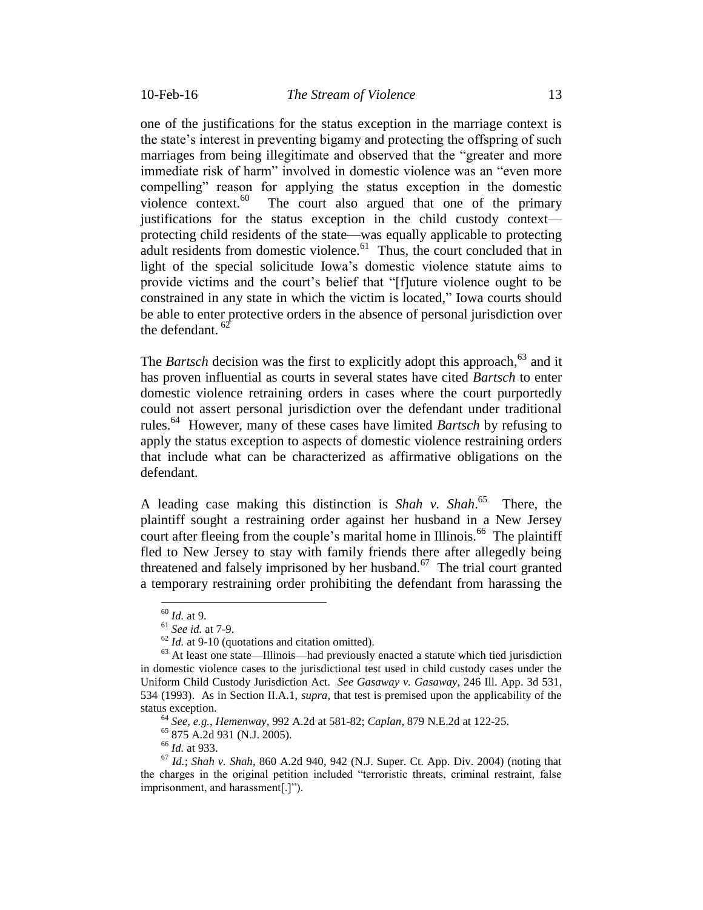one of the justifications for the status exception in the marriage context is the state's interest in preventing bigamy and protecting the offspring of such marriages from being illegitimate and observed that the "greater and more immediate risk of harm" involved in domestic violence was an "even more compelling" reason for applying the status exception in the domestic violence context.[60] The court also argued that one of the primary justifications for the status exception in the child custody context—protecting child residents of the state—was equally applicable to protecting adult residents from domestic violence.[61] Thus, the court concluded that in light of the special solicitude Iowa's domestic violence statute aims to provide victims and the court's belief that "[f]uture violence ought to be constrained in any state in which the victim is located," Iowa courts should be able to enter protective orders in the absence of personal jurisdiction over the defendant.[62]

The *Bartsch* decision was the first to explicitly adopt this approach,[63] and it has proven influential as courts in several states have cited *Bartsch* to enter domestic violence retraining orders in cases where the court purportedly could not assert personal jurisdiction over the defendant under traditional rules.[64] However, many of these cases have limited *Bartsch* by refusing to apply the status exception to aspects of domestic violence restraining orders that include what can be characterized as affirmative obligations on the defendant.

A leading case making this distinction is *Shah v. Shah*.[65] There, the plaintiff sought a restraining order against her husband in a New Jersey court after fleeing from the couple's marital home in Illinois.[66] The plaintiff fled to New Jersey to stay with family friends there after allegedly being threatened and falsely imprisoned by her husband.[67] The trial court granted a temporary restraining order prohibiting the defendant from harassing the

---

[60] *Id.* at 9.

[61] *See id.* at 7-9.

[62] *Id.* at 9-10 (quotations and citation omitted).

[63] At least one state—Illinois—had previously enacted a statute which tied jurisdiction in domestic violence cases to the jurisdictional test used in child custody cases under the Uniform Child Custody Jurisdiction Act. *See Gasaway v. Gasaway*, 246 Ill. App. 3d 531, 534 (1993). As in Section II.A.1, *supra*, that test is premised upon the applicability of the status exception.

[64] *See, e.g.*, *Hemenway*, 992 A.2d at 581-82; *Caplan*, 879 N.E.2d at 122-25.

[65] 875 A.2d 931 (N.J. 2005).

[66] *Id.* at 933.

[67] *Id.*; *Shah v. Shah*, 860 A.2d 940, 942 (N.J. Super. Ct. App. Div. 2004) (noting that the charges in the original petition included "terroristic threats, criminal restraint, false imprisonment, and harassment[.]").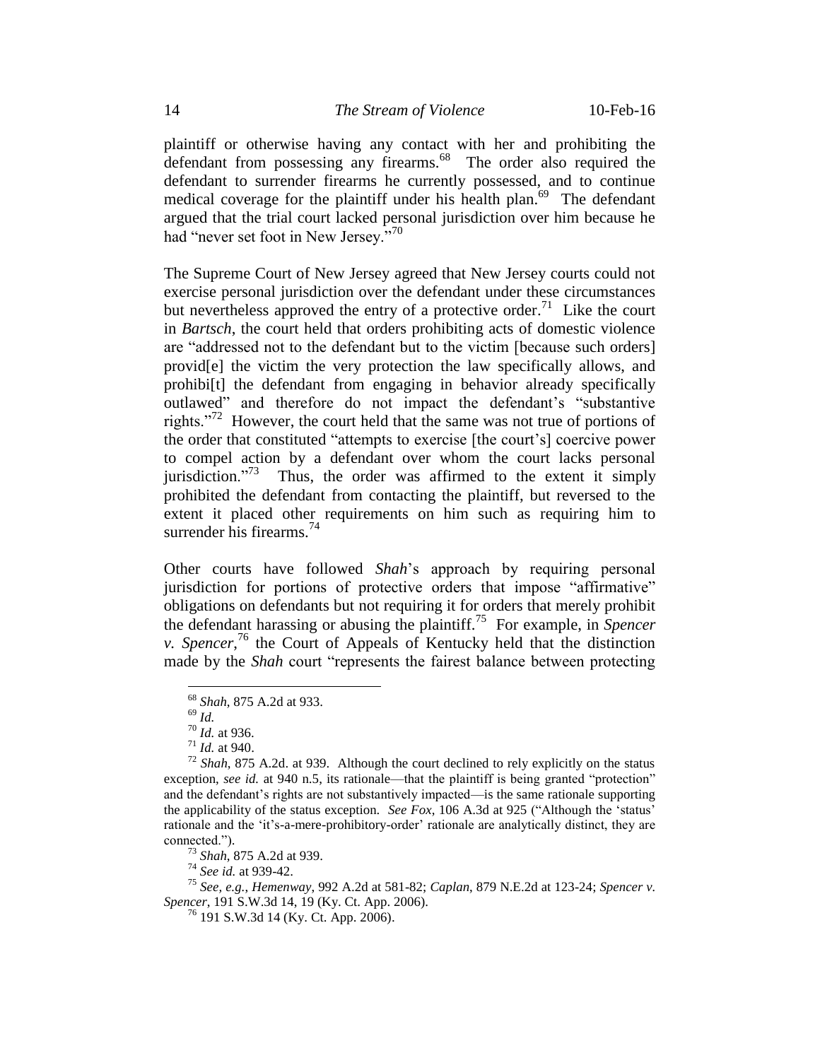plaintiff or otherwise having any contact with her and prohibiting the defendant from possessing any firearms.[68] The order also required the defendant to surrender firearms he currently possessed, and to continue medical coverage for the plaintiff under his health plan.[69] The defendant argued that the trial court lacked personal jurisdiction over him because he had "never set foot in New Jersey."[70]

The Supreme Court of New Jersey agreed that New Jersey courts could not exercise personal jurisdiction over the defendant under these circumstances but nevertheless approved the entry of a protective order.[71] Like the court in *Bartsch*, the court held that orders prohibiting acts of domestic violence are "addressed not to the defendant but to the victim [because such orders] provid[e] the victim the very protection the law specifically allows, and prohibi[t] the defendant from engaging in behavior already specifically outlawed" and therefore do not impact the defendant's "substantive rights."[72] However, the court held that the same was not true of portions of the order that constituted "attempts to exercise [the court's] coercive power to compel action by a defendant over whom the court lacks personal jurisdiction."[73] Thus, the order was affirmed to the extent it simply prohibited the defendant from contacting the plaintiff, but reversed to the extent it placed other requirements on him such as requiring him to surrender his firearms.[74]

Other courts have followed *Shah*'s approach by requiring personal jurisdiction for portions of protective orders that impose "affirmative" obligations on defendants but not requiring it for orders that merely prohibit the defendant harassing or abusing the plaintiff.[75] For example, in *Spencer v. Spencer*,[76] the Court of Appeals of Kentucky held that the distinction made by the *Shah* court "represents the fairest balance between protecting

---

[68] *Shah*, 875 A.2d at 933.

[69] *Id.*

[70] *Id.* at 936.

[71] *Id.* at 940.

[72] *Shah*, 875 A.2d. at 939. Although the court declined to rely explicitly on the status exception, *see id.* at 940 n.5, its rationale—that the plaintiff is being granted "protection" and the defendant's rights are not substantively impacted—is the same rationale supporting the applicability of the status exception. *See Fox*, 106 A.3d at 925 ("Although the 'status' rationale and the 'it's-a-mere-prohibitory-order' rationale are analytically distinct, they are connected.").

[73] *Shah*, 875 A.2d at 939.

[74] *See id.* at 939-42.

[75] *See, e.g.*, *Hemenway*, 992 A.2d at 581-82; *Caplan*, 879 N.E.2d at 123-24; *Spencer v. Spencer*, 191 S.W.3d 14, 19 (Ky. Ct. App. 2006).

[76] 191 S.W.3d 14 (Ky. Ct. App. 2006).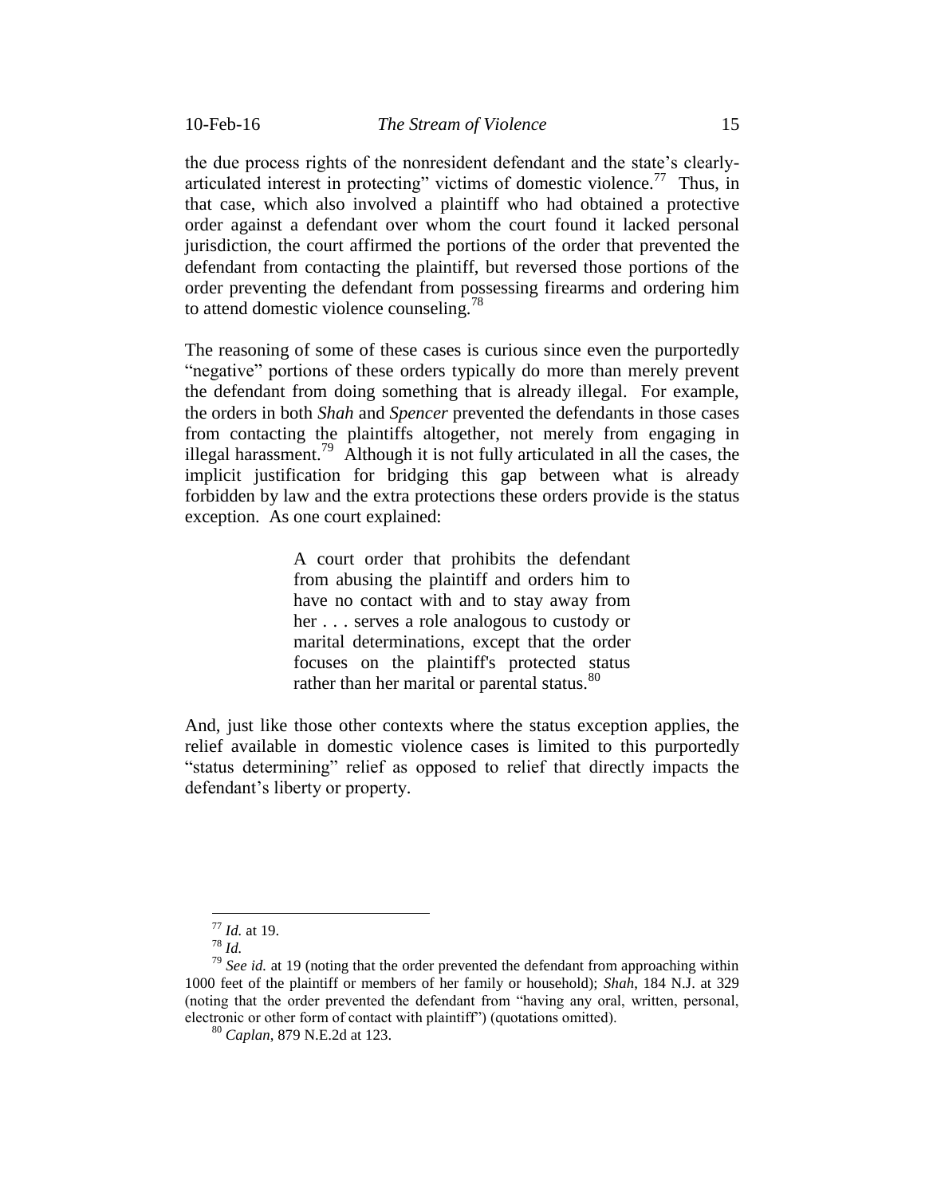the due process rights of the nonresident defendant and the state's clearly-articulated interest in protecting" victims of domestic violence.[77] Thus, in that case, which also involved a plaintiff who had obtained a protective order against a defendant over whom the court found it lacked personal jurisdiction, the court affirmed the portions of the order that prevented the defendant from contacting the plaintiff, but reversed those portions of the order preventing the defendant from possessing firearms and ordering him to attend domestic violence counseling.[78]

The reasoning of some of these cases is curious since even the purportedly "negative" portions of these orders typically do more than merely prevent the defendant from doing something that is already illegal. For example, the orders in both *Shah* and *Spencer* prevented the defendants in those cases from contacting the plaintiffs altogether, not merely from engaging in illegal harassment.[79] Although it is not fully articulated in all the cases, the implicit justification for bridging this gap between what is already forbidden by law and the extra protections these orders provide is the status exception. As one court explained:

> A court order that prohibits the defendant from abusing the plaintiff and orders him to have no contact with and to stay away from her . . . serves a role analogous to custody or marital determinations, except that the order focuses on the plaintiff's protected status rather than her marital or parental status.[80]

And, just like those other contexts where the status exception applies, the relief available in domestic violence cases is limited to this purportedly "status determining" relief as opposed to relief that directly impacts the defendant's liberty or property.

---

[77] *Id.* at 19.

[78] *Id.*

[79] *See id.* at 19 (noting that the order prevented the defendant from approaching within 1000 feet of the plaintiff or members of her family or household); *Shah*, 184 N.J. at 329 (noting that the order prevented the defendant from "having any oral, written, personal, electronic or other form of contact with plaintiff") (quotations omitted).

[80] *Caplan*, 879 N.E.2d at 123.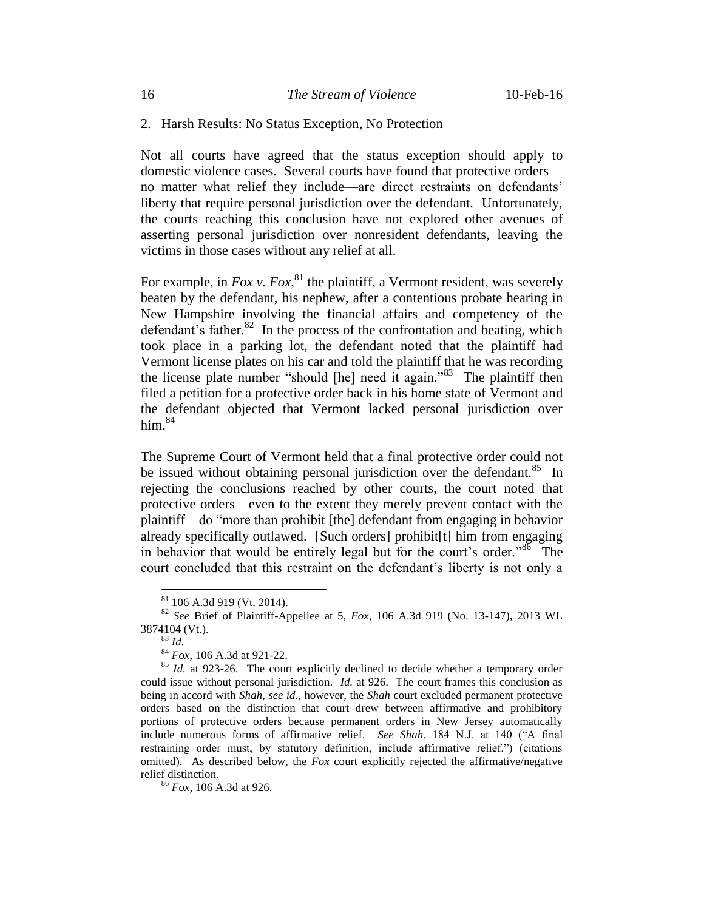### 2. Harsh Results: No Status Exception, No Protection

Not all courts have agreed that the status exception should apply to domestic violence cases. Several courts have found that protective orders—no matter what relief they include—are direct restraints on defendants' liberty that require personal jurisdiction over the defendant. Unfortunately, the courts reaching this conclusion have not explored other avenues of asserting personal jurisdiction over nonresident defendants, leaving the victims in those cases without any relief at all.

For example, in *Fox v. Fox*,[81] the plaintiff, a Vermont resident, was severely beaten by the defendant, his nephew, after a contentious probate hearing in New Hampshire involving the financial affairs and competency of the defendant's father.[82] In the process of the confrontation and beating, which took place in a parking lot, the defendant noted that the plaintiff had Vermont license plates on his car and told the plaintiff that he was recording the license plate number "should [he] need it again."[83] The plaintiff then filed a petition for a protective order back in his home state of Vermont and the defendant objected that Vermont lacked personal jurisdiction over him.[84]

The Supreme Court of Vermont held that a final protective order could not be issued without obtaining personal jurisdiction over the defendant.[85] In rejecting the conclusions reached by other courts, the court noted that protective orders—even to the extent they merely prevent contact with the plaintiff—do "more than prohibit [the] defendant from engaging in behavior already specifically outlawed. [Such orders] prohibit[t] him from engaging in behavior that would be entirely legal but for the court's order."[86] The court concluded that this restraint on the defendant's liberty is not only a

---

[81] 106 A.3d 919 (Vt. 2014).

[82] *See* Brief of Plaintiff-Appellee at 5, *Fox*, 106 A.3d 919 (No. 13-147), 2013 WL 3874104 (Vt.).

[83] *Id.*

[84] *Fox*, 106 A.3d at 921-22.

[85] *Id.* at 923-26. The court explicitly declined to decide whether a temporary order could issue without personal jurisdiction. *Id.* at 926. The court frames this conclusion as being in accord with *Shah*, *see id.*, however, the *Shah* court excluded permanent protective orders based on the distinction that court drew between affirmative and prohibitory portions of protective orders because permanent orders in New Jersey automatically include numerous forms of affirmative relief. *See Shah*, 184 N.J. at 140 ("A final restraining order must, by statutory definition, include affirmative relief.") (citations omitted). As described below, the *Fox* court explicitly rejected the affirmative/negative relief distinction.

[86] *Fox*, 106 A.3d at 926.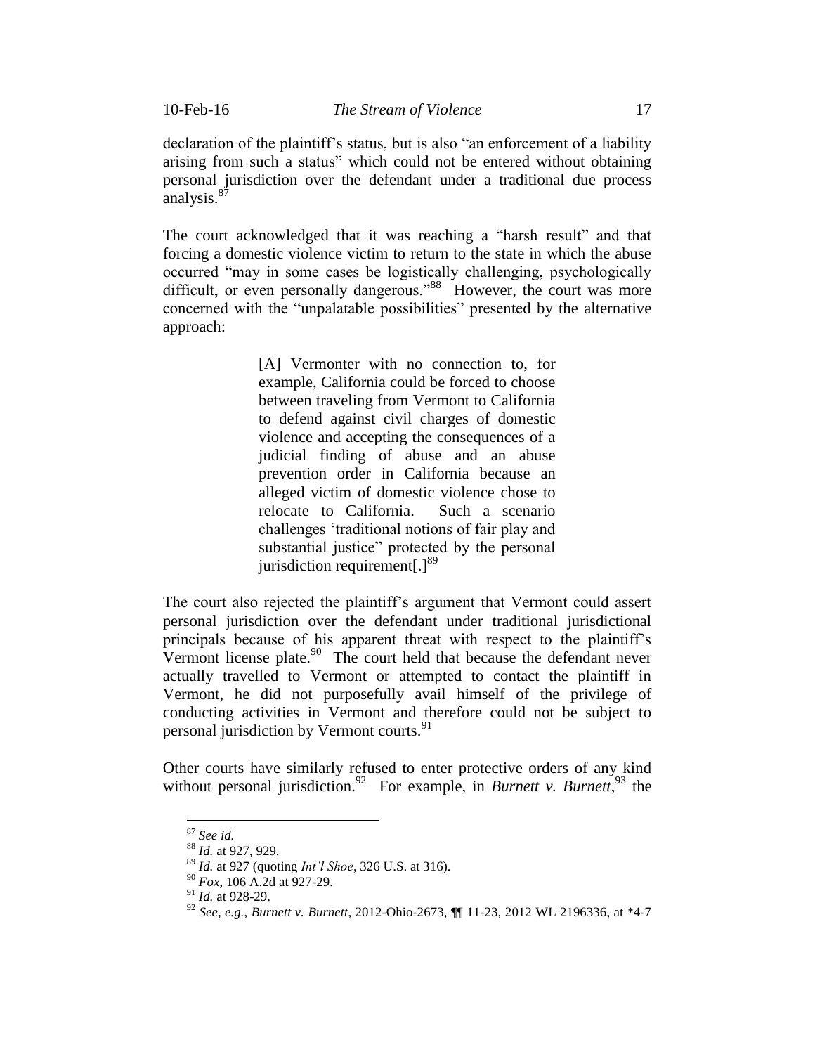declaration of the plaintiff's status, but is also "an enforcement of a liability arising from such a status" which could not be entered without obtaining personal jurisdiction over the defendant under a traditional due process analysis.[87]

The court acknowledged that it was reaching a "harsh result" and that forcing a domestic violence victim to return to the state in which the abuse occurred "may in some cases be logistically challenging, psychologically difficult, or even personally dangerous."[88] However, the court was more concerned with the "unpalatable possibilities" presented by the alternative approach:

> [A] Vermonter with no connection to, for example, California could be forced to choose between traveling from Vermont to California to defend against civil charges of domestic violence and accepting the consequences of a judicial finding of abuse and an abuse prevention order in California because an alleged victim of domestic violence chose to relocate to California. Such a scenario challenges 'traditional notions of fair play and substantial justice" protected by the personal jurisdiction requirement[.][89]

The court also rejected the plaintiff's argument that Vermont could assert personal jurisdiction over the defendant under traditional jurisdictional principals because of his apparent threat with respect to the plaintiff's Vermont license plate.[90] The court held that because the defendant never actually travelled to Vermont or attempted to contact the plaintiff in Vermont, he did not purposefully avail himself of the privilege of conducting activities in Vermont and therefore could not be subject to personal jurisdiction by Vermont courts.[91]

Other courts have similarly refused to enter protective orders of any kind without personal jurisdiction.[92] For example, in *Burnett v. Burnett*,[93] the

---

[87] *See id.*

[88] *Id.* at 927, 929.

[89] *Id.* at 927 (quoting *Int'l Shoe*, 326 U.S. at 316).

[90] *Fox*, 106 A.2d at 927-29.

[91] *Id.* at 928-29.

[92] *See, e.g.*, *Burnett v. Burnett*, 2012-Ohio-2673, ¶¶ 11-23, 2012 WL 2196336, at *4-7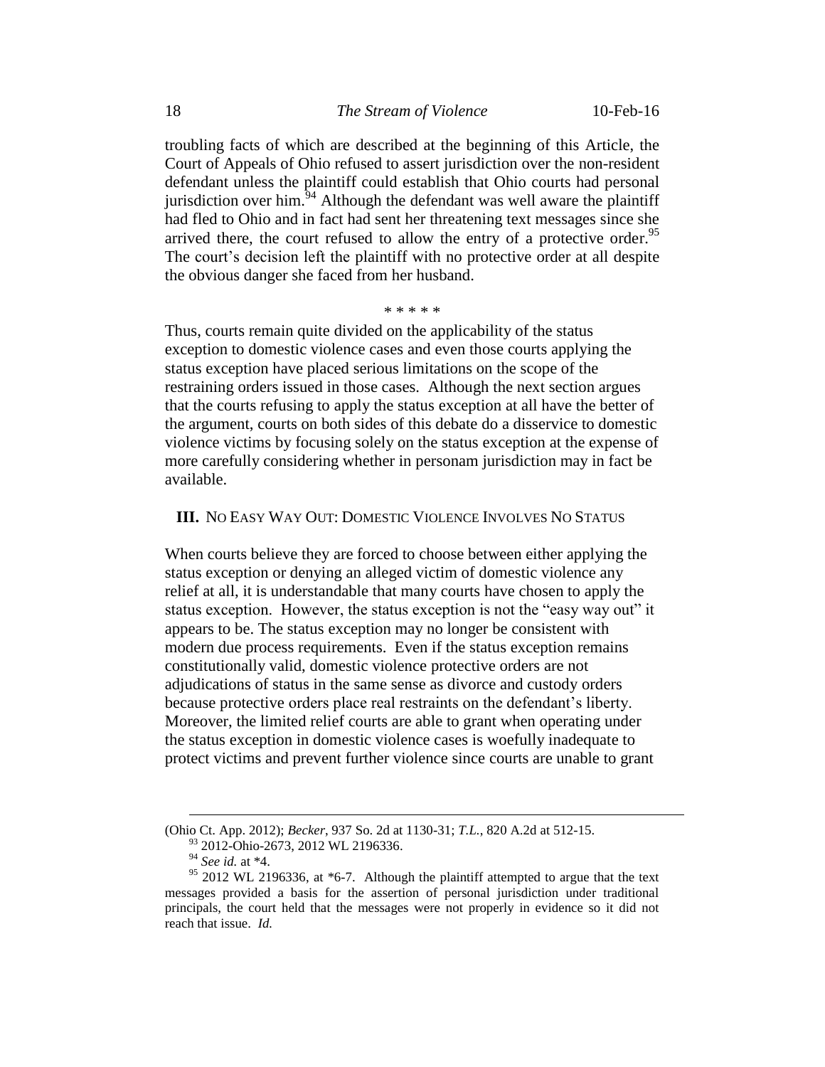troubling facts of which are described at the beginning of this Article, the Court of Appeals of Ohio refused to assert jurisdiction over the non-resident defendant unless the plaintiff could establish that Ohio courts had personal jurisdiction over him.[94] Although the defendant was well aware the plaintiff had fled to Ohio and in fact had sent her threatening text messages since she arrived there, the court refused to allow the entry of a protective order.[95] The court's decision left the plaintiff with no protective order at all despite the obvious danger she faced from her husband.

\* \* \* \* \*

Thus, courts remain quite divided on the applicability of the status exception to domestic violence cases and even those courts applying the status exception have placed serious limitations on the scope of the restraining orders issued in those cases. Although the next section argues that the courts refusing to apply the status exception at all have the better of the argument, courts on both sides of this debate do a disservice to domestic violence victims by focusing solely on the status exception at the expense of more carefully considering whether in personam jurisdiction may in fact be available.

## III. NO EASY WAY OUT: DOMESTIC VIOLENCE INVOLVES NO STATUS

When courts believe they are forced to choose between either applying the status exception or denying an alleged victim of domestic violence any relief at all, it is understandable that many courts have chosen to apply the status exception. However, the status exception is not the "easy way out" it appears to be. The status exception may no longer be consistent with modern due process requirements. Even if the status exception remains constitutionally valid, domestic violence protective orders are not adjudications of status in the same sense as divorce and custody orders because protective orders place real restraints on the defendant's liberty. Moreover, the limited relief courts are able to grant when operating under the status exception in domestic violence cases is woefully inadequate to protect victims and prevent further violence since courts are unable to grant

(Ohio Ct. App. 2012); *Becker*, 937 So. 2d at 1130-31; *T.L.*, 820 A.2d at 512-15.

[93] 2012-Ohio-2673, 2012 WL 2196336.

[94] *See id.* at \*4.

[95] 2012 WL 2196336, at \*6-7. Although the plaintiff attempted to argue that the text messages provided a basis for the assertion of personal jurisdiction under traditional principals, the court held that the messages were not properly in evidence so it did not reach that issue. *Id.*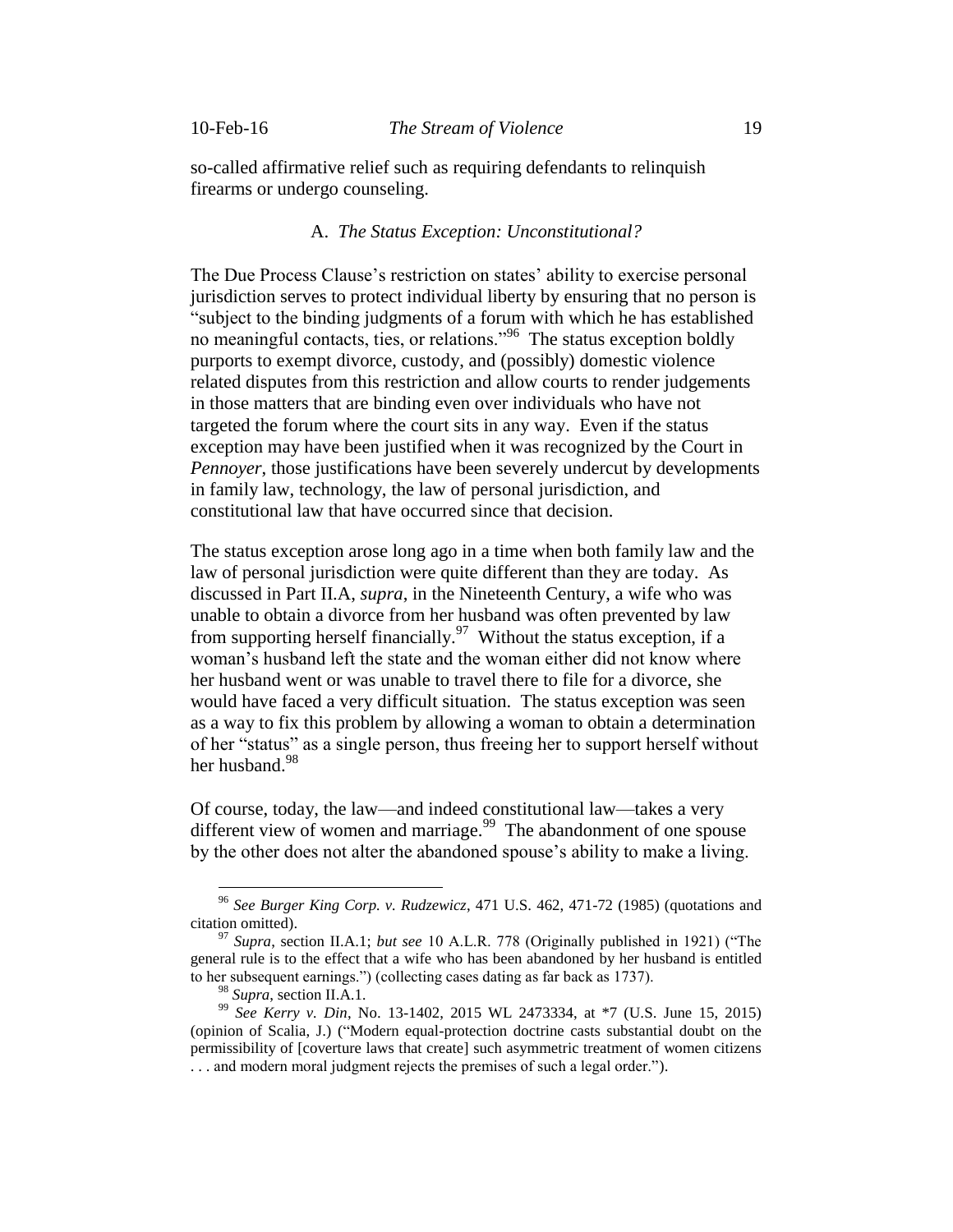so-called affirmative relief such as requiring defendants to relinquish firearms or undergo counseling.

### A. *The Status Exception: Unconstitutional?*

The Due Process Clause's restriction on states' ability to exercise personal jurisdiction serves to protect individual liberty by ensuring that no person is "subject to the binding judgments of a forum with which he has established no meaningful contacts, ties, or relations."[96] The status exception boldly purports to exempt divorce, custody, and (possibly) domestic violence related disputes from this restriction and allow courts to render judgements in those matters that are binding even over individuals who have not targeted the forum where the court sits in any way. Even if the status exception may have been justified when it was recognized by the Court in *Pennoyer*, those justifications have been severely undercut by developments in family law, technology, the law of personal jurisdiction, and constitutional law that have occurred since that decision.

The status exception arose long ago in a time when both family law and the law of personal jurisdiction were quite different than they are today. As discussed in Part II.A, *supra*, in the Nineteenth Century, a wife who was unable to obtain a divorce from her husband was often prevented by law from supporting herself financially.[97] Without the status exception, if a woman's husband left the state and the woman either did not know where her husband went or was unable to travel there to file for a divorce, she would have faced a very difficult situation. The status exception was seen as a way to fix this problem by allowing a woman to obtain a determination of her "status" as a single person, thus freeing her to support herself without her husband.[98]

Of course, today, the law—and indeed constitutional law—takes a very different view of women and marriage.[99] The abandonment of one spouse by the other does not alter the abandoned spouse's ability to make a living.

---

[96] *See Burger King Corp. v. Rudzewicz*, 471 U.S. 462, 471-72 (1985) (quotations and citation omitted).

[97] *Supra*, section II.A.1; *but see* 10 A.L.R. 778 (Originally published in 1921) ("The general rule is to the effect that a wife who has been abandoned by her husband is entitled to her subsequent earnings.") (collecting cases dating as far back as 1737).

[98] *Supra*, section II.A.1.

[99] *See Kerry v. Din*, No. 13-1402, 2015 WL 2473334, at *7 (U.S. June 15, 2015) (opinion of Scalia, J.) ("Modern equal-protection doctrine casts substantial doubt on the permissibility of [coverture laws that create] such asymmetric treatment of women citizens . . . and modern moral judgment rejects the premises of such a legal order.").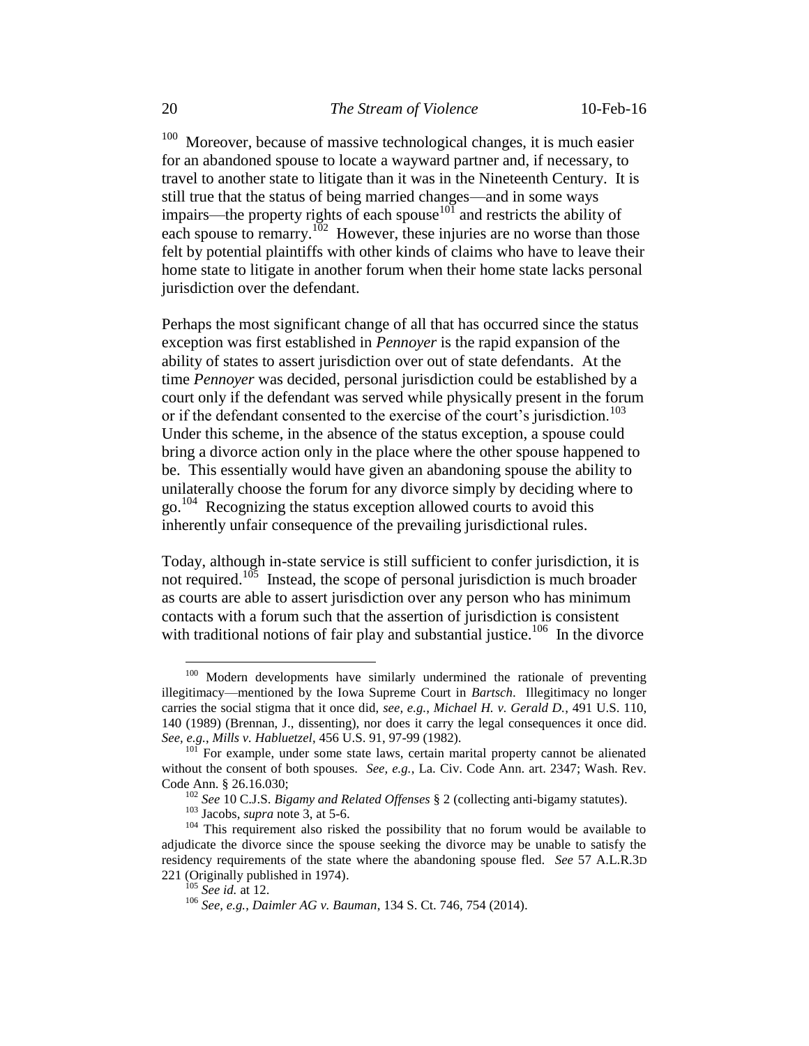[100] Moreover, because of massive technological changes, it is much easier for an abandoned spouse to locate a wayward partner and, if necessary, to travel to another state to litigate than it was in the Nineteenth Century. It is still true that the status of being married changes—and in some ways impairs—the property rights of each spouse[101] and restricts the ability of each spouse to remarry.[102] However, these injuries are no worse than those felt by potential plaintiffs with other kinds of claims who have to leave their home state to litigate in another forum when their home state lacks personal jurisdiction over the defendant.

Perhaps the most significant change of all that has occurred since the status exception was first established in *Pennoyer* is the rapid expansion of the ability of states to assert jurisdiction over out of state defendants. At the time *Pennoyer* was decided, personal jurisdiction could be established by a court only if the defendant was served while physically present in the forum or if the defendant consented to the exercise of the court's jurisdiction.[103] Under this scheme, in the absence of the status exception, a spouse could bring a divorce action only in the place where the other spouse happened to be. This essentially would have given an abandoning spouse the ability to unilaterally choose the forum for any divorce simply by deciding where to go.[104] Recognizing the status exception allowed courts to avoid this inherently unfair consequence of the prevailing jurisdictional rules.

Today, although in-state service is still sufficient to confer jurisdiction, it is not required.[105] Instead, the scope of personal jurisdiction is much broader as courts are able to assert jurisdiction over any person who has minimum contacts with a forum such that the assertion of jurisdiction is consistent with traditional notions of fair play and substantial justice.[106] In the divorce

---

[100] Modern developments have similarly undermined the rationale of preventing illegitimacy—mentioned by the Iowa Supreme Court in *Bartsch*. Illegitimacy no longer carries the social stigma that it once did, *see, e.g.*, *Michael H. v. Gerald D.*, 491 U.S. 110, 140 (1989) (Brennan, J., dissenting), nor does it carry the legal consequences it once did. *See, e.g.*, *Mills v. Habluetzel*, 456 U.S. 91, 97-99 (1982).

[101] For example, under some state laws, certain marital property cannot be alienated without the consent of both spouses. *See, e.g.*, La. Civ. Code Ann. art. 2347; Wash. Rev. Code Ann. § 26.16.030;

[102] *See* 10 C.J.S. *Bigamy and Related Offenses* § 2 (collecting anti-bigamy statutes).

[103] Jacobs, *supra* note 3, at 5-6.

[104] This requirement also risked the possibility that no forum would be available to adjudicate the divorce since the spouse seeking the divorce may be unable to satisfy the residency requirements of the state where the abandoning spouse fled. *See* 57 A.L.R.3D 221 (Originally published in 1974).

[105] *See id.* at 12.

[106] *See, e.g.*, *Daimler AG v. Bauman*, 134 S. Ct. 746, 754 (2014).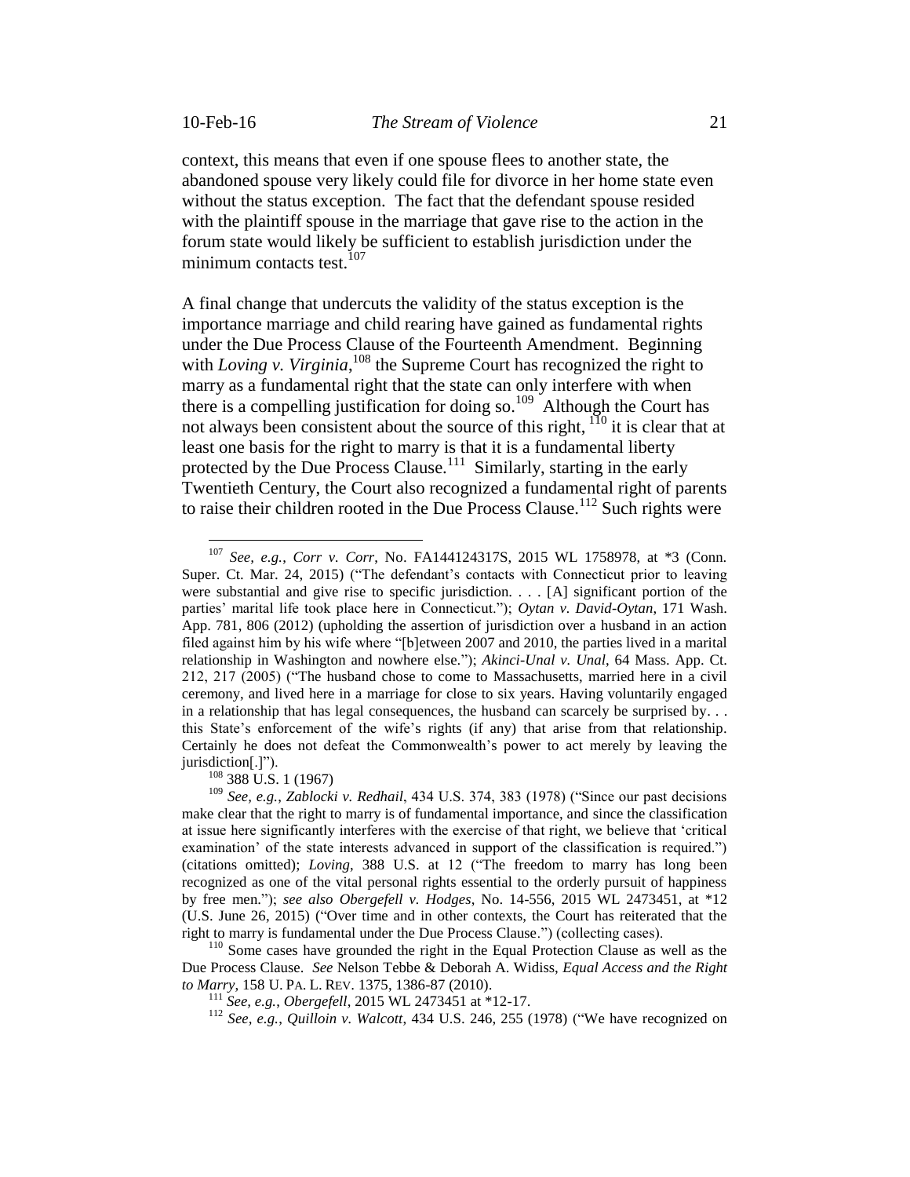context, this means that even if one spouse flees to another state, the abandoned spouse very likely could file for divorce in her home state even without the status exception. The fact that the defendant spouse resided with the plaintiff spouse in the marriage that gave rise to the action in the forum state would likely be sufficient to establish jurisdiction under the minimum contacts test.[107]

A final change that undercuts the validity of the status exception is the importance marriage and child rearing have gained as fundamental rights under the Due Process Clause of the Fourteenth Amendment. Beginning with *Loving v. Virginia*,[108] the Supreme Court has recognized the right to marry as a fundamental right that the state can only interfere with when there is a compelling justification for doing so.[109] Although the Court has not always been consistent about the source of this right, [110] it is clear that at least one basis for the right to marry is that it is a fundamental liberty protected by the Due Process Clause.[111] Similarly, starting in the early Twentieth Century, the Court also recognized a fundamental right of parents to raise their children rooted in the Due Process Clause.[112] Such rights were

---

[107] *See, e.g.*, *Corr v. Corr*, No. FA144124317S, 2015 WL 1758978, at *3 (Conn. Super. Ct. Mar. 24, 2015) ("The defendant's contacts with Connecticut prior to leaving were substantial and give rise to specific jurisdiction. . . . [A] significant portion of the parties' marital life took place here in Connecticut."); *Oytan v. David-Oytan*, 171 Wash. App. 781, 806 (2012) (upholding the assertion of jurisdiction over a husband in an action filed against him by his wife where "[b]etween 2007 and 2010, the parties lived in a marital relationship in Washington and nowhere else."); *Akinci-Unal v. Unal*, 64 Mass. App. Ct. 212, 217 (2005) ("The husband chose to come to Massachusetts, married here in a civil ceremony, and lived here in a marriage for close to six years. Having voluntarily engaged in a relationship that has legal consequences, the husband can scarcely be surprised by. . . this State's enforcement of the wife's rights (if any) that arise from that relationship. Certainly he does not defeat the Commonwealth's power to act merely by leaving the jurisdiction[.]").

[108] 388 U.S. 1 (1967)

[109] *See, e.g.*, *Zablocki v. Redhail*, 434 U.S. 374, 383 (1978) ("Since our past decisions make clear that the right to marry is of fundamental importance, and since the classification at issue here significantly interferes with the exercise of that right, we believe that 'critical examination' of the state interests advanced in support of the classification is required.") (citations omitted); *Loving*, 388 U.S. at 12 ("The freedom to marry has long been recognized as one of the vital personal rights essential to the orderly pursuit of happiness by free men."); *see also Obergefell v. Hodges*, No. 14-556, 2015 WL 2473451, at *12 (U.S. June 26, 2015) ("Over time and in other contexts, the Court has reiterated that the right to marry is fundamental under the Due Process Clause.") (collecting cases).

[110] Some cases have grounded the right in the Equal Protection Clause as well as the Due Process Clause. *See* Nelson Tebbe & Deborah A. Widiss, *Equal Access and the Right to Marry*, 158 U. PA. L. REV. 1375, 1386-87 (2010).

[111] *See, e.g.*, *Obergefell*, 2015 WL 2473451 at *12-17.

[112] *See, e.g.*, *Quilloin v. Walcott*, 434 U.S. 246, 255 (1978) ("We have recognized on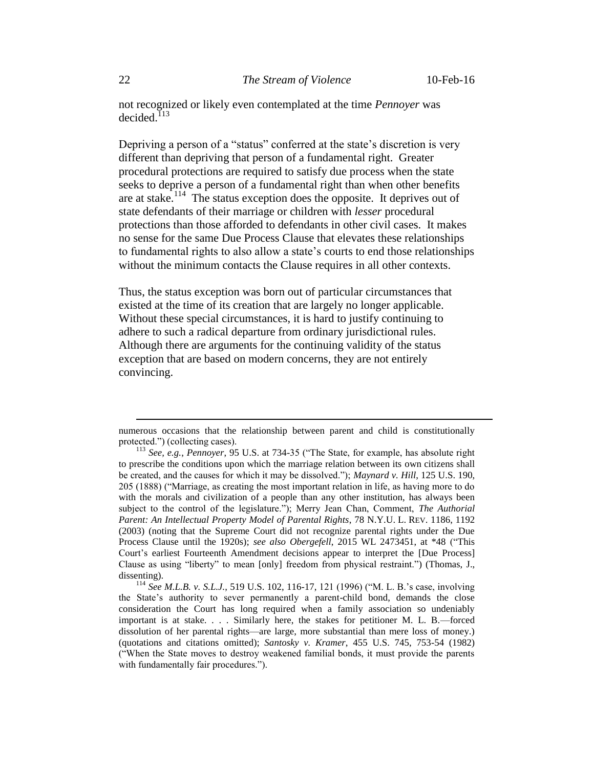not recognized or likely even contemplated at the time *Pennoyer* was decided.[113]

Depriving a person of a "status" conferred at the state's discretion is very different than depriving that person of a fundamental right. Greater procedural protections are required to satisfy due process when the state seeks to deprive a person of a fundamental right than when other benefits are at stake.[114] The status exception does the opposite. It deprives out of state defendants of their marriage or children with *lesser* procedural protections than those afforded to defendants in other civil cases. It makes no sense for the same Due Process Clause that elevates these relationships to fundamental rights to also allow a state's courts to end those relationships without the minimum contacts the Clause requires in all other contexts.

Thus, the status exception was born out of particular circumstances that existed at the time of its creation that are largely no longer applicable. Without these special circumstances, it is hard to justify continuing to adhere to such a radical departure from ordinary jurisdictional rules. Although there are arguments for the continuing validity of the status exception that are based on modern concerns, they are not entirely convincing.

---

numerous occasions that the relationship between parent and child is constitutionally protected.") (collecting cases).

[113] *See, e.g.*, *Pennoyer*, 95 U.S. at 734-35 ("The State, for example, has absolute right to prescribe the conditions upon which the marriage relation between its own citizens shall be created, and the causes for which it may be dissolved."); *Maynard v. Hill*, 125 U.S. 190, 205 (1888) ("Marriage, as creating the most important relation in life, as having more to do with the morals and civilization of a people than any other institution, has always been subject to the control of the legislature."); Merry Jean Chan, Comment, *The Authorial Parent: An Intellectual Property Model of Parental Rights*, 78 N.Y.U. L. REV. 1186, 1192 (2003) (noting that the Supreme Court did not recognize parental rights under the Due Process Clause until the 1920s); *see also Obergefell*, 2015 WL 2473451, at *48 ("This Court's earliest Fourteenth Amendment decisions appear to interpret the [Due Process] Clause as using "liberty" to mean [only] freedom from physical restraint.") (Thomas, J., dissenting).

[114] *See M.L.B. v. S.L.J.*, 519 U.S. 102, 116-17, 121 (1996) ("M. L. B.'s case, involving the State's authority to sever permanently a parent-child bond, demands the close consideration the Court has long required when a family association so undeniably important is at stake. . . . Similarly here, the stakes for petitioner M. L. B.—forced dissolution of her parental rights—are large, more substantial than mere loss of money.) (quotations and citations omitted); *Santosky v. Kramer*, 455 U.S. 745, 753-54 (1982) ("When the State moves to destroy weakened familial bonds, it must provide the parents with fundamentally fair procedures.").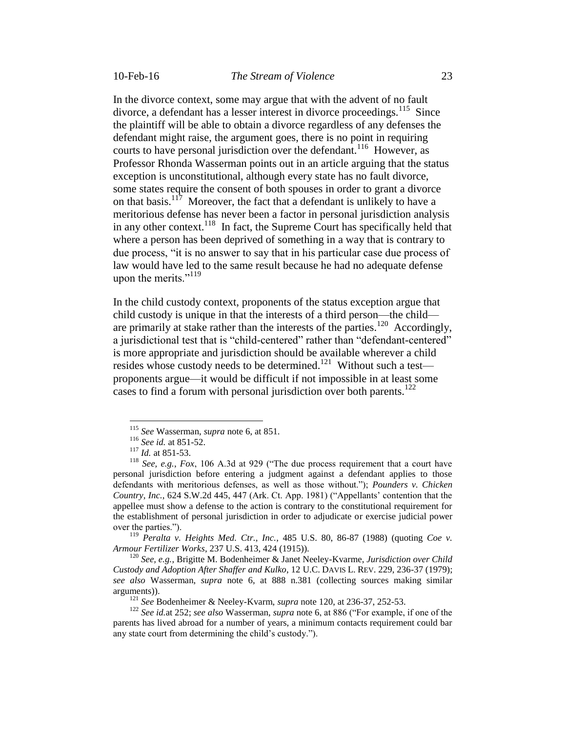In the divorce context, some may argue that with the advent of no fault divorce, a defendant has a lesser interest in divorce proceedings.[115] Since the plaintiff will be able to obtain a divorce regardless of any defenses the defendant might raise, the argument goes, there is no point in requiring courts to have personal jurisdiction over the defendant.[116] However, as Professor Rhonda Wasserman points out in an article arguing that the status exception is unconstitutional, although every state has no fault divorce, some states require the consent of both spouses in order to grant a divorce on that basis.[117] Moreover, the fact that a defendant is unlikely to have a meritorious defense has never been a factor in personal jurisdiction analysis in any other context.[118] In fact, the Supreme Court has specifically held that where a person has been deprived of something in a way that is contrary to due process, "it is no answer to say that in his particular case due process of law would have led to the same result because he had no adequate defense upon the merits."[119]

In the child custody context, proponents of the status exception argue that child custody is unique in that the interests of a third person—the child—are primarily at stake rather than the interests of the parties.[120] Accordingly, a jurisdictional test that is "child-centered" rather than "defendant-centered" is more appropriate and jurisdiction should be available wherever a child resides whose custody needs to be determined.[121] Without such a test—proponents argue—it would be difficult if not impossible in at least some cases to find a forum with personal jurisdiction over both parents.[122]

---

[115] *See* Wasserman, *supra* note 6, at 851.

[116] *See id.* at 851-52.

[117] *Id.* at 851-53.

[118] *See, e.g.*, *Fox*, 106 A.3d at 929 ("The due process requirement that a court have personal jurisdiction before entering a judgment against a defendant applies to those defendants with meritorious defenses, as well as those without."); *Pounders v. Chicken Country, Inc.*, 624 S.W.2d 445, 447 (Ark. Ct. App. 1981) ("Appellants' contention that the appellee must show a defense to the action is contrary to the constitutional requirement for the establishment of personal jurisdiction in order to adjudicate or exercise judicial power over the parties.").

[119] *Peralta v. Heights Med. Ctr., Inc.*, 485 U.S. 80, 86-87 (1988) (quoting *Coe v. Armour Fertilizer Works*, 237 U.S. 413, 424 (1915)).

[120] *See, e.g.*, Brigitte M. Bodenheimer & Janet Neeley-Kvarme, *Jurisdiction over Child Custody and Adoption After Shaffer and Kulko*, 12 U.C. DAVIS L. REV. 229, 236-37 (1979); *see also* Wasserman, *supra* note 6, at 888 n.381 (collecting sources making similar arguments)).

[121] *See* Bodenheimer & Neeley-Kvarm, *supra* note 120, at 236-37, 252-53.

[122] *See id.*at 252; *see also* Wasserman, *supra* note 6, at 886 ("For example, if one of the parents has lived abroad for a number of years, a minimum contacts requirement could bar any state court from determining the child's custody.").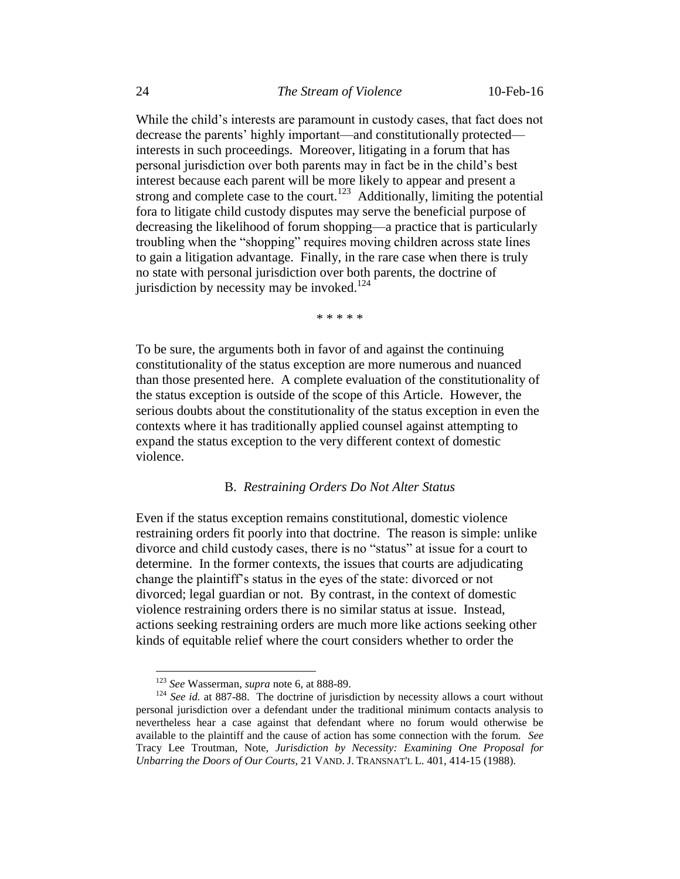While the child's interests are paramount in custody cases, that fact does not decrease the parents' highly important—and constitutionally protected—interests in such proceedings. Moreover, litigating in a forum that has personal jurisdiction over both parents may in fact be in the child's best interest because each parent will be more likely to appear and present a strong and complete case to the court.[123] Additionally, limiting the potential fora to litigate child custody disputes may serve the beneficial purpose of decreasing the likelihood of forum shopping—a practice that is particularly troubling when the "shopping" requires moving children across state lines to gain a litigation advantage. Finally, in the rare case when there is truly no state with personal jurisdiction over both parents, the doctrine of jurisdiction by necessity may be invoked.[124]

\* \* \* \* \*

To be sure, the arguments both in favor of and against the continuing constitutionality of the status exception are more numerous and nuanced than those presented here. A complete evaluation of the constitutionality of the status exception is outside of the scope of this Article. However, the serious doubts about the constitutionality of the status exception in even the contexts where it has traditionally applied counsel against attempting to expand the status exception to the very different context of domestic violence.

### B. *Restraining Orders Do Not Alter Status*

Even if the status exception remains constitutional, domestic violence restraining orders fit poorly into that doctrine. The reason is simple: unlike divorce and child custody cases, there is no "status" at issue for a court to determine. In the former contexts, the issues that courts are adjudicating change the plaintiff's status in the eyes of the state: divorced or not divorced; legal guardian or not. By contrast, in the context of domestic violence restraining orders there is no similar status at issue. Instead, actions seeking restraining orders are much more like actions seeking other kinds of equitable relief where the court considers whether to order the

---

[123] *See* Wasserman, *supra* note 6, at 888-89.

[124] *See id.* at 887-88. The doctrine of jurisdiction by necessity allows a court without personal jurisdiction over a defendant under the traditional minimum contacts analysis to nevertheless hear a case against that defendant where no forum would otherwise be available to the plaintiff and the cause of action has some connection with the forum. *See* Tracy Lee Troutman, Note, *Jurisdiction by Necessity: Examining One Proposal for Unbarring the Doors of Our Courts*, 21 VAND. J. TRANSNAT'L L. 401, 414-15 (1988).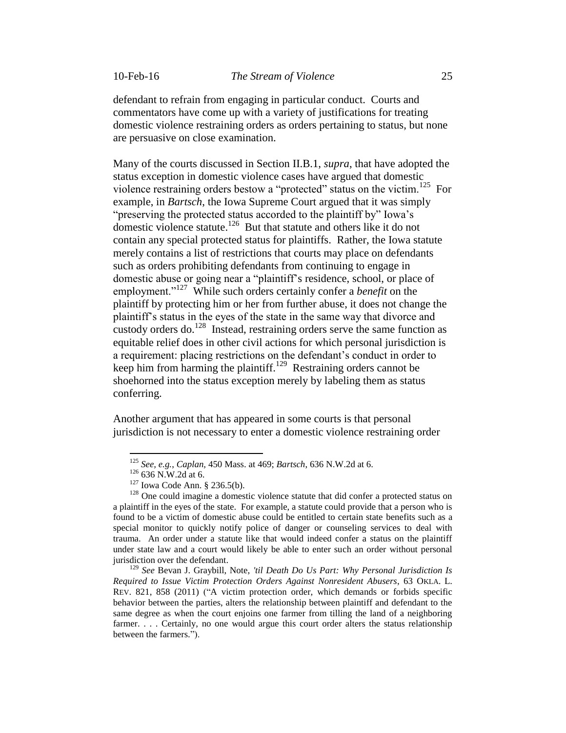defendant to refrain from engaging in particular conduct. Courts and commentators have come up with a variety of justifications for treating domestic violence restraining orders as orders pertaining to status, but none are persuasive on close examination.

Many of the courts discussed in Section II.B.1, *supra*, that have adopted the status exception in domestic violence cases have argued that domestic violence restraining orders bestow a "protected" status on the victim.[125] For example, in *Bartsch*, the Iowa Supreme Court argued that it was simply "preserving the protected status accorded to the plaintiff by" Iowa's domestic violence statute.[126] But that statute and others like it do not contain any special protected status for plaintiffs. Rather, the Iowa statute merely contains a list of restrictions that courts may place on defendants such as orders prohibiting defendants from continuing to engage in domestic abuse or going near a "plaintiff's residence, school, or place of employment."[127] While such orders certainly confer a *benefit* on the plaintiff by protecting him or her from further abuse, it does not change the plaintiff's status in the eyes of the state in the same way that divorce and custody orders do.[128] Instead, restraining orders serve the same function as equitable relief does in other civil actions for which personal jurisdiction is a requirement: placing restrictions on the defendant's conduct in order to keep him from harming the plaintiff.[129] Restraining orders cannot be shoehorned into the status exception merely by labeling them as status conferring.

Another argument that has appeared in some courts is that personal jurisdiction is not necessary to enter a domestic violence restraining order

---

[125] *See, e.g.*, *Caplan*, 450 Mass. at 469; *Bartsch*, 636 N.W.2d at 6.

[126] 636 N.W.2d at 6.

[127] Iowa Code Ann. § 236.5(b).

[128] One could imagine a domestic violence statute that did confer a protected status on a plaintiff in the eyes of the state. For example, a statute could provide that a person who is found to be a victim of domestic abuse could be entitled to certain state benefits such as a special monitor to quickly notify police of danger or counseling services to deal with trauma. An order under a statute like that would indeed confer a status on the plaintiff under state law and a court would likely be able to enter such an order without personal jurisdiction over the defendant.

[129] *See* Bevan J. Graybill, Note, *'til Death Do Us Part: Why Personal Jurisdiction Is Required to Issue Victim Protection Orders Against Nonresident Abusers*, 63 OKLA. L. REV. 821, 858 (2011) ("A victim protection order, which demands or forbids specific behavior between the parties, alters the relationship between plaintiff and defendant to the same degree as when the court enjoins one farmer from tilling the land of a neighboring farmer. . . . Certainly, no one would argue this court order alters the status relationship between the farmers.").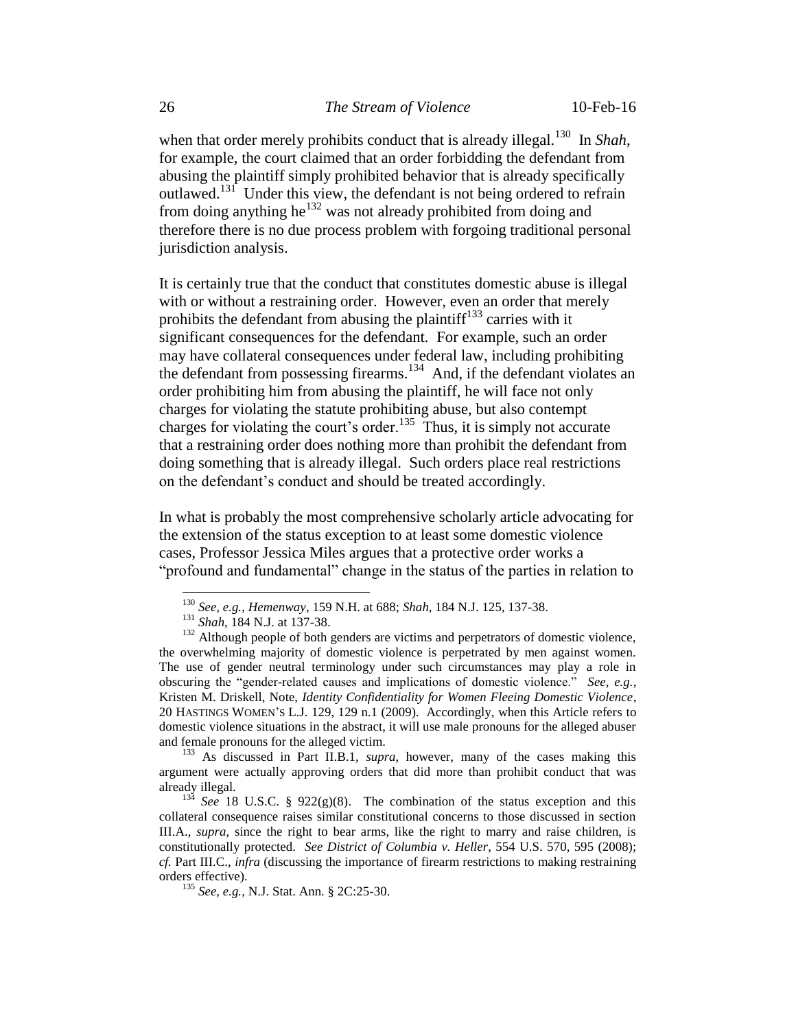when that order merely prohibits conduct that is already illegal.[130] In *Shah*, for example, the court claimed that an order forbidding the defendant from abusing the plaintiff simply prohibited behavior that is already specifically outlawed.[131] Under this view, the defendant is not being ordered to refrain from doing anything he[132] was not already prohibited from doing and therefore there is no due process problem with forgoing traditional personal jurisdiction analysis.

It is certainly true that the conduct that constitutes domestic abuse is illegal with or without a restraining order. However, even an order that merely prohibits the defendant from abusing the plaintiff[133] carries with it significant consequences for the defendant. For example, such an order may have collateral consequences under federal law, including prohibiting the defendant from possessing firearms.[134] And, if the defendant violates an order prohibiting him from abusing the plaintiff, he will face not only charges for violating the statute prohibiting abuse, but also contempt charges for violating the court's order.[135] Thus, it is simply not accurate that a restraining order does nothing more than prohibit the defendant from doing something that is already illegal. Such orders place real restrictions on the defendant's conduct and should be treated accordingly.

In what is probably the most comprehensive scholarly article advocating for the extension of the status exception to at least some domestic violence cases, Professor Jessica Miles argues that a protective order works a "profound and fundamental" change in the status of the parties in relation to

---

[130] *See, e.g.*, *Hemenway*, 159 N.H. at 688; *Shah*, 184 N.J. 125, 137-38.

[131] *Shah*, 184 N.J. at 137-38.

[132] Although people of both genders are victims and perpetrators of domestic violence, the overwhelming majority of domestic violence is perpetrated by men against women. The use of gender neutral terminology under such circumstances may play a role in obscuring the "gender-related causes and implications of domestic violence." *See, e.g.*, Kristen M. Driskell, Note, *Identity Confidentiality for Women Fleeing Domestic Violence*, 20 HASTINGS WOMEN'S L.J. 129, 129 n.1 (2009). Accordingly, when this Article refers to domestic violence situations in the abstract, it will use male pronouns for the alleged abuser and female pronouns for the alleged victim.

[133] As discussed in Part II.B.1, *supra*, however, many of the cases making this argument were actually approving orders that did more than prohibit conduct that was already illegal.

[134] *See* 18 U.S.C. § 922(g)(8). The combination of the status exception and this collateral consequence raises similar constitutional concerns to those discussed in section III.A., *supra*, since the right to bear arms, like the right to marry and raise children, is constitutionally protected. *See District of Columbia v. Heller*, 554 U.S. 570, 595 (2008); *cf.* Part III.C., *infra* (discussing the importance of firearm restrictions to making restraining orders effective).

[135] *See, e.g.*, N.J. Stat. Ann. § 2C:25-30.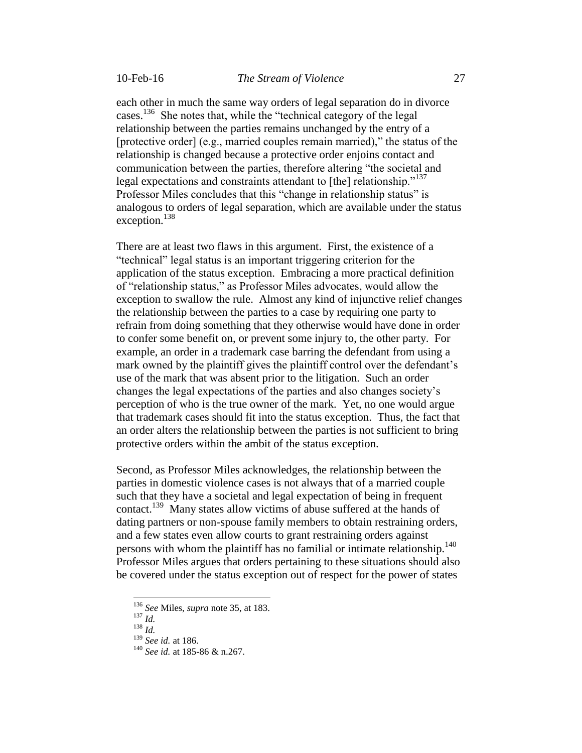each other in much the same way orders of legal separation do in divorce cases.[136] She notes that, while the "technical category of the legal relationship between the parties remains unchanged by the entry of a [protective order] (e.g., married couples remain married)," the status of the relationship is changed because a protective order enjoins contact and communication between the parties, therefore altering "the societal and legal expectations and constraints attendant to [the] relationship."[137] Professor Miles concludes that this "change in relationship status" is analogous to orders of legal separation, which are available under the status exception.[138]

There are at least two flaws in this argument. First, the existence of a "technical" legal status is an important triggering criterion for the application of the status exception. Embracing a more practical definition of "relationship status," as Professor Miles advocates, would allow the exception to swallow the rule. Almost any kind of injunctive relief changes the relationship between the parties to a case by requiring one party to refrain from doing something that they otherwise would have done in order to confer some benefit on, or prevent some injury to, the other party. For example, an order in a trademark case barring the defendant from using a mark owned by the plaintiff gives the plaintiff control over the defendant's use of the mark that was absent prior to the litigation. Such an order changes the legal expectations of the parties and also changes society's perception of who is the true owner of the mark. Yet, no one would argue that trademark cases should fit into the status exception. Thus, the fact that an order alters the relationship between the parties is not sufficient to bring protective orders within the ambit of the status exception.

Second, as Professor Miles acknowledges, the relationship between the parties in domestic violence cases is not always that of a married couple such that they have a societal and legal expectation of being in frequent contact.[139] Many states allow victims of abuse suffered at the hands of dating partners or non-spouse family members to obtain restraining orders, and a few states even allow courts to grant restraining orders against persons with whom the plaintiff has no familial or intimate relationship.[140] Professor Miles argues that orders pertaining to these situations should also be covered under the status exception out of respect for the power of states

---

[136] *See* Miles, *supra* note 35, at 183.

[137] *Id.*

[138] *Id.*

[139] *See id.* at 186.

[140] *See id.* at 185-86 & n.267.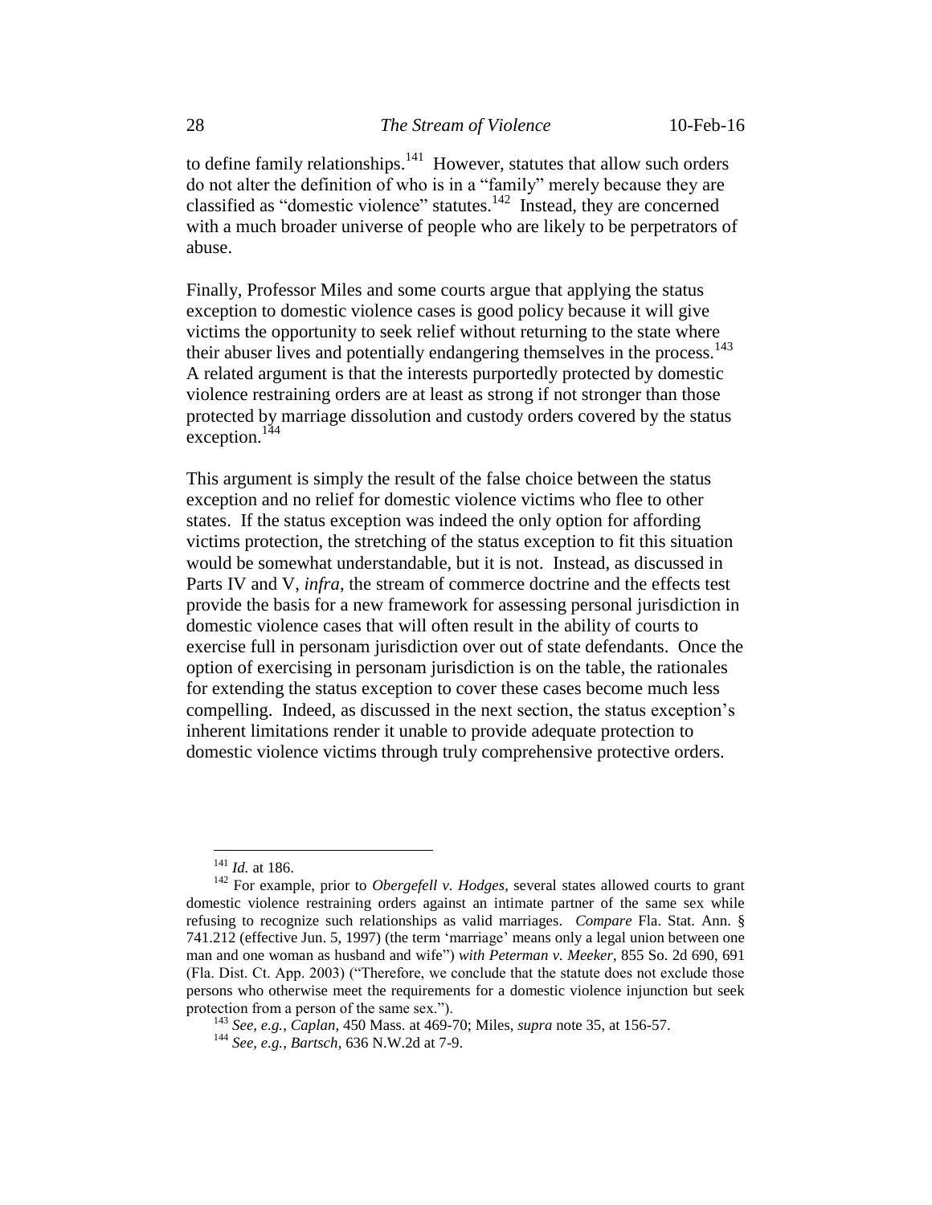to define family relationships.[141] However, statutes that allow such orders do not alter the definition of who is in a "family" merely because they are classified as "domestic violence" statutes.[142] Instead, they are concerned with a much broader universe of people who are likely to be perpetrators of abuse.

Finally, Professor Miles and some courts argue that applying the status exception to domestic violence cases is good policy because it will give victims the opportunity to seek relief without returning to the state where their abuser lives and potentially endangering themselves in the process.[143] A related argument is that the interests purportedly protected by domestic violence restraining orders are at least as strong if not stronger than those protected by marriage dissolution and custody orders covered by the status exception.[144]

This argument is simply the result of the false choice between the status exception and no relief for domestic violence victims who flee to other states. If the status exception was indeed the only option for affording victims protection, the stretching of the status exception to fit this situation would be somewhat understandable, but it is not. Instead, as discussed in Parts IV and V, *infra*, the stream of commerce doctrine and the effects test provide the basis for a new framework for assessing personal jurisdiction in domestic violence cases that will often result in the ability of courts to exercise full in personam jurisdiction over out of state defendants. Once the option of exercising in personam jurisdiction is on the table, the rationales for extending the status exception to cover these cases become much less compelling. Indeed, as discussed in the next section, the status exception's inherent limitations render it unable to provide adequate protection to domestic violence victims through truly comprehensive protective orders.

---

[141] *Id.* at 186.

[142] For example, prior to *Obergefell v. Hodges*, several states allowed courts to grant domestic violence restraining orders against an intimate partner of the same sex while refusing to recognize such relationships as valid marriages. *Compare* Fla. Stat. Ann. § 741.212 (effective Jun. 5, 1997) (the term 'marriage' means only a legal union between one man and one woman as husband and wife") *with Peterman v. Meeker*, 855 So. 2d 690, 691 (Fla. Dist. Ct. App. 2003) ("Therefore, we conclude that the statute does not exclude those persons who otherwise meet the requirements for a domestic violence injunction but seek protection from a person of the same sex.").

[143] *See, e.g.*, *Caplan*, 450 Mass. at 469-70; Miles, *supra* note 35, at 156-57.

[144] *See, e.g.*, *Bartsch*, 636 N.W.2d at 7-9.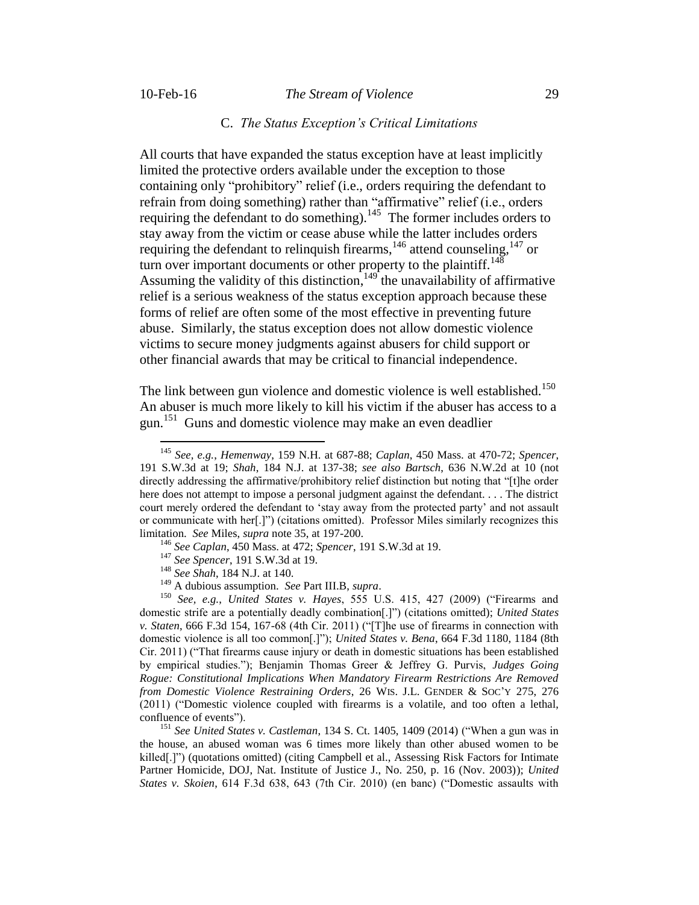### C. *The Status Exception's Critical Limitations*

All courts that have expanded the status exception have at least implicitly limited the protective orders available under the exception to those containing only "prohibitory" relief (i.e., orders requiring the defendant to refrain from doing something) rather than "affirmative" relief (i.e., orders requiring the defendant to do something).[145] The former includes orders to stay away from the victim or cease abuse while the latter includes orders requiring the defendant to relinquish firearms,[146] attend counseling,[147] or turn over important documents or other property to the plaintiff.[148] Assuming the validity of this distinction,[149] the unavailability of affirmative relief is a serious weakness of the status exception approach because these forms of relief are often some of the most effective in preventing future abuse. Similarly, the status exception does not allow domestic violence victims to secure money judgments against abusers for child support or other financial awards that may be critical to financial independence.

The link between gun violence and domestic violence is well established.[150] An abuser is much more likely to kill his victim if the abuser has access to a gun.[151] Guns and domestic violence may make an even deadlier

---

[145] *See, e.g.*, *Hemenway*, 159 N.H. at 687-88; *Caplan*, 450 Mass. at 470-72; *Spencer*, 191 S.W.3d at 19; *Shah*, 184 N.J. at 137-38; *see also Bartsch*, 636 N.W.2d at 10 (not directly addressing the affirmative/prohibitory relief distinction but noting that "[t]he order here does not attempt to impose a personal judgment against the defendant. . . . The district court merely ordered the defendant to 'stay away from the protected party' and not assault or communicate with her[.]") (citations omitted). Professor Miles similarly recognizes this limitation. *See* Miles, *supra* note 35, at 197-200.

[146] *See Caplan*, 450 Mass. at 472; *Spencer*, 191 S.W.3d at 19.

[147] *See Spencer*, 191 S.W.3d at 19.

[148] *See Shah*, 184 N.J. at 140.

[149] A dubious assumption. *See* Part III.B, *supra*.

[150] *See, e.g.*, *United States v. Hayes*, 555 U.S. 415, 427 (2009) ("Firearms and domestic strife are a potentially deadly combination[.]") (citations omitted); *United States v. Staten*, 666 F.3d 154, 167-68 (4th Cir. 2011) ("[T]he use of firearms in connection with domestic violence is all too common[.]"); *United States v. Bena*, 664 F.3d 1180, 1184 (8th Cir. 2011) ("That firearms cause injury or death in domestic situations has been established by empirical studies."); Benjamin Thomas Greer & Jeffrey G. Purvis, *Judges Going Rogue: Constitutional Implications When Mandatory Firearm Restrictions Are Removed from Domestic Violence Restraining Orders*, 26 WIS. J.L. GENDER & SOC'Y 275, 276 (2011) ("Domestic violence coupled with firearms is a volatile, and too often a lethal, confluence of events").

[151] *See United States v. Castleman*, 134 S. Ct. 1405, 1409 (2014) ("When a gun was in the house, an abused woman was 6 times more likely than other abused women to be killed[.]") (quotations omitted) (citing Campbell et al., Assessing Risk Factors for Intimate Partner Homicide, DOJ, Nat. Institute of Justice J., No. 250, p. 16 (Nov. 2003)); *United States v. Skoien*, 614 F.3d 638, 643 (7th Cir. 2010) (en banc) ("Domestic assaults with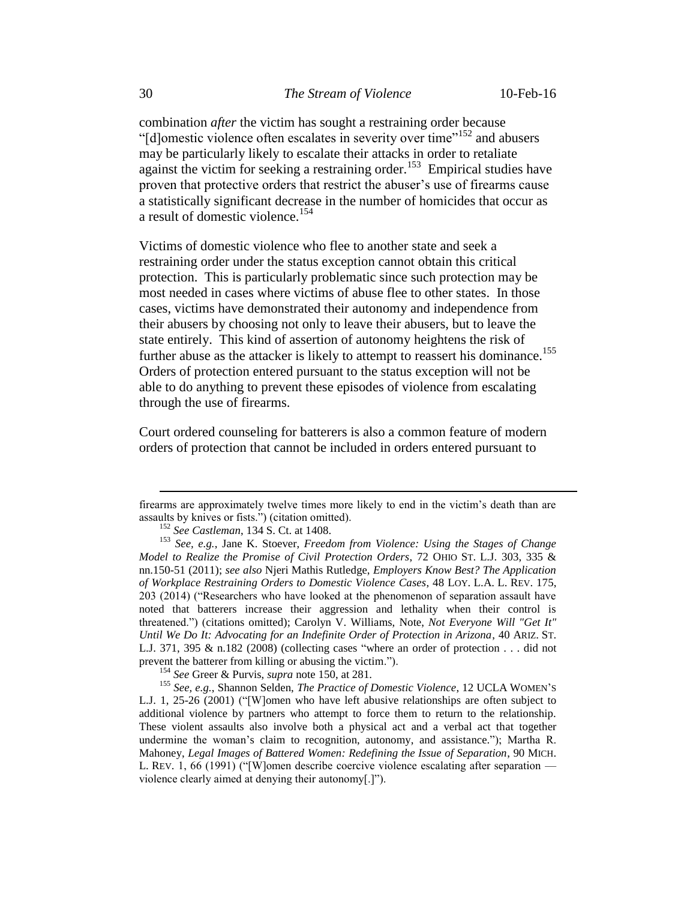combination *after* the victim has sought a restraining order because "[d]omestic violence often escalates in severity over time"[152] and abusers may be particularly likely to escalate their attacks in order to retaliate against the victim for seeking a restraining order.[153] Empirical studies have proven that protective orders that restrict the abuser's use of firearms cause a statistically significant decrease in the number of homicides that occur as a result of domestic violence.[154]

Victims of domestic violence who flee to another state and seek a restraining order under the status exception cannot obtain this critical protection. This is particularly problematic since such protection may be most needed in cases where victims of abuse flee to other states. In those cases, victims have demonstrated their autonomy and independence from their abusers by choosing not only to leave their abusers, but to leave the state entirely. This kind of assertion of autonomy heightens the risk of further abuse as the attacker is likely to attempt to reassert his dominance.[155] Orders of protection entered pursuant to the status exception will not be able to do anything to prevent these episodes of violence from escalating through the use of firearms.

Court ordered counseling for batterers is also a common feature of modern orders of protection that cannot be included in orders entered pursuant to

---

firearms are approximately twelve times more likely to end in the victim's death than are assaults by knives or fists.") (citation omitted).

[152] *See Castleman*, 134 S. Ct. at 1408.

[153] *See, e.g.*, Jane K. Stoever, *Freedom from Violence: Using the Stages of Change Model to Realize the Promise of Civil Protection Orders*, 72 OHIO ST. L.J. 303, 335 & nn.150-51 (2011); *see also* Njeri Mathis Rutledge, *Employers Know Best? The Application of Workplace Restraining Orders to Domestic Violence Cases*, 48 LOY. L.A. L. REV. 175, 203 (2014) ("Researchers who have looked at the phenomenon of separation assault have noted that batterers increase their aggression and lethality when their control is threatened.") (citations omitted); Carolyn V. Williams, Note, *Not Everyone Will "Get It" Until We Do It: Advocating for an Indefinite Order of Protection in Arizona*, 40 ARIZ. ST. L.J. 371, 395 & n.182 (2008) (collecting cases "where an order of protection . . . did not prevent the batterer from killing or abusing the victim.").

[154] *See* Greer & Purvis, *supra* note 150, at 281.

[155] *See, e.g.*, Shannon Selden, *The Practice of Domestic Violence*, 12 UCLA WOMEN'S L.J. 1, 25-26 (2001) ("[W]omen who have left abusive relationships are often subject to additional violence by partners who attempt to force them to return to the relationship. These violent assaults also involve both a physical act and a verbal act that together undermine the woman's claim to recognition, autonomy, and assistance."); Martha R. Mahoney, *Legal Images of Battered Women: Redefining the Issue of Separation*, 90 MICH. L. REV. 1, 66 (1991) ("[W]omen describe coercive violence escalating after separation — violence clearly aimed at denying their autonomy[.]").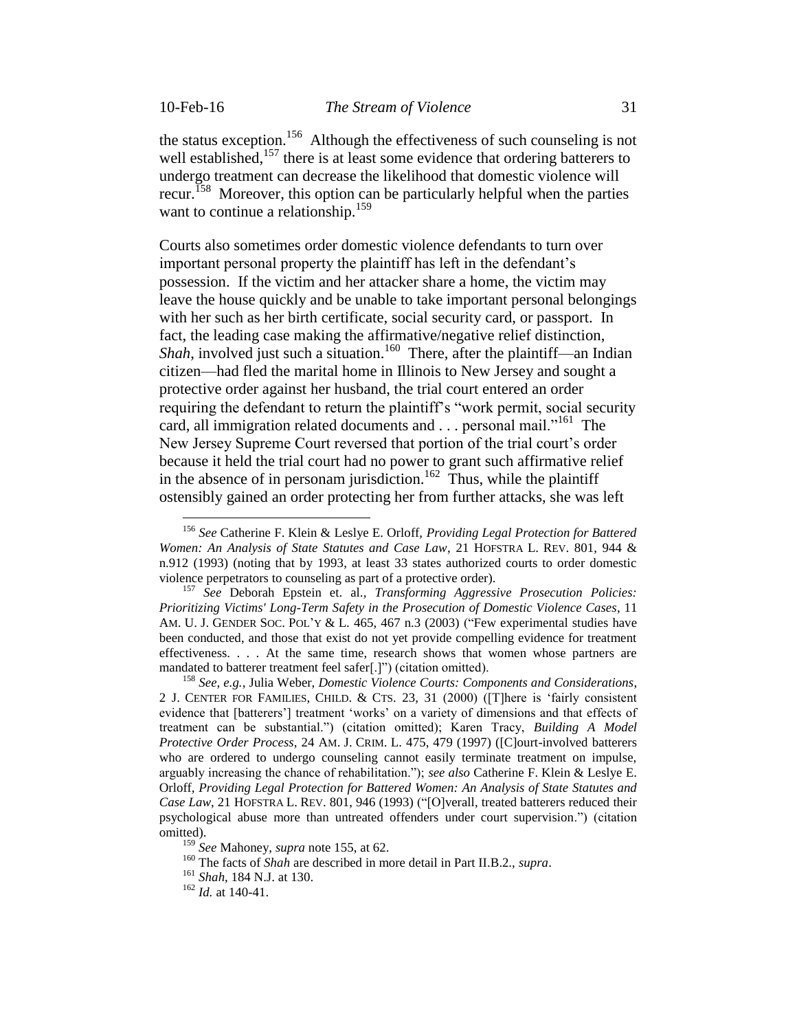the status exception.[156] Although the effectiveness of such counseling is not well established,[157] there is at least some evidence that ordering batterers to undergo treatment can decrease the likelihood that domestic violence will recur.[158] Moreover, this option can be particularly helpful when the parties want to continue a relationship.[159]

Courts also sometimes order domestic violence defendants to turn over important personal property the plaintiff has left in the defendant's possession. If the victim and her attacker share a home, the victim may leave the house quickly and be unable to take important personal belongings with her such as her birth certificate, social security card, or passport. In fact, the leading case making the affirmative/negative relief distinction, *Shah*, involved just such a situation.[160] There, after the plaintiff—an Indian citizen—had fled the marital home in Illinois to New Jersey and sought a protective order against her husband, the trial court entered an order requiring the defendant to return the plaintiff's "work permit, social security card, all immigration related documents and . . . personal mail."[161] The New Jersey Supreme Court reversed that portion of the trial court's order because it held the trial court had no power to grant such affirmative relief in the absence of in personam jurisdiction.[162] Thus, while the plaintiff ostensibly gained an order protecting her from further attacks, she was left

---

[156] *See* Catherine F. Klein & Leslye E. Orloff, *Providing Legal Protection for Battered Women: An Analysis of State Statutes and Case Law*, 21 HOFSTRA L. REV. 801, 944 & n.912 (1993) (noting that by 1993, at least 33 states authorized courts to order domestic violence perpetrators to counseling as part of a protective order).

[157] *See* Deborah Epstein et. al., *Transforming Aggressive Prosecution Policies: Prioritizing Victims' Long-Term Safety in the Prosecution of Domestic Violence Cases*, 11 AM. U. J. GENDER SOC. POL'Y & L. 465, 467 n.3 (2003) ("Few experimental studies have been conducted, and those that exist do not yet provide compelling evidence for treatment effectiveness. . . . At the same time, research shows that women whose partners are mandated to batterer treatment feel safer[.]") (citation omitted).

[158] *See, e.g.*, Julia Weber, *Domestic Violence Courts: Components and Considerations*, 2 J. CENTER FOR FAMILIES, CHILD. & CTS. 23, 31 (2000) ([T]here is 'fairly consistent evidence that [batterers'] treatment 'works' on a variety of dimensions and that effects of treatment can be substantial.") (citation omitted); Karen Tracy, *Building A Model Protective Order Process*, 24 AM. J. CRIM. L. 475, 479 (1997) ([C]ourt-involved batterers who are ordered to undergo counseling cannot easily terminate treatment on impulse, arguably increasing the chance of rehabilitation."); *see also* Catherine F. Klein & Leslye E. Orloff, *Providing Legal Protection for Battered Women: An Analysis of State Statutes and Case Law*, 21 HOFSTRA L. REV. 801, 946 (1993) ("[O]verall, treated batterers reduced their psychological abuse more than untreated offenders under court supervision.") (citation omitted).

[159] *See* Mahoney, *supra* note 155, at 62.

[160] The facts of *Shah* are described in more detail in Part II.B.2., *supra*.

[161] *Shah*, 184 N.J. at 130.

[162] *Id.* at 140-41.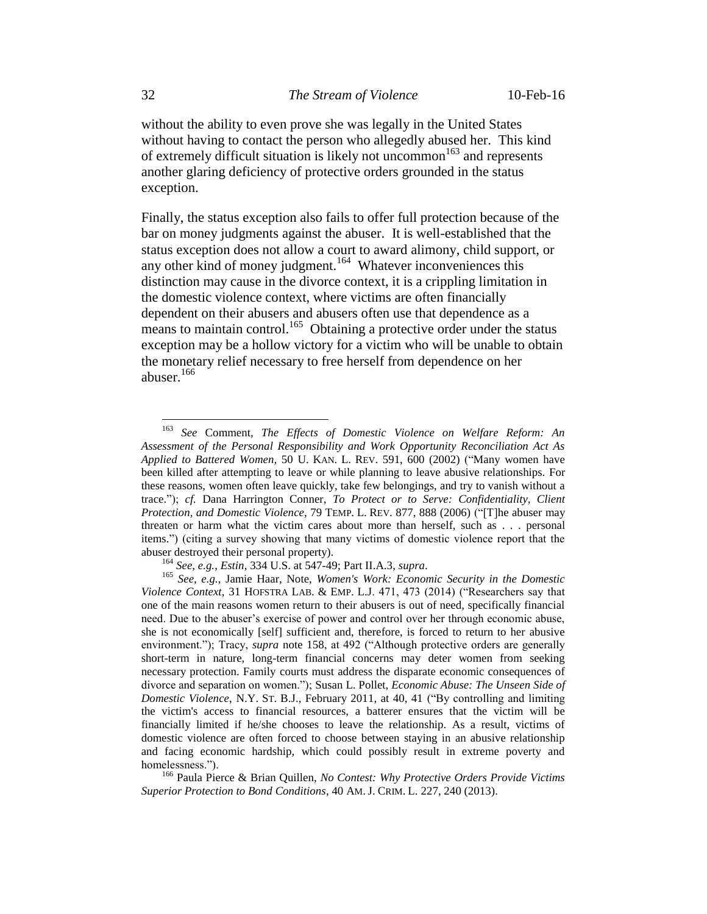without the ability to even prove she was legally in the United States without having to contact the person who allegedly abused her. This kind of extremely difficult situation is likely not uncommon[163] and represents another glaring deficiency of protective orders grounded in the status exception.

Finally, the status exception also fails to offer full protection because of the bar on money judgments against the abuser. It is well-established that the status exception does not allow a court to award alimony, child support, or any other kind of money judgment.[164] Whatever inconveniences this distinction may cause in the divorce context, it is a crippling limitation in the domestic violence context, where victims are often financially dependent on their abusers and abusers often use that dependence as a means to maintain control.[165] Obtaining a protective order under the status exception may be a hollow victory for a victim who will be unable to obtain the monetary relief necessary to free herself from dependence on her abuser.[166]

---

[163] *See* Comment, *The Effects of Domestic Violence on Welfare Reform: An Assessment of the Personal Responsibility and Work Opportunity Reconciliation Act As Applied to Battered Women,* 50 U. KAN. L. REV. 591, 600 (2002) ("Many women have been killed after attempting to leave or while planning to leave abusive relationships. For these reasons, women often leave quickly, take few belongings, and try to vanish without a trace."); *cf.* Dana Harrington Conner, *To Protect or to Serve: Confidentiality, Client Protection, and Domestic Violence*, 79 TEMP. L. REV. 877, 888 (2006) ("[T]he abuser may threaten or harm what the victim cares about more than herself, such as . . . personal items.") (citing a survey showing that many victims of domestic violence report that the abuser destroyed their personal property).

[164] *See, e.g.*, *Estin*, 334 U.S. at 547-49; Part II.A.3, *supra*.

[165] *See, e.g.*, Jamie Haar, Note, *Women's Work: Economic Security in the Domestic Violence Context*, 31 HOFSTRA LAB. & EMP. L.J. 471, 473 (2014) ("Researchers say that one of the main reasons women return to their abusers is out of need, specifically financial need. Due to the abuser's exercise of power and control over her through economic abuse, she is not economically [self] sufficient and, therefore, is forced to return to her abusive environment."); Tracy, *supra* note 158, at 492 ("Although protective orders are generally short-term in nature, long-term financial concerns may deter women from seeking necessary protection. Family courts must address the disparate economic consequences of divorce and separation on women."); Susan L. Pollet, *Economic Abuse: The Unseen Side of Domestic Violence*, N.Y. ST. B.J., February 2011, at 40, 41 ("By controlling and limiting the victim's access to financial resources, a batterer ensures that the victim will be financially limited if he/she chooses to leave the relationship. As a result, victims of domestic violence are often forced to choose between staying in an abusive relationship and facing economic hardship, which could possibly result in extreme poverty and homelessness.").

[166] Paula Pierce & Brian Quillen, *No Contest: Why Protective Orders Provide Victims Superior Protection to Bond Conditions*, 40 AM. J. CRIM. L. 227, 240 (2013).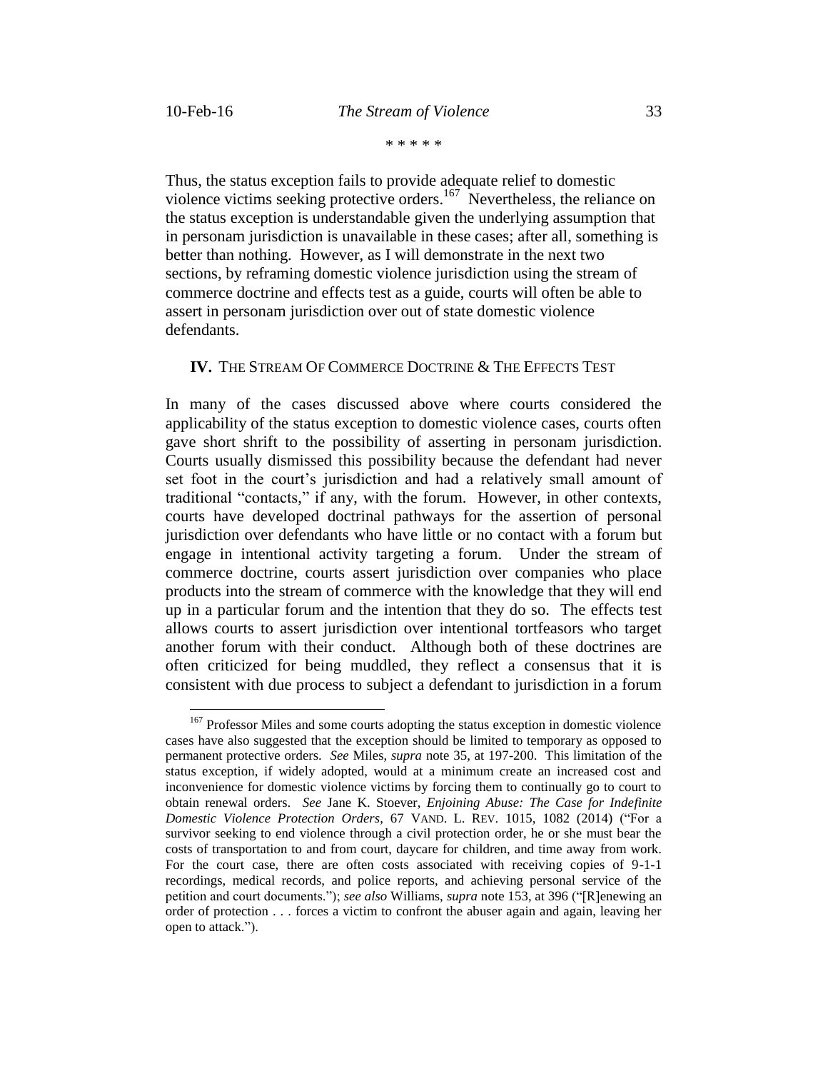\* \* \* \* \*

Thus, the status exception fails to provide adequate relief to domestic violence victims seeking protective orders.[167] Nevertheless, the reliance on the status exception is understandable given the underlying assumption that in personam jurisdiction is unavailable in these cases; after all, something is better than nothing. However, as I will demonstrate in the next two sections, by reframing domestic violence jurisdiction using the stream of commerce doctrine and effects test as a guide, courts will often be able to assert in personam jurisdiction over out of state domestic violence defendants.

## IV. THE STREAM OF COMMERCE DOCTRINE & THE EFFECTS TEST

In many of the cases discussed above where courts considered the applicability of the status exception to domestic violence cases, courts often gave short shrift to the possibility of asserting in personam jurisdiction. Courts usually dismissed this possibility because the defendant had never set foot in the court's jurisdiction and had a relatively small amount of traditional "contacts," if any, with the forum. However, in other contexts, courts have developed doctrinal pathways for the assertion of personal jurisdiction over defendants who have little or no contact with a forum but engage in intentional activity targeting a forum. Under the stream of commerce doctrine, courts assert jurisdiction over companies who place products into the stream of commerce with the knowledge that they will end up in a particular forum and the intention that they do so. The effects test allows courts to assert jurisdiction over intentional tortfeasors who target another forum with their conduct. Although both of these doctrines are often criticized for being muddled, they reflect a consensus that it is consistent with due process to subject a defendant to jurisdiction in a forum

[167] Professor Miles and some courts adopting the status exception in domestic violence cases have also suggested that the exception should be limited to temporary as opposed to permanent protective orders. *See* Miles, *supra* note 35, at 197-200. This limitation of the status exception, if widely adopted, would at a minimum create an increased cost and inconvenience for domestic violence victims by forcing them to continually go to court to obtain renewal orders. *See* Jane K. Stoever, *Enjoining Abuse: The Case for Indefinite Domestic Violence Protection Orders*, 67 VAND. L. REV. 1015, 1082 (2014) ("For a survivor seeking to end violence through a civil protection order, he or she must bear the costs of transportation to and from court, daycare for children, and time away from work. For the court case, there are often costs associated with receiving copies of 9-1-1 recordings, medical records, and police reports, and achieving personal service of the petition and court documents."); *see also* Williams, *supra* note 153, at 396 ("[R]enewing an order of protection . . . forces a victim to confront the abuser again and again, leaving her open to attack.").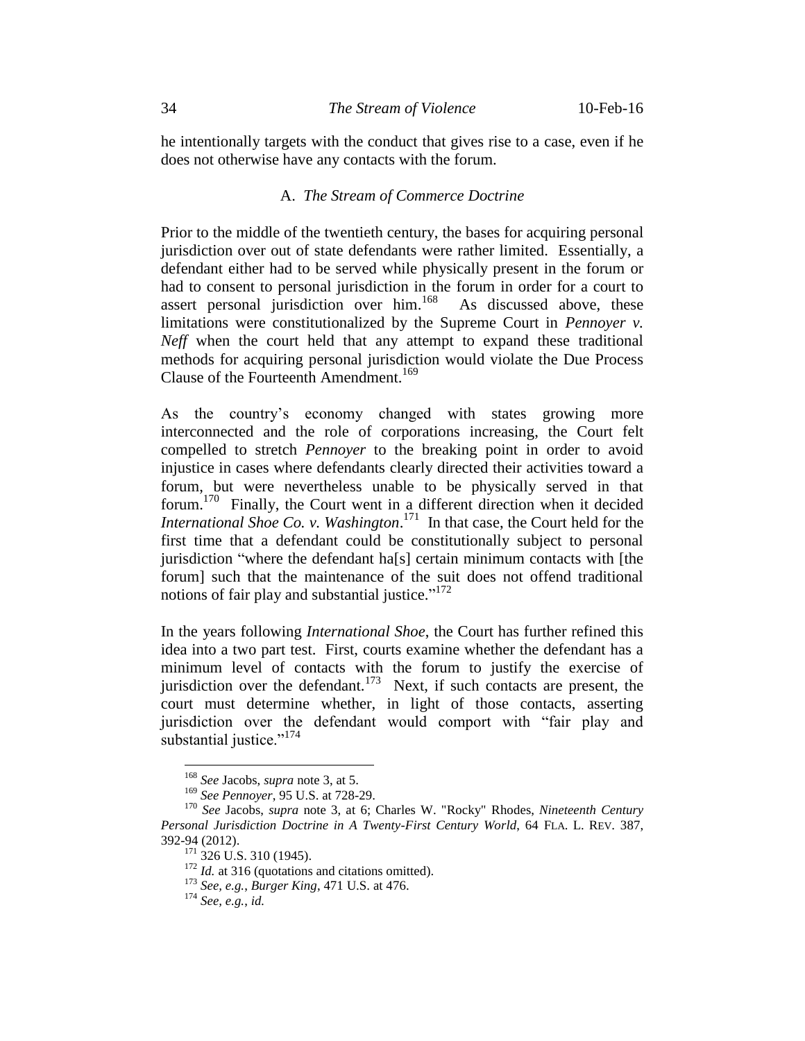he intentionally targets with the conduct that gives rise to a case, even if he does not otherwise have any contacts with the forum.

### A. *The Stream of Commerce Doctrine*

Prior to the middle of the twentieth century, the bases for acquiring personal jurisdiction over out of state defendants were rather limited. Essentially, a defendant either had to be served while physically present in the forum or had to consent to personal jurisdiction in the forum in order for a court to assert personal jurisdiction over him.[168] As discussed above, these limitations were constitutionalized by the Supreme Court in *Pennoyer v. Neff* when the court held that any attempt to expand these traditional methods for acquiring personal jurisdiction would violate the Due Process Clause of the Fourteenth Amendment.[169]

As the country's economy changed with states growing more interconnected and the role of corporations increasing, the Court felt compelled to stretch *Pennoyer* to the breaking point in order to avoid injustice in cases where defendants clearly directed their activities toward a forum, but were nevertheless unable to be physically served in that forum.[170] Finally, the Court went in a different direction when it decided *International Shoe Co. v. Washington*.[171] In that case, the Court held for the first time that a defendant could be constitutionally subject to personal jurisdiction "where the defendant ha[s] certain minimum contacts with [the forum] such that the maintenance of the suit does not offend traditional notions of fair play and substantial justice."[172]

In the years following *International Shoe*, the Court has further refined this idea into a two part test. First, courts examine whether the defendant has a minimum level of contacts with the forum to justify the exercise of jurisdiction over the defendant.[173] Next, if such contacts are present, the court must determine whether, in light of those contacts, asserting jurisdiction over the defendant would comport with "fair play and substantial justice."[174]

---

[168] *See* Jacobs, *supra* note 3, at 5.

[169] *See Pennoyer*, 95 U.S. at 728-29.

[170] *See* Jacobs, *supra* note 3, at 6; Charles W. "Rocky" Rhodes, *Nineteenth Century Personal Jurisdiction Doctrine in A Twenty-First Century World*, 64 FLA. L. REV. 387, 392-94 (2012).

[171] 326 U.S. 310 (1945).

[172] *Id.* at 316 (quotations and citations omitted).

[173] *See, e.g.*, *Burger King*, 471 U.S. at 476.

[174] *See, e.g.*, *id.*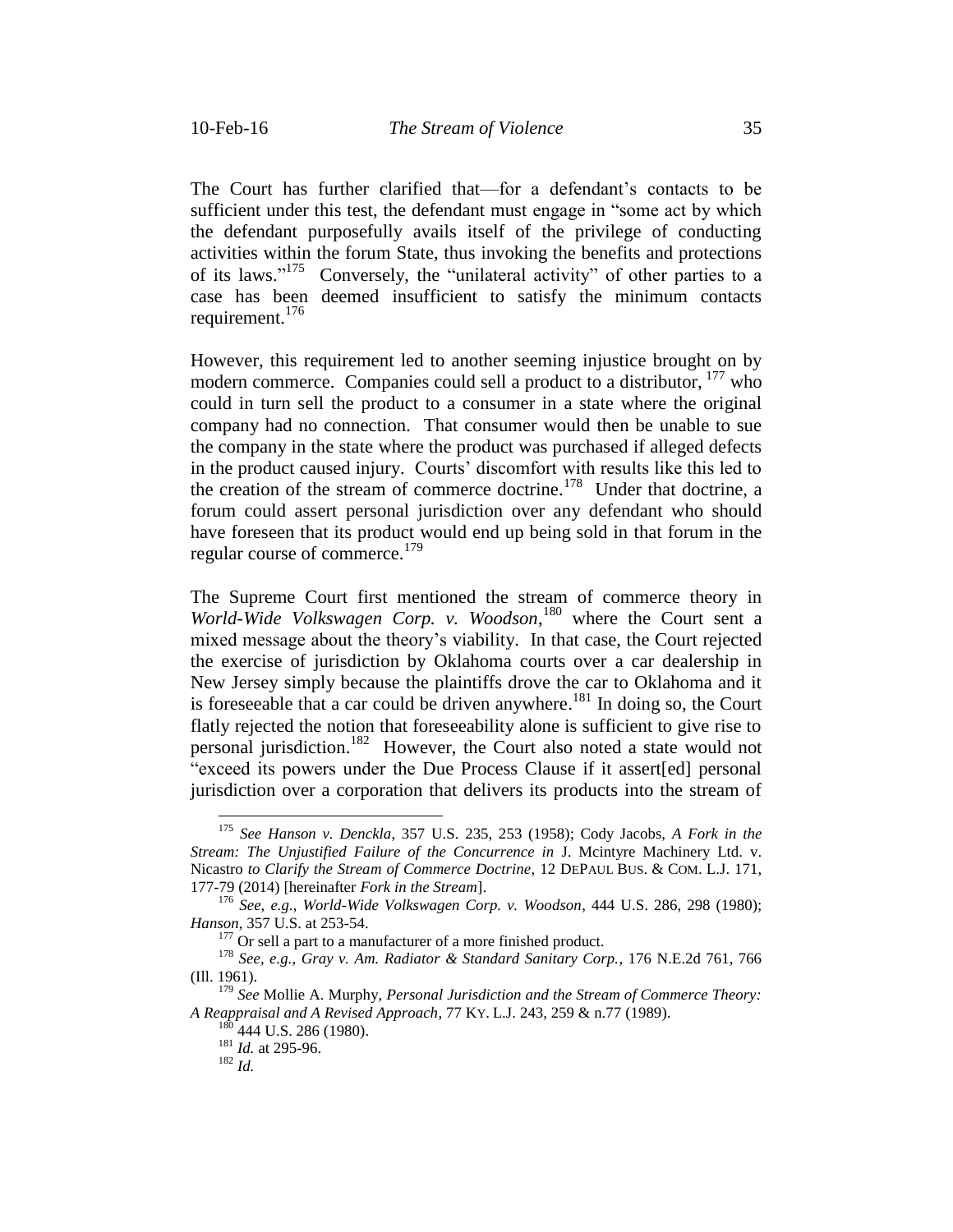The Court has further clarified that—for a defendant's contacts to be sufficient under this test, the defendant must engage in "some act by which the defendant purposefully avails itself of the privilege of conducting activities within the forum State, thus invoking the benefits and protections of its laws."[175] Conversely, the "unilateral activity" of other parties to a case has been deemed insufficient to satisfy the minimum contacts requirement.[176]

However, this requirement led to another seeming injustice brought on by modern commerce. Companies could sell a product to a distributor,[177] who could in turn sell the product to a consumer in a state where the original company had no connection. That consumer would then be unable to sue the company in the state where the product was purchased if alleged defects in the product caused injury. Courts' discomfort with results like this led to the creation of the stream of commerce doctrine.[178] Under that doctrine, a forum could assert personal jurisdiction over any defendant who should have foreseen that its product would end up being sold in that forum in the regular course of commerce.[179]

The Supreme Court first mentioned the stream of commerce theory in *World-Wide Volkswagen Corp. v. Woodson*,[180] where the Court sent a mixed message about the theory's viability. In that case, the Court rejected the exercise of jurisdiction by Oklahoma courts over a car dealership in New Jersey simply because the plaintiffs drove the car to Oklahoma and it is foreseeable that a car could be driven anywhere.[181] In doing so, the Court flatly rejected the notion that foreseeability alone is sufficient to give rise to personal jurisdiction.[182] However, the Court also noted a state would not "exceed its powers under the Due Process Clause if it assert[ed] personal jurisdiction over a corporation that delivers its products into the stream of

---

[175] *See Hanson v. Denckla*, 357 U.S. 235, 253 (1958); Cody Jacobs, *A Fork in the Stream: The Unjustified Failure of the Concurrence in* J. Mcintyre Machinery Ltd. v. Nicastro *to Clarify the Stream of Commerce Doctrine*, 12 DEPAUL BUS. & COM. L.J. 171, 177-79 (2014) [hereinafter *Fork in the Stream*].

[176] *See, e.g.*, *World-Wide Volkswagen Corp. v. Woodson*, 444 U.S. 286, 298 (1980); *Hanson*, 357 U.S. at 253-54.

[177] Or sell a part to a manufacturer of a more finished product.

[178] *See, e.g.*, *Gray v. Am. Radiator & Standard Sanitary Corp.*, 176 N.E.2d 761, 766 (Ill. 1961).

[179] *See* Mollie A. Murphy, *Personal Jurisdiction and the Stream of Commerce Theory: A Reappraisal and A Revised Approach*, 77 KY. L.J. 243, 259 & n.77 (1989).

[180] 444 U.S. 286 (1980).

[181] *Id.* at 295-96.

[182] *Id.*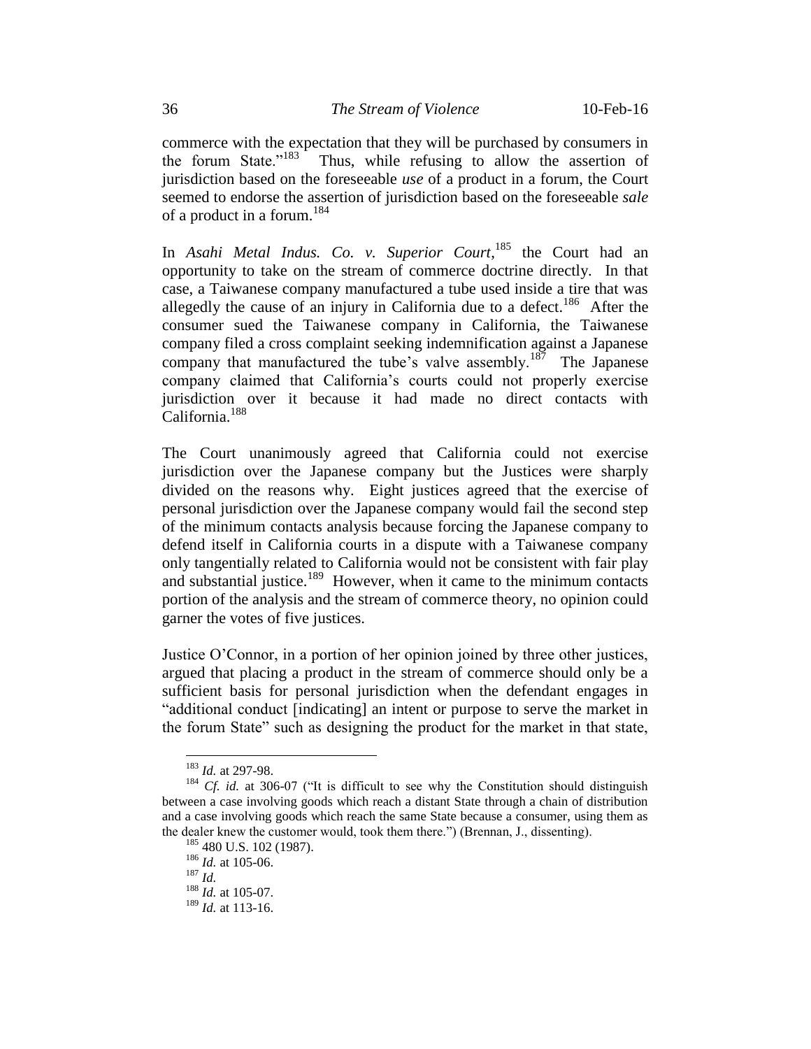commerce with the expectation that they will be purchased by consumers in the forum State."[183] Thus, while refusing to allow the assertion of jurisdiction based on the foreseeable *use* of a product in a forum, the Court seemed to endorse the assertion of jurisdiction based on the foreseeable *sale* of a product in a forum.[184]

In *Asahi Metal Indus. Co. v. Superior Court*,[185] the Court had an opportunity to take on the stream of commerce doctrine directly. In that case, a Taiwanese company manufactured a tube used inside a tire that was allegedly the cause of an injury in California due to a defect.[186] After the consumer sued the Taiwanese company in California, the Taiwanese company filed a cross complaint seeking indemnification against a Japanese company that manufactured the tube's valve assembly.[187] The Japanese company claimed that California's courts could not properly exercise jurisdiction over it because it had made no direct contacts with California.[188]

The Court unanimously agreed that California could not exercise jurisdiction over the Japanese company but the Justices were sharply divided on the reasons why. Eight justices agreed that the exercise of personal jurisdiction over the Japanese company would fail the second step of the minimum contacts analysis because forcing the Japanese company to defend itself in California courts in a dispute with a Taiwanese company only tangentially related to California would not be consistent with fair play and substantial justice.[189] However, when it came to the minimum contacts portion of the analysis and the stream of commerce theory, no opinion could garner the votes of five justices.

Justice O'Connor, in a portion of her opinion joined by three other justices, argued that placing a product in the stream of commerce should only be a sufficient basis for personal jurisdiction when the defendant engages in "additional conduct [indicating] an intent or purpose to serve the market in the forum State" such as designing the product for the market in that state,

---

[183] *Id.* at 297-98.

[184] *Cf. id.* at 306-07 ("It is difficult to see why the Constitution should distinguish between a case involving goods which reach a distant State through a chain of distribution and a case involving goods which reach the same State because a consumer, using them as the dealer knew the customer would, took them there.") (Brennan, J., dissenting).

[185] 480 U.S. 102 (1987).

[186] *Id.* at 105-06.

[187] *Id.*

[188] *Id.* at 105-07.

[189] *Id.* at 113-16.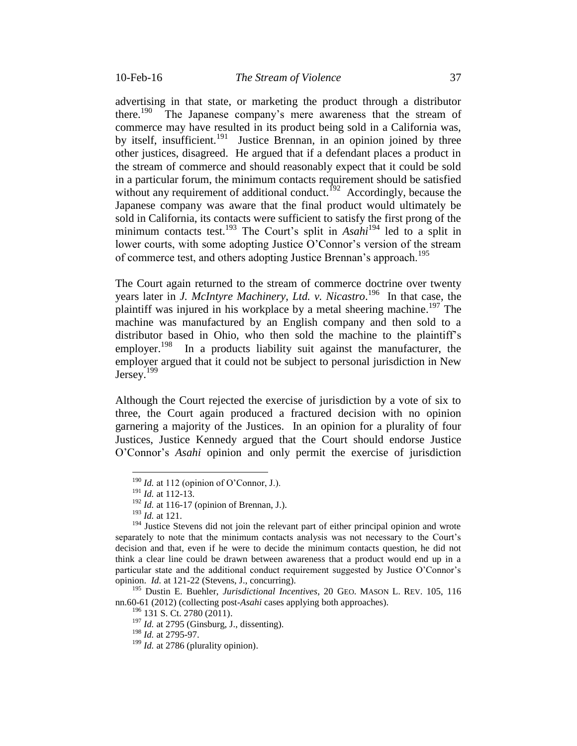advertising in that state, or marketing the product through a distributor there.[190] The Japanese company's mere awareness that the stream of commerce may have resulted in its product being sold in a California was, by itself, insufficient.[191] Justice Brennan, in an opinion joined by three other justices, disagreed. He argued that if a defendant places a product in the stream of commerce and should reasonably expect that it could be sold in a particular forum, the minimum contacts requirement should be satisfied without any requirement of additional conduct.[192] Accordingly, because the Japanese company was aware that the final product would ultimately be sold in California, its contacts were sufficient to satisfy the first prong of the minimum contacts test.[193] The Court's split in *Asahi*[194] led to a split in lower courts, with some adopting Justice O'Connor's version of the stream of commerce test, and others adopting Justice Brennan's approach.[195]

The Court again returned to the stream of commerce doctrine over twenty years later in *J. McIntyre Machinery, Ltd. v. Nicastro*.[196] In that case, the plaintiff was injured in his workplace by a metal sheering machine.[197] The machine was manufactured by an English company and then sold to a distributor based in Ohio, who then sold the machine to the plaintiff's employer.[198] In a products liability suit against the manufacturer, the employer argued that it could not be subject to personal jurisdiction in New Jersey.[199]

Although the Court rejected the exercise of jurisdiction by a vote of six to three, the Court again produced a fractured decision with no opinion garnering a majority of the Justices. In an opinion for a plurality of four Justices, Justice Kennedy argued that the Court should endorse Justice O'Connor's *Asahi* opinion and only permit the exercise of jurisdiction

---

[190] *Id.* at 112 (opinion of O'Connor, J.).

[191] *Id.* at 112-13.

[192] *Id.* at 116-17 (opinion of Brennan, J.).

[193] *Id.* at 121.

[194] Justice Stevens did not join the relevant part of either principal opinion and wrote separately to note that the minimum contacts analysis was not necessary to the Court's decision and that, even if he were to decide the minimum contacts question, he did not think a clear line could be drawn between awareness that a product would end up in a particular state and the additional conduct requirement suggested by Justice O'Connor's opinion. *Id.* at 121-22 (Stevens, J., concurring).

[195] Dustin E. Buehler, *Jurisdictional Incentives*, 20 GEO. MASON L. REV. 105, 116 nn.60-61 (2012) (collecting post-*Asahi* cases applying both approaches).

[196] 131 S. Ct. 2780 (2011).

[197] *Id.* at 2795 (Ginsburg, J., dissenting).

[198] *Id.* at 2795-97.

[199] *Id.* at 2786 (plurality opinion).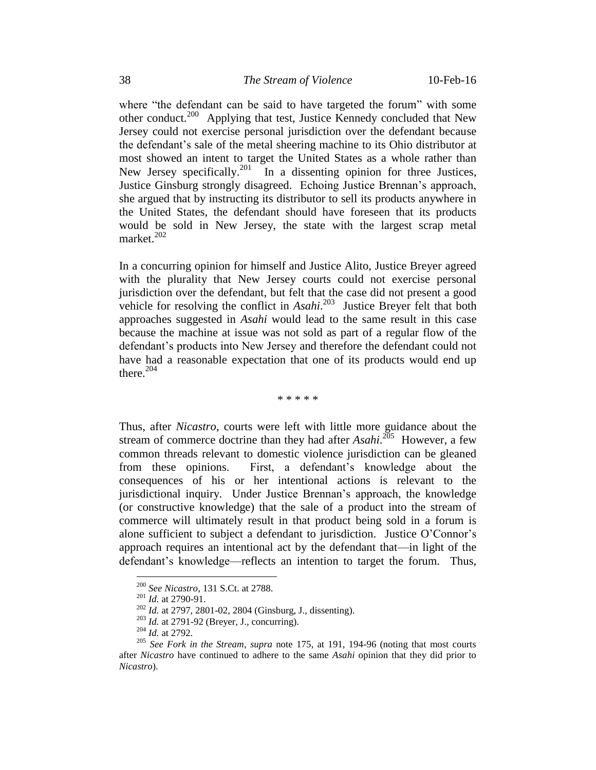where "the defendant can be said to have targeted the forum" with some other conduct.[200] Applying that test, Justice Kennedy concluded that New Jersey could not exercise personal jurisdiction over the defendant because the defendant's sale of the metal sheering machine to its Ohio distributor at most showed an intent to target the United States as a whole rather than New Jersey specifically.[201] In a dissenting opinion for three Justices, Justice Ginsburg strongly disagreed. Echoing Justice Brennan's approach, she argued that by instructing its distributor to sell its products anywhere in the United States, the defendant should have foreseen that its products would be sold in New Jersey, the state with the largest scrap metal market.[202]

In a concurring opinion for himself and Justice Alito, Justice Breyer agreed with the plurality that New Jersey courts could not exercise personal jurisdiction over the defendant, but felt that the case did not present a good vehicle for resolving the conflict in *Asahi*.[203] Justice Breyer felt that both approaches suggested in *Asahi* would lead to the same result in this case because the machine at issue was not sold as part of a regular flow of the defendant's products into New Jersey and therefore the defendant could not have had a reasonable expectation that one of its products would end up there.[204]

\* \* \* \* \*

Thus, after *Nicastro*, courts were left with little more guidance about the stream of commerce doctrine than they had after *Asahi*.[205] However, a few common threads relevant to domestic violence jurisdiction can be gleaned from these opinions. First, a defendant's knowledge about the consequences of his or her intentional actions is relevant to the jurisdictional inquiry. Under Justice Brennan's approach, the knowledge (or constructive knowledge) that the sale of a product into the stream of commerce will ultimately result in that product being sold in a forum is alone sufficient to subject a defendant to jurisdiction. Justice O'Connor's approach requires an intentional act by the defendant that—in light of the defendant's knowledge—reflects an intention to target the forum. Thus,

---

[200] *See Nicastro*, 131 S.Ct. at 2788.

[201] *Id.* at 2790-91.

[202] *Id.* at 2797, 2801-02, 2804 (Ginsburg, J., dissenting).

[203] *Id.* at 2791-92 (Breyer, J., concurring).

[204] *Id.* at 2792.

[205] *See Fork in the Stream*, *supra* note 175, at 191, 194-96 (noting that most courts after *Nicastro* have continued to adhere to the same *Asahi* opinion that they did prior to *Nicastro*).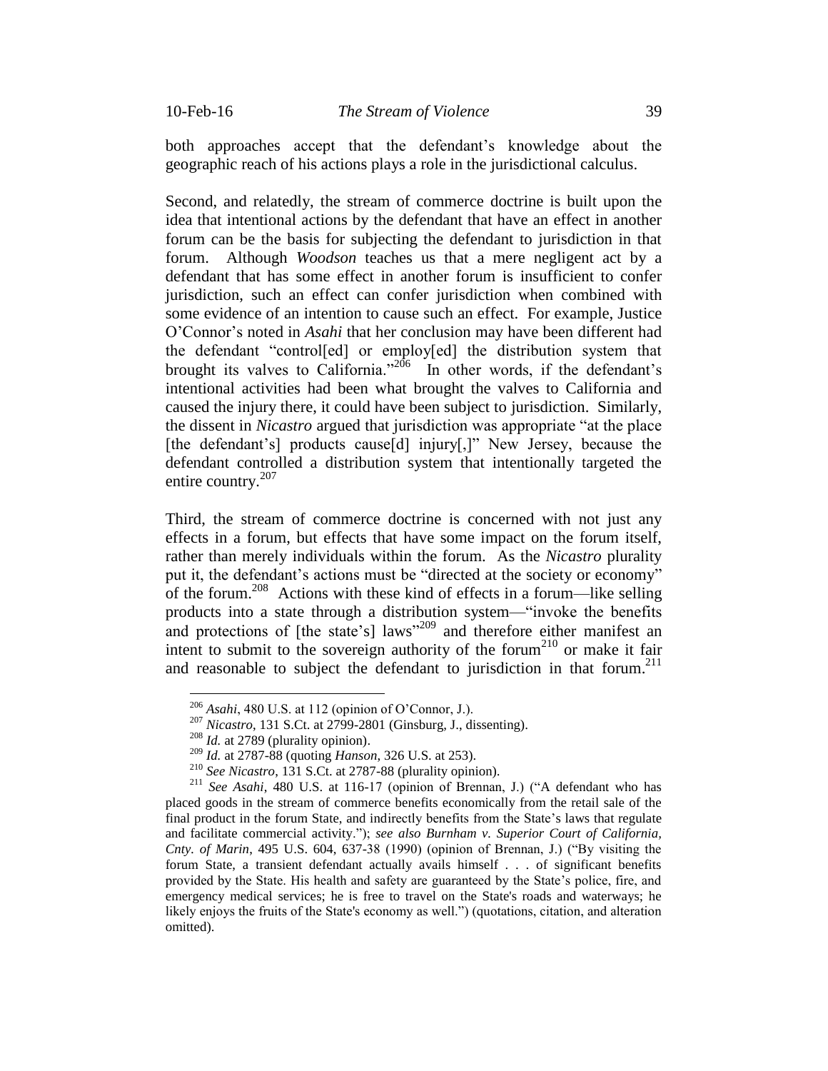both approaches accept that the defendant's knowledge about the geographic reach of his actions plays a role in the jurisdictional calculus.

Second, and relatedly, the stream of commerce doctrine is built upon the idea that intentional actions by the defendant that have an effect in another forum can be the basis for subjecting the defendant to jurisdiction in that forum. Although *Woodson* teaches us that a mere negligent act by a defendant that has some effect in another forum is insufficient to confer jurisdiction, such an effect can confer jurisdiction when combined with some evidence of an intention to cause such an effect. For example, Justice O'Connor's noted in *Asahi* that her conclusion may have been different had the defendant "control[ed] or employ[ed] the distribution system that brought its valves to California."[206] In other words, if the defendant's intentional activities had been what brought the valves to California and caused the injury there, it could have been subject to jurisdiction. Similarly, the dissent in *Nicastro* argued that jurisdiction was appropriate "at the place [the defendant's] products cause[d] injury[,]" New Jersey, because the defendant controlled a distribution system that intentionally targeted the entire country.[207]

Third, the stream of commerce doctrine is concerned with not just any effects in a forum, but effects that have some impact on the forum itself, rather than merely individuals within the forum. As the *Nicastro* plurality put it, the defendant's actions must be "directed at the society or economy" of the forum.[208] Actions with these kind of effects in a forum—like selling products into a state through a distribution system—"invoke the benefits and protections of [the state's] laws"[209] and therefore either manifest an intent to submit to the sovereign authority of the forum[210] or make it fair and reasonable to subject the defendant to jurisdiction in that forum.[211]

---

[206] *Asahi*, 480 U.S. at 112 (opinion of O'Connor, J.).

[207] *Nicastro*, 131 S.Ct. at 2799-2801 (Ginsburg, J., dissenting).

[208] *Id.* at 2789 (plurality opinion).

[209] *Id.* at 2787-88 (quoting *Hanson*, 326 U.S. at 253).

[210] *See Nicastro*, 131 S.Ct. at 2787-88 (plurality opinion).

[211] *See Asahi*, 480 U.S. at 116-17 (opinion of Brennan, J.) ("A defendant who has placed goods in the stream of commerce benefits economically from the retail sale of the final product in the forum State, and indirectly benefits from the State's laws that regulate and facilitate commercial activity."); *see also Burnham v. Superior Court of California, Cnty. of Marin*, 495 U.S. 604, 637-38 (1990) (opinion of Brennan, J.) ("By visiting the forum State, a transient defendant actually avails himself . . . of significant benefits provided by the State. His health and safety are guaranteed by the State's police, fire, and emergency medical services; he is free to travel on the State's roads and waterways; he likely enjoys the fruits of the State's economy as well.") (quotations, citation, and alteration omitted).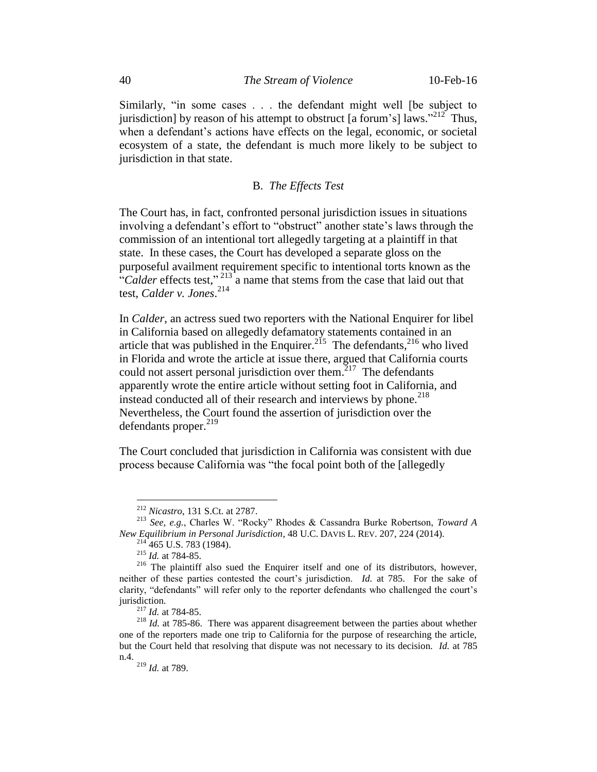Similarly, "in some cases . . . the defendant might well [be subject to jurisdiction] by reason of his attempt to obstruct [a forum's] laws."[212] Thus, when a defendant's actions have effects on the legal, economic, or societal ecosystem of a state, the defendant is much more likely to be subject to jurisdiction in that state.

### B. *The Effects Test*

The Court has, in fact, confronted personal jurisdiction issues in situations involving a defendant's effort to "obstruct" another state's laws through the commission of an intentional tort allegedly targeting at a plaintiff in that state. In these cases, the Court has developed a separate gloss on the purposeful availment requirement specific to intentional torts known as the "*Calder* effects test,"[213] a name that stems from the case that laid out that test, *Calder v. Jones*.[214]

In *Calder*, an actress sued two reporters with the National Enquirer for libel in California based on allegedly defamatory statements contained in an article that was published in the Enquirer.[215] The defendants,[216] who lived in Florida and wrote the article at issue there, argued that California courts could not assert personal jurisdiction over them.[217] The defendants apparently wrote the entire article without setting foot in California, and instead conducted all of their research and interviews by phone.[218] Nevertheless, the Court found the assertion of jurisdiction over the defendants proper.[219]

The Court concluded that jurisdiction in California was consistent with due process because California was "the focal point both of the [allegedly

---

[212] *Nicastro*, 131 S.Ct. at 2787.

[213] *See, e.g.*, Charles W. "Rocky" Rhodes & Cassandra Burke Robertson, *Toward A New Equilibrium in Personal Jurisdiction*, 48 U.C. DAVIS L. REV. 207, 224 (2014).

[214] 465 U.S. 783 (1984).

[215] *Id.* at 784-85.

[216] The plaintiff also sued the Enquirer itself and one of its distributors, however, neither of these parties contested the court's jurisdiction. *Id.* at 785. For the sake of clarity, "defendants" will refer only to the reporter defendants who challenged the court's jurisdiction.

[217] *Id.* at 784-85.

[218] *Id.* at 785-86. There was apparent disagreement between the parties about whether one of the reporters made one trip to California for the purpose of researching the article, but the Court held that resolving that dispute was not necessary to its decision. *Id.* at 785 n.4.

[219] *Id.* at 789.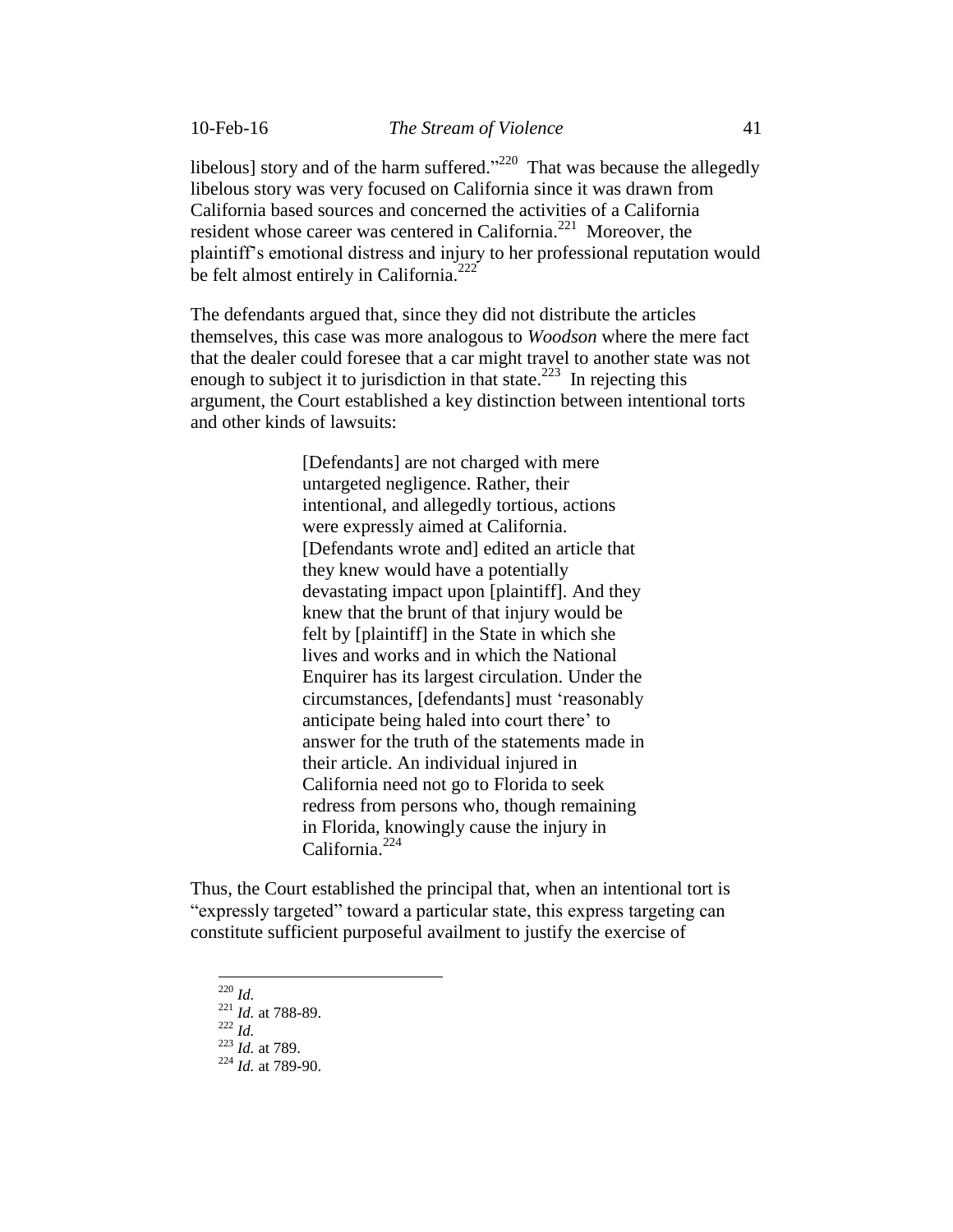libelous] story and of the harm suffered."[220] That was because the allegedly libelous story was very focused on California since it was drawn from California based sources and concerned the activities of a California resident whose career was centered in California.[221] Moreover, the plaintiff's emotional distress and injury to her professional reputation would be felt almost entirely in California.[222]

The defendants argued that, since they did not distribute the articles themselves, this case was more analogous to *Woodson* where the mere fact that the dealer could foresee that a car might travel to another state was not enough to subject it to jurisdiction in that state.[223] In rejecting this argument, the Court established a key distinction between intentional torts and other kinds of lawsuits:

> [Defendants] are not charged with mere untargeted negligence. Rather, their intentional, and allegedly tortious, actions were expressly aimed at California. [Defendants wrote and] edited an article that they knew would have a potentially devastating impact upon [plaintiff]. And they knew that the brunt of that injury would be felt by [plaintiff] in the State in which she lives and works and in which the National Enquirer has its largest circulation. Under the circumstances, [defendants] must 'reasonably anticipate being haled into court there' to answer for the truth of the statements made in their article. An individual injured in California need not go to Florida to seek redress from persons who, though remaining in Florida, knowingly cause the injury in California.[224]

Thus, the Court established the principal that, when an intentional tort is "expressly targeted" toward a particular state, this express targeting can constitute sufficient purposeful availment to justify the exercise of

---

[220] *Id.*

[221] *Id.* at 788-89.

[222] *Id.*

[223] *Id.* at 789.

[224] *Id.* at 789-90.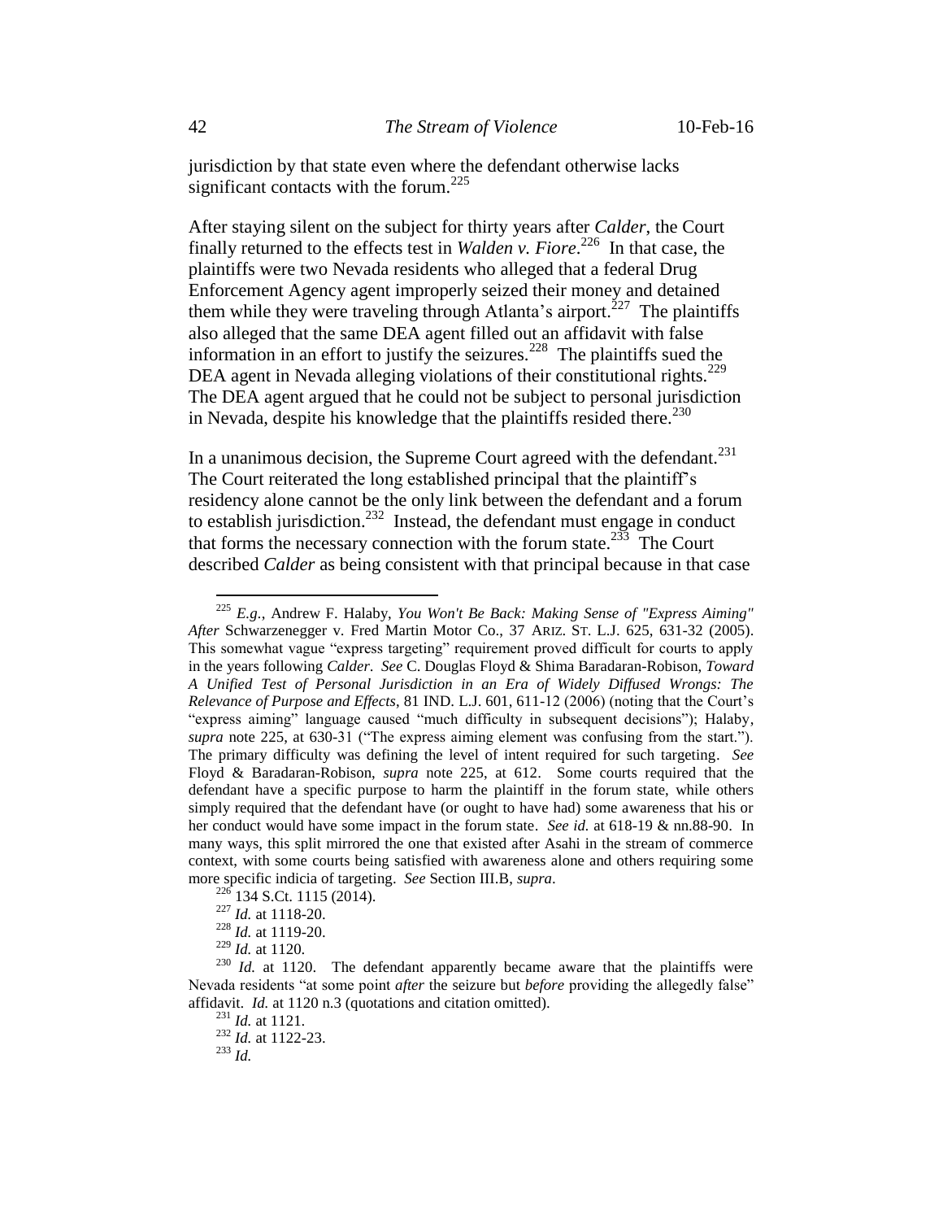jurisdiction by that state even where the defendant otherwise lacks significant contacts with the forum.[225]

After staying silent on the subject for thirty years after *Calder*, the Court finally returned to the effects test in *Walden v. Fiore*.[226] In that case, the plaintiffs were two Nevada residents who alleged that a federal Drug Enforcement Agency agent improperly seized their money and detained them while they were traveling through Atlanta's airport.[227] The plaintiffs also alleged that the same DEA agent filled out an affidavit with false information in an effort to justify the seizures.[228] The plaintiffs sued the DEA agent in Nevada alleging violations of their constitutional rights.[229] The DEA agent argued that he could not be subject to personal jurisdiction in Nevada, despite his knowledge that the plaintiffs resided there.[230]

In a unanimous decision, the Supreme Court agreed with the defendant.[231] The Court reiterated the long established principal that the plaintiff's residency alone cannot be the only link between the defendant and a forum to establish jurisdiction.[232] Instead, the defendant must engage in conduct that forms the necessary connection with the forum state.[233] The Court described *Calder* as being consistent with that principal because in that case

---

[225] *E.g.*, Andrew F. Halaby, *You Won't Be Back: Making Sense of "Express Aiming" After* Schwarzenegger v. Fred Martin Motor Co., 37 ARIZ. ST. L.J. 625, 631-32 (2005). This somewhat vague "express targeting" requirement proved difficult for courts to apply in the years following *Calder*. *See* C. Douglas Floyd & Shima Baradaran-Robison, *Toward A Unified Test of Personal Jurisdiction in an Era of Widely Diffused Wrongs: The Relevance of Purpose and Effects*, 81 IND. L.J. 601, 611-12 (2006) (noting that the Court's "express aiming" language caused "much difficulty in subsequent decisions"); Halaby, *supra* note 225, at 630-31 ("The express aiming element was confusing from the start."). The primary difficulty was defining the level of intent required for such targeting. *See* Floyd & Baradaran-Robison, *supra* note 225, at 612. Some courts required that the defendant have a specific purpose to harm the plaintiff in the forum state, while others simply required that the defendant have (or ought to have had) some awareness that his or her conduct would have some impact in the forum state. *See id.* at 618-19 & nn.88-90. In many ways, this split mirrored the one that existed after Asahi in the stream of commerce context, with some courts being satisfied with awareness alone and others requiring some more specific indicia of targeting. *See* Section III.B, *supra*.

[226] 134 S.Ct. 1115 (2014).

[227] *Id.* at 1118-20.

[228] *Id.* at 1119-20.

[229] *Id.* at 1120.

[230] *Id.* at 1120. The defendant apparently became aware that the plaintiffs were Nevada residents "at some point *after* the seizure but *before* providing the allegedly false" affidavit. *Id.* at 1120 n.3 (quotations and citation omitted).

[231] *Id.* at 1121.

[232] *Id.* at 1122-23.

[233] *Id.*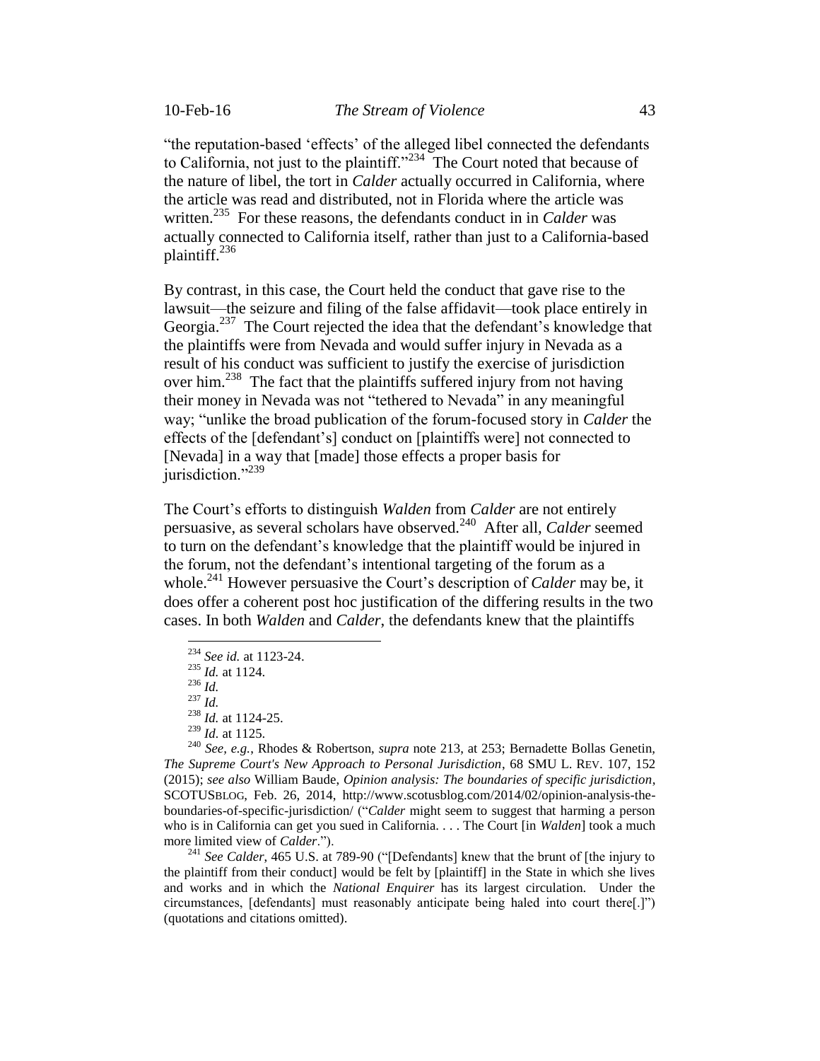"the reputation-based 'effects' of the alleged libel connected the defendants to California, not just to the plaintiff."[234] The Court noted that because of the nature of libel, the tort in *Calder* actually occurred in California, where the article was read and distributed, not in Florida where the article was written.[235] For these reasons, the defendants conduct in in *Calder* was actually connected to California itself, rather than just to a California-based plaintiff.[236]

By contrast, in this case, the Court held the conduct that gave rise to the lawsuit—the seizure and filing of the false affidavit—took place entirely in Georgia.[237] The Court rejected the idea that the defendant's knowledge that the plaintiffs were from Nevada and would suffer injury in Nevada as a result of his conduct was sufficient to justify the exercise of jurisdiction over him.[238] The fact that the plaintiffs suffered injury from not having their money in Nevada was not "tethered to Nevada" in any meaningful way; "unlike the broad publication of the forum-focused story in *Calder* the effects of the [defendant's] conduct on [plaintiffs were] not connected to [Nevada] in a way that [made] those effects a proper basis for jurisdiction."[239]

The Court's efforts to distinguish *Walden* from *Calder* are not entirely persuasive, as several scholars have observed.[240] After all, *Calder* seemed to turn on the defendant's knowledge that the plaintiff would be injured in the forum, not the defendant's intentional targeting of the forum as a whole.[241] However persuasive the Court's description of *Calder* may be, it does offer a coherent post hoc justification of the differing results in the two cases. In both *Walden* and *Calder*, the defendants knew that the plaintiffs

---

[234] *See id.* at 1123-24.

[235] *Id.* at 1124.

[236] *Id.*

[237] *Id.*

[238] *Id.* at 1124-25.

[239] *Id.* at 1125.

[240] *See, e.g.*, Rhodes & Robertson, *supra* note 213, at 253; Bernadette Bollas Genetin, *The Supreme Court's New Approach to Personal Jurisdiction*, 68 SMU L. REV. 107, 152 (2015); *see also* William Baude, *Opinion analysis: The boundaries of specific jurisdiction*, SCOTUSBLOG, Feb. 26, 2014, http://www.scotusblog.com/2014/02/opinion-analysis-the-boundaries-of-specific-jurisdiction/ ("*Calder* might seem to suggest that harming a person who is in California can get you sued in California. . . . The Court [in *Walden*] took a much more limited view of *Calder*.").

[241] *See Calder*, 465 U.S. at 789-90 ("[Defendants] knew that the brunt of [the injury to the plaintiff from their conduct] would be felt by [plaintiff] in the State in which she lives and works and in which the *National Enquirer* has its largest circulation. Under the circumstances, [defendants] must reasonably anticipate being haled into court there[.]") (quotations and citations omitted).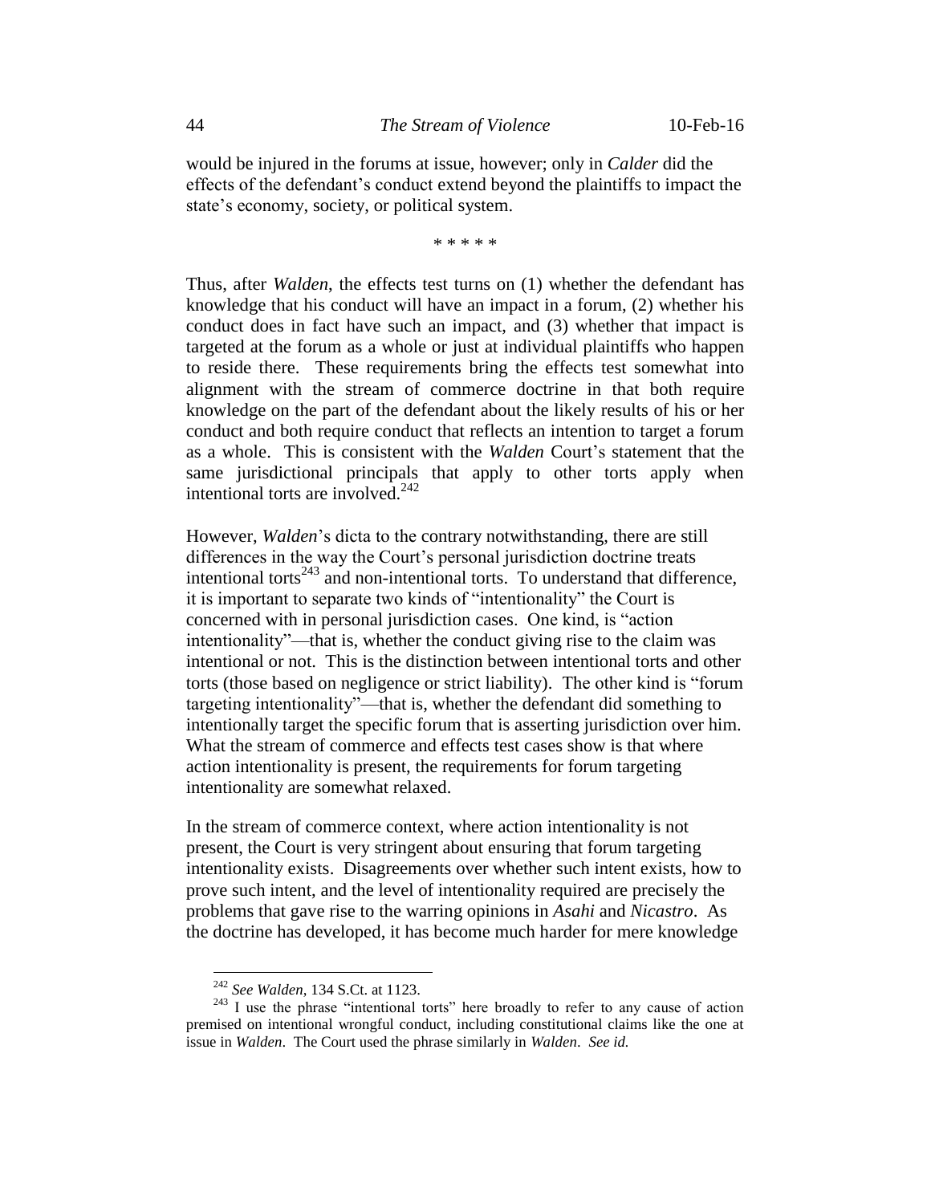would be injured in the forums at issue, however; only in *Calder* did the effects of the defendant's conduct extend beyond the plaintiffs to impact the state's economy, society, or political system.

\* \* \* \* \*

Thus, after *Walden*, the effects test turns on (1) whether the defendant has knowledge that his conduct will have an impact in a forum, (2) whether his conduct does in fact have such an impact, and (3) whether that impact is targeted at the forum as a whole or just at individual plaintiffs who happen to reside there. These requirements bring the effects test somewhat into alignment with the stream of commerce doctrine in that both require knowledge on the part of the defendant about the likely results of his or her conduct and both require conduct that reflects an intention to target a forum as a whole. This is consistent with the *Walden* Court's statement that the same jurisdictional principals that apply to other torts apply when intentional torts are involved.[242]

However, *Walden*'s dicta to the contrary notwithstanding, there are still differences in the way the Court's personal jurisdiction doctrine treats intentional torts[243] and non-intentional torts. To understand that difference, it is important to separate two kinds of "intentionality" the Court is concerned with in personal jurisdiction cases. One kind, is "action intentionality"—that is, whether the conduct giving rise to the claim was intentional or not. This is the distinction between intentional torts and other torts (those based on negligence or strict liability). The other kind is "forum targeting intentionality"—that is, whether the defendant did something to intentionally target the specific forum that is asserting jurisdiction over him. What the stream of commerce and effects test cases show is that where action intentionality is present, the requirements for forum targeting intentionality are somewhat relaxed.

In the stream of commerce context, where action intentionality is not present, the Court is very stringent about ensuring that forum targeting intentionality exists. Disagreements over whether such intent exists, how to prove such intent, and the level of intentionality required are precisely the problems that gave rise to the warring opinions in *Asahi* and *Nicastro*. As the doctrine has developed, it has become much harder for mere knowledge

---

[242] *See Walden*, 134 S.Ct. at 1123.

[243] I use the phrase "intentional torts" here broadly to refer to any cause of action premised on intentional wrongful conduct, including constitutional claims like the one at issue in *Walden*. The Court used the phrase similarly in *Walden*. *See id.*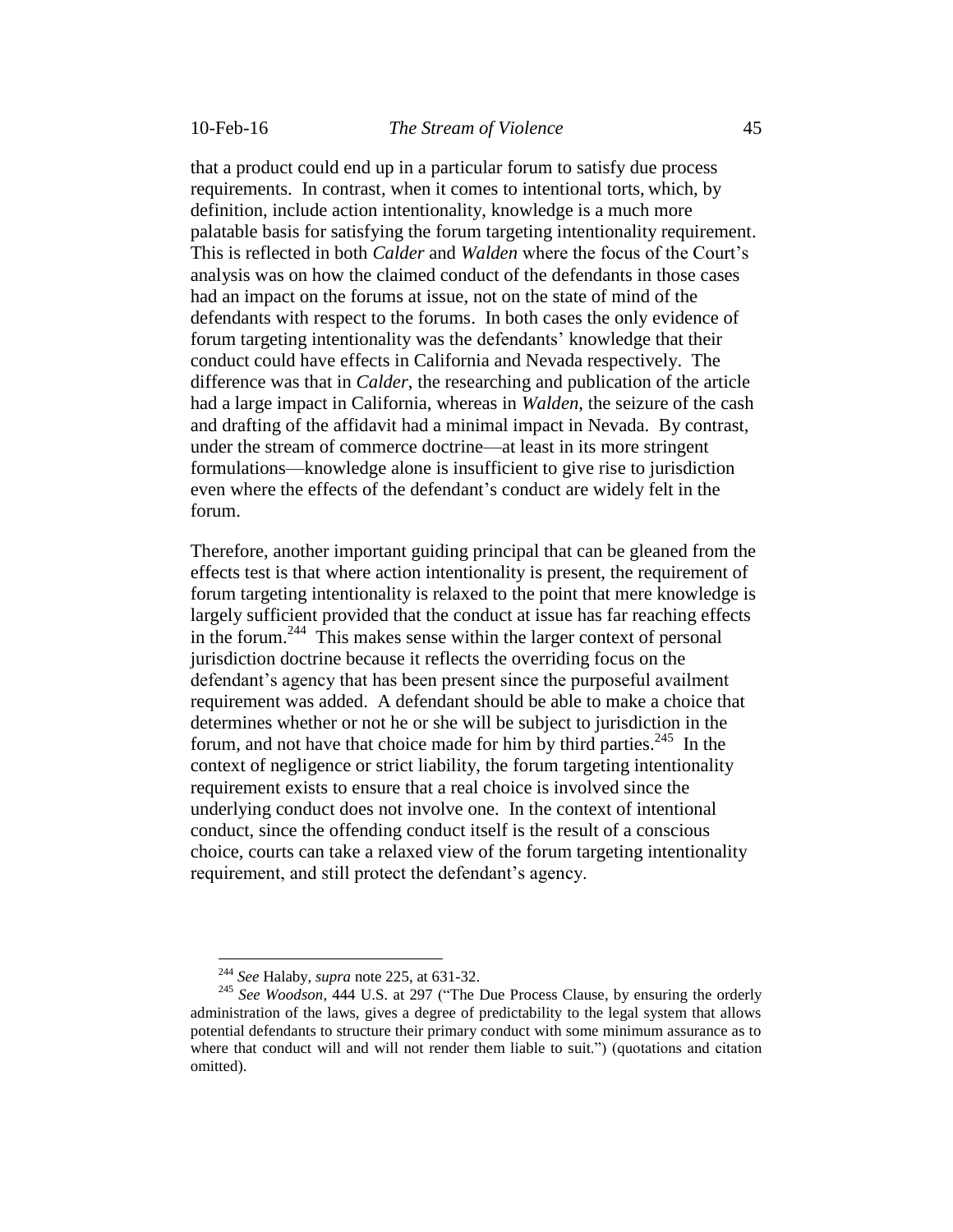that a product could end up in a particular forum to satisfy due process requirements. In contrast, when it comes to intentional torts, which, by definition, include action intentionality, knowledge is a much more palatable basis for satisfying the forum targeting intentionality requirement. This is reflected in both *Calder* and *Walden* where the focus of the Court's analysis was on how the claimed conduct of the defendants in those cases had an impact on the forums at issue, not on the state of mind of the defendants with respect to the forums. In both cases the only evidence of forum targeting intentionality was the defendants' knowledge that their conduct could have effects in California and Nevada respectively. The difference was that in *Calder*, the researching and publication of the article had a large impact in California, whereas in *Walden*, the seizure of the cash and drafting of the affidavit had a minimal impact in Nevada. By contrast, under the stream of commerce doctrine—at least in its more stringent formulations—knowledge alone is insufficient to give rise to jurisdiction even where the effects of the defendant's conduct are widely felt in the forum.

Therefore, another important guiding principal that can be gleaned from the effects test is that where action intentionality is present, the requirement of forum targeting intentionality is relaxed to the point that mere knowledge is largely sufficient provided that the conduct at issue has far reaching effects in the forum.[244] This makes sense within the larger context of personal jurisdiction doctrine because it reflects the overriding focus on the defendant's agency that has been present since the purposeful availment requirement was added. A defendant should be able to make a choice that determines whether or not he or she will be subject to jurisdiction in the forum, and not have that choice made for him by third parties.[245] In the context of negligence or strict liability, the forum targeting intentionality requirement exists to ensure that a real choice is involved since the underlying conduct does not involve one. In the context of intentional conduct, since the offending conduct itself is the result of a conscious choice, courts can take a relaxed view of the forum targeting intentionality requirement, and still protect the defendant's agency.

---

[244] *See* Halaby, *supra* note 225, at 631-32.

[245] *See Woodson*, 444 U.S. at 297 ("The Due Process Clause, by ensuring the orderly administration of the laws, gives a degree of predictability to the legal system that allows potential defendants to structure their primary conduct with some minimum assurance as to where that conduct will and will not render them liable to suit.") (quotations and citation omitted).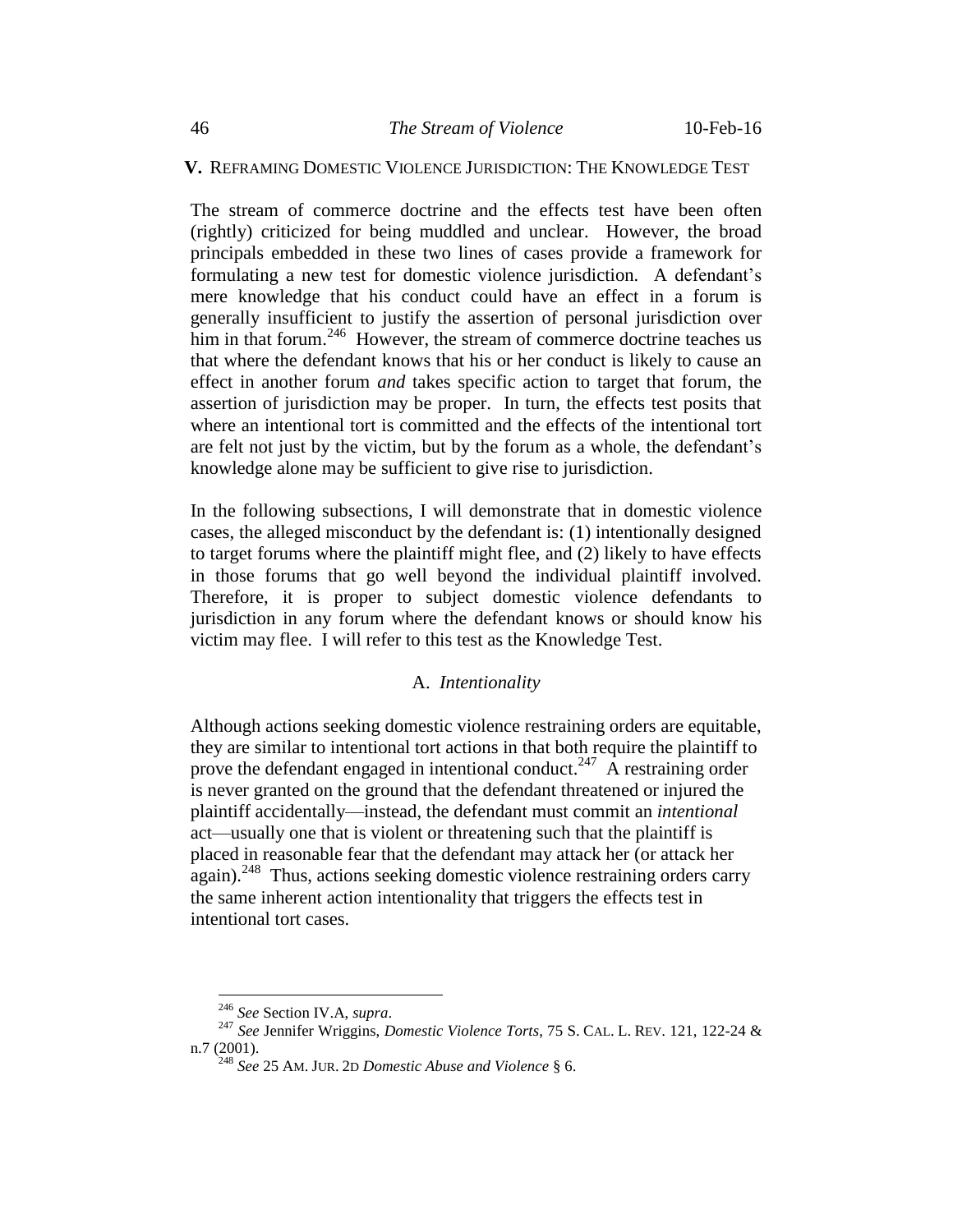## V. REFRAMING DOMESTIC VIOLENCE JURISDICTION: THE KNOWLEDGE TEST

The stream of commerce doctrine and the effects test have been often (rightly) criticized for being muddled and unclear. However, the broad principals embedded in these two lines of cases provide a framework for formulating a new test for domestic violence jurisdiction. A defendant's mere knowledge that his conduct could have an effect in a forum is generally insufficient to justify the assertion of personal jurisdiction over him in that forum.[246] However, the stream of commerce doctrine teaches us that where the defendant knows that his or her conduct is likely to cause an effect in another forum *and* takes specific action to target that forum, the assertion of jurisdiction may be proper. In turn, the effects test posits that where an intentional tort is committed and the effects of the intentional tort are felt not just by the victim, but by the forum as a whole, the defendant's knowledge alone may be sufficient to give rise to jurisdiction.

In the following subsections, I will demonstrate that in domestic violence cases, the alleged misconduct by the defendant is: (1) intentionally designed to target forums where the plaintiff might flee, and (2) likely to have effects in those forums that go well beyond the individual plaintiff involved. Therefore, it is proper to subject domestic violence defendants to jurisdiction in any forum where the defendant knows or should know his victim may flee. I will refer to this test as the Knowledge Test.

### A. *Intentionality*

Although actions seeking domestic violence restraining orders are equitable, they are similar to intentional tort actions in that both require the plaintiff to prove the defendant engaged in intentional conduct.[247] A restraining order is never granted on the ground that the defendant threatened or injured the plaintiff accidentally—instead, the defendant must commit an *intentional* act—usually one that is violent or threatening such that the plaintiff is placed in reasonable fear that the defendant may attack her (or attack her again).[248] Thus, actions seeking domestic violence restraining orders carry the same inherent action intentionality that triggers the effects test in intentional tort cases.

---

[246] *See* Section IV.A, *supra*.

[247] *See* Jennifer Wriggins, *Domestic Violence Torts*, 75 S. CAL. L. REV. 121, 122-24 & n.7 (2001).

[248] *See* 25 AM. JUR. 2D *Domestic Abuse and Violence* § 6.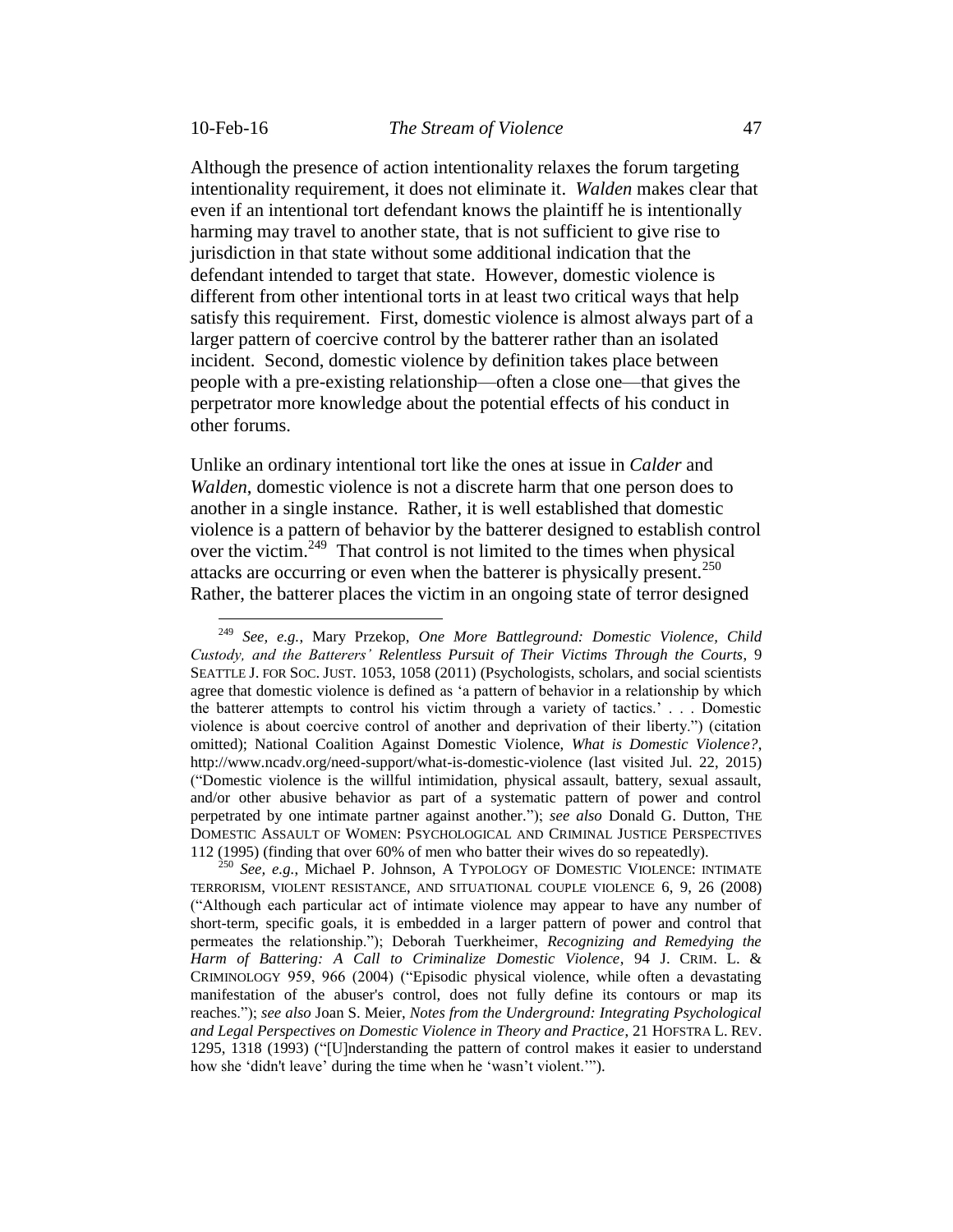Although the presence of action intentionality relaxes the forum targeting intentionality requirement, it does not eliminate it. *Walden* makes clear that even if an intentional tort defendant knows the plaintiff he is intentionally harming may travel to another state, that is not sufficient to give rise to jurisdiction in that state without some additional indication that the defendant intended to target that state. However, domestic violence is different from other intentional torts in at least two critical ways that help satisfy this requirement. First, domestic violence is almost always part of a larger pattern of coercive control by the batterer rather than an isolated incident. Second, domestic violence by definition takes place between people with a pre-existing relationship—often a close one—that gives the perpetrator more knowledge about the potential effects of his conduct in other forums.

Unlike an ordinary intentional tort like the ones at issue in *Calder* and *Walden*, domestic violence is not a discrete harm that one person does to another in a single instance. Rather, it is well established that domestic violence is a pattern of behavior by the batterer designed to establish control over the victim.[249] That control is not limited to the times when physical attacks are occurring or even when the batterer is physically present.[250] Rather, the batterer places the victim in an ongoing state of terror designed

---

[249] *See, e.g.*, Mary Przekop, *One More Battleground: Domestic Violence, Child Custody, and the Batterers' Relentless Pursuit of Their Victims Through the Courts*, 9 SEATTLE J. FOR SOC. JUST. 1053, 1058 (2011) (Psychologists, scholars, and social scientists agree that domestic violence is defined as 'a pattern of behavior in a relationship by which the batterer attempts to control his victim through a variety of tactics.' . . . Domestic violence is about coercive control of another and deprivation of their liberty.") (citation omitted); National Coalition Against Domestic Violence, *What is Domestic Violence?*, http://www.ncadv.org/need-support/what-is-domestic-violence (last visited Jul. 22, 2015) ("Domestic violence is the willful intimidation, physical assault, battery, sexual assault, and/or other abusive behavior as part of a systematic pattern of power and control perpetrated by one intimate partner against another."); *see also* Donald G. Dutton, THE DOMESTIC ASSAULT OF WOMEN: PSYCHOLOGICAL AND CRIMINAL JUSTICE PERSPECTIVES 112 (1995) (finding that over 60% of men who batter their wives do so repeatedly).

[250] *See, e.g.*, Michael P. Johnson, A TYPOLOGY OF DOMESTIC VIOLENCE: INTIMATE TERRORISM, VIOLENT RESISTANCE, AND SITUATIONAL COUPLE VIOLENCE 6, 9, 26 (2008) ("Although each particular act of intimate violence may appear to have any number of short-term, specific goals, it is embedded in a larger pattern of power and control that permeates the relationship."); Deborah Tuerkheimer, *Recognizing and Remedying the Harm of Battering: A Call to Criminalize Domestic Violence*, 94 J. CRIM. L. & CRIMINOLOGY 959, 966 (2004) ("Episodic physical violence, while often a devastating manifestation of the abuser's control, does not fully define its contours or map its reaches."); *see also* Joan S. Meier, *Notes from the Underground: Integrating Psychological and Legal Perspectives on Domestic Violence in Theory and Practice*, 21 HOFSTRA L. REV. 1295, 1318 (1993) ("[U]nderstanding the pattern of control makes it easier to understand how she 'didn't leave' during the time when he 'wasn't violent.'").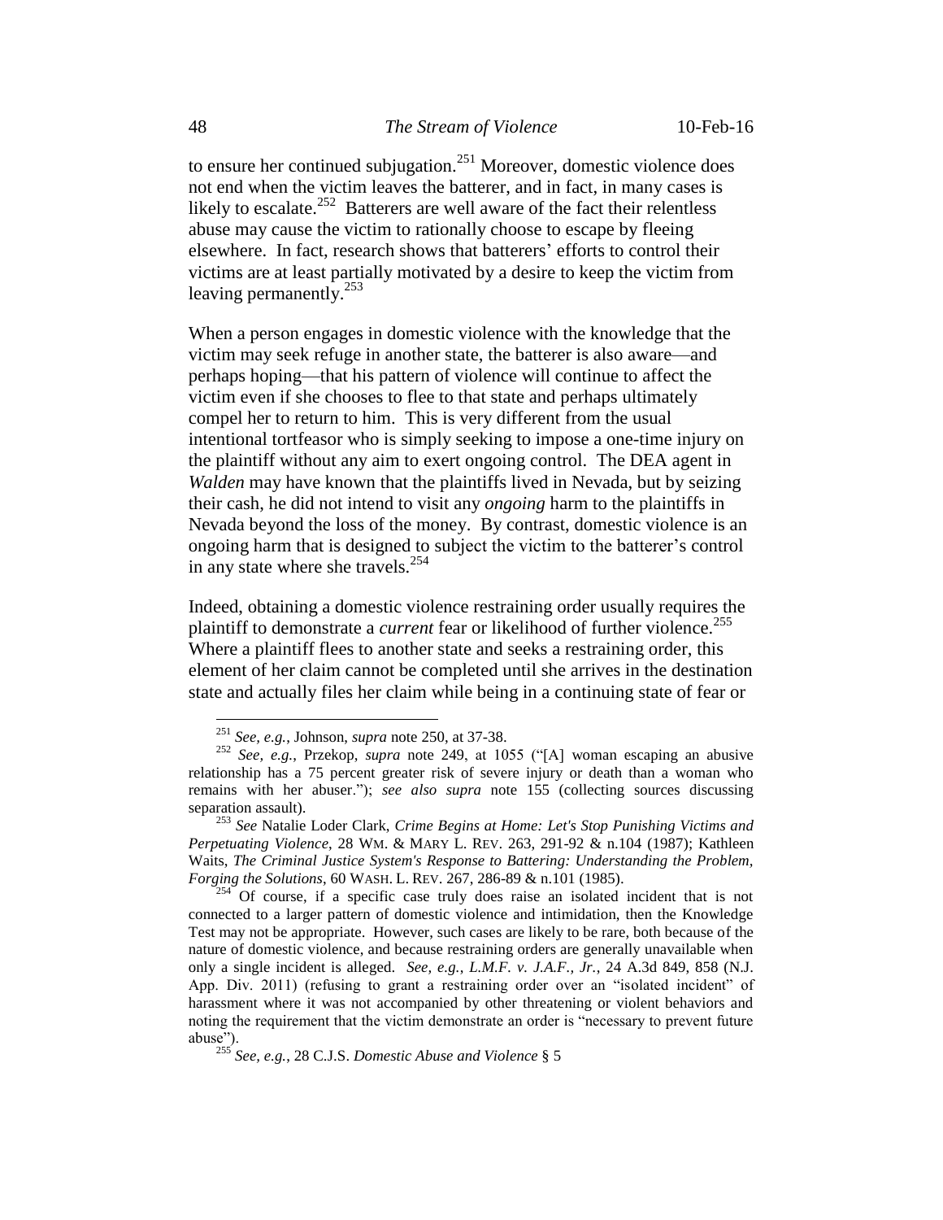to ensure her continued subjugation.[251] Moreover, domestic violence does not end when the victim leaves the batterer, and in fact, in many cases is likely to escalate.[252] Batterers are well aware of the fact their relentless abuse may cause the victim to rationally choose to escape by fleeing elsewhere. In fact, research shows that batterers' efforts to control their victims are at least partially motivated by a desire to keep the victim from leaving permanently.[253]

When a person engages in domestic violence with the knowledge that the victim may seek refuge in another state, the batterer is also aware—and perhaps hoping—that his pattern of violence will continue to affect the victim even if she chooses to flee to that state and perhaps ultimately compel her to return to him. This is very different from the usual intentional tortfeasor who is simply seeking to impose a one-time injury on the plaintiff without any aim to exert ongoing control. The DEA agent in *Walden* may have known that the plaintiffs lived in Nevada, but by seizing their cash, he did not intend to visit any *ongoing* harm to the plaintiffs in Nevada beyond the loss of the money. By contrast, domestic violence is an ongoing harm that is designed to subject the victim to the batterer's control in any state where she travels.[254]

Indeed, obtaining a domestic violence restraining order usually requires the plaintiff to demonstrate a *current* fear or likelihood of further violence.[255] Where a plaintiff flees to another state and seeks a restraining order, this element of her claim cannot be completed until she arrives in the destination state and actually files her claim while being in a continuing state of fear or

---

[251] *See, e.g.*, Johnson, *supra* note 250, at 37-38.

[252] *See, e.g.*, Przekop, *supra* note 249, at 1055 ("[A] woman escaping an abusive relationship has a 75 percent greater risk of severe injury or death than a woman who remains with her abuser."); *see also supra* note 155 (collecting sources discussing separation assault).

[253] *See* Natalie Loder Clark, *Crime Begins at Home: Let's Stop Punishing Victims and Perpetuating Violence*, 28 WM. & MARY L. REV. 263, 291-92 & n.104 (1987); Kathleen Waits, *The Criminal Justice System's Response to Battering: Understanding the Problem, Forging the Solutions*, 60 WASH. L. REV. 267, 286-89 & n.101 (1985).

[254] Of course, if a specific case truly does raise an isolated incident that is not connected to a larger pattern of domestic violence and intimidation, then the Knowledge Test may not be appropriate. However, such cases are likely to be rare, both because of the nature of domestic violence, and because restraining orders are generally unavailable when only a single incident is alleged. *See, e.g.*, *L.M.F. v. J.A.F., Jr.*, 24 A.3d 849, 858 (N.J. App. Div. 2011) (refusing to grant a restraining order over an "isolated incident" of harassment where it was not accompanied by other threatening or violent behaviors and noting the requirement that the victim demonstrate an order is "necessary to prevent future abuse").

[255] *See, e.g.*, 28 C.J.S. *Domestic Abuse and Violence* § 5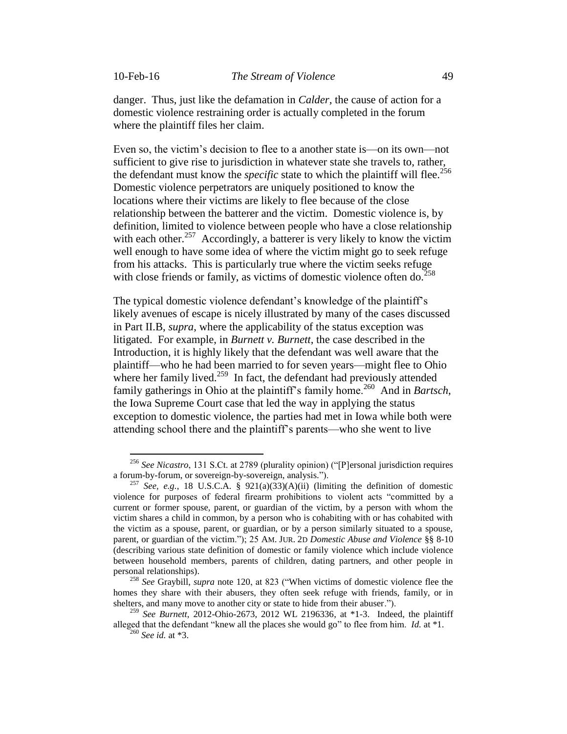danger. Thus, just like the defamation in *Calder*, the cause of action for a domestic violence restraining order is actually completed in the forum where the plaintiff files her claim.

Even so, the victim's decision to flee to a another state is—on its own—not sufficient to give rise to jurisdiction in whatever state she travels to, rather, the defendant must know the *specific* state to which the plaintiff will flee.[256] Domestic violence perpetrators are uniquely positioned to know the locations where their victims are likely to flee because of the close relationship between the batterer and the victim. Domestic violence is, by definition, limited to violence between people who have a close relationship with each other.[257] Accordingly, a batterer is very likely to know the victim well enough to have some idea of where the victim might go to seek refuge from his attacks. This is particularly true where the victim seeks refuge with close friends or family, as victims of domestic violence often do.[258]

The typical domestic violence defendant's knowledge of the plaintiff's likely avenues of escape is nicely illustrated by many of the cases discussed in Part II.B, *supra*, where the applicability of the status exception was litigated. For example, in *Burnett v. Burnett*, the case described in the Introduction, it is highly likely that the defendant was well aware that the plaintiff—who he had been married to for seven years—might flee to Ohio where her family lived.[259] In fact, the defendant had previously attended family gatherings in Ohio at the plaintiff's family home.[260] And in *Bartsch*, the Iowa Supreme Court case that led the way in applying the status exception to domestic violence, the parties had met in Iowa while both were attending school there and the plaintiff's parents—who she went to live

---

[256] *See Nicastro*, 131 S.Ct. at 2789 (plurality opinion) ("[P]ersonal jurisdiction requires a forum-by-forum, or sovereign-by-sovereign, analysis.").

[257] *See, e.g.*, 18 U.S.C.A. § 921(a)(33)(A)(ii) (limiting the definition of domestic violence for purposes of federal firearm prohibitions to violent acts "committed by a current or former spouse, parent, or guardian of the victim, by a person with whom the victim shares a child in common, by a person who is cohabiting with or has cohabited with the victim as a spouse, parent, or guardian, or by a person similarly situated to a spouse, parent, or guardian of the victim."); 25 AM. JUR. 2D *Domestic Abuse and Violence* §§ 8-10 (describing various state definition of domestic or family violence which include violence between household members, parents of children, dating partners, and other people in personal relationships).

[258] *See* Graybill, *supra* note 120, at 823 ("When victims of domestic violence flee the homes they share with their abusers, they often seek refuge with friends, family, or in shelters, and many move to another city or state to hide from their abuser.").

[259] *See Burnett*, 2012-Ohio-2673, 2012 WL 2196336, at *1-3. Indeed, the plaintiff alleged that the defendant "knew all the places she would go" to flee from him. *Id.* at *1.

[260] *See id.* at *3.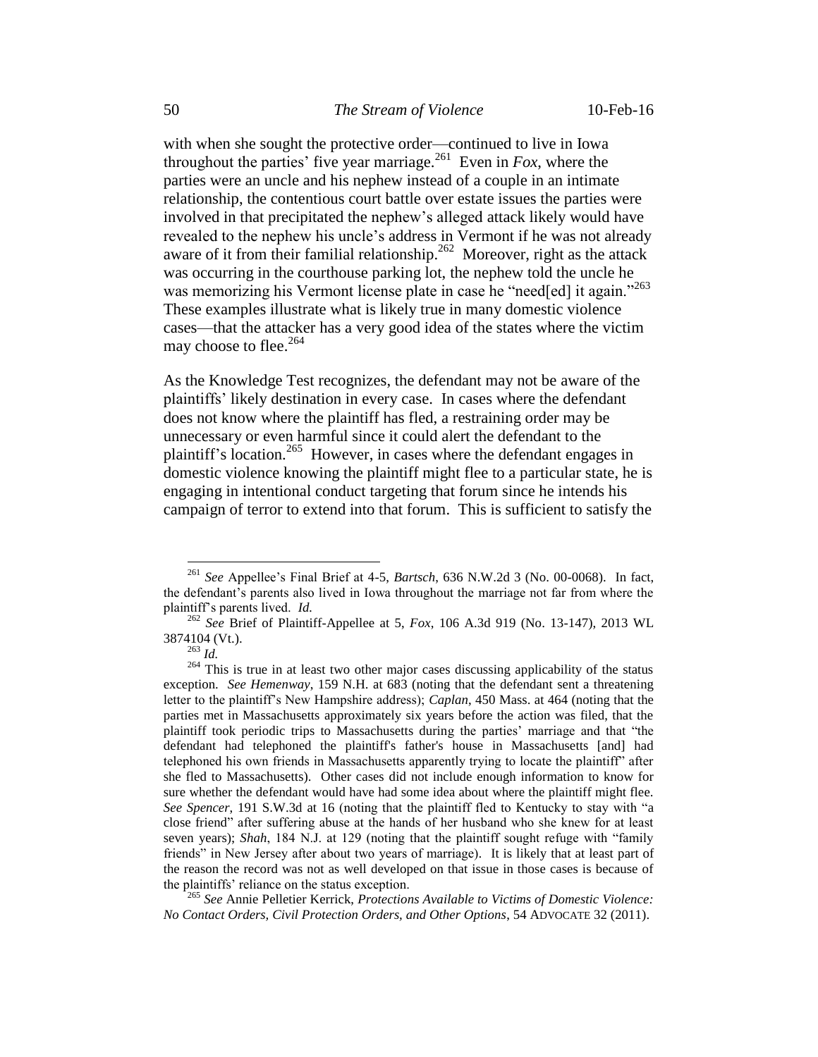with when she sought the protective order—continued to live in Iowa throughout the parties' five year marriage.[261] Even in *Fox*, where the parties were an uncle and his nephew instead of a couple in an intimate relationship, the contentious court battle over estate issues the parties were involved in that precipitated the nephew's alleged attack likely would have revealed to the nephew his uncle's address in Vermont if he was not already aware of it from their familial relationship.[262] Moreover, right as the attack was occurring in the courthouse parking lot, the nephew told the uncle he was memorizing his Vermont license plate in case he "need[ed] it again."[263] These examples illustrate what is likely true in many domestic violence cases—that the attacker has a very good idea of the states where the victim may choose to flee.[264]

As the Knowledge Test recognizes, the defendant may not be aware of the plaintiffs' likely destination in every case. In cases where the defendant does not know where the plaintiff has fled, a restraining order may be unnecessary or even harmful since it could alert the defendant to the plaintiff's location.[265] However, in cases where the defendant engages in domestic violence knowing the plaintiff might flee to a particular state, he is engaging in intentional conduct targeting that forum since he intends his campaign of terror to extend into that forum. This is sufficient to satisfy the

---

[261] *See* Appellee's Final Brief at 4-5, *Bartsch*, 636 N.W.2d 3 (No. 00-0068). In fact, the defendant's parents also lived in Iowa throughout the marriage not far from where the plaintiff's parents lived. *Id.*

[262] *See* Brief of Plaintiff-Appellee at 5, *Fox*, 106 A.3d 919 (No. 13-147), 2013 WL 3874104 (Vt.).

[263] *Id.*

[264] This is true in at least two other major cases discussing applicability of the status exception. *See Hemenway*, 159 N.H. at 683 (noting that the defendant sent a threatening letter to the plaintiff's New Hampshire address); *Caplan*, 450 Mass. at 464 (noting that the parties met in Massachusetts approximately six years before the action was filed, that the plaintiff took periodic trips to Massachusetts during the parties' marriage and that "the defendant had telephoned the plaintiff's father's house in Massachusetts [and] had telephoned his own friends in Massachusetts apparently trying to locate the plaintiff" after she fled to Massachusetts). Other cases did not include enough information to know for sure whether the defendant would have had some idea about where the plaintiff might flee. *See Spencer*, 191 S.W.3d at 16 (noting that the plaintiff fled to Kentucky to stay with "a close friend" after suffering abuse at the hands of her husband who she knew for at least seven years); *Shah*, 184 N.J. at 129 (noting that the plaintiff sought refuge with "family friends" in New Jersey after about two years of marriage). It is likely that at least part of the reason the record was not as well developed on that issue in those cases is because of the plaintiffs' reliance on the status exception.

[265] *See* Annie Pelletier Kerrick, *Protections Available to Victims of Domestic Violence: No Contact Orders, Civil Protection Orders, and Other Options*, 54 ADVOCATE 32 (2011).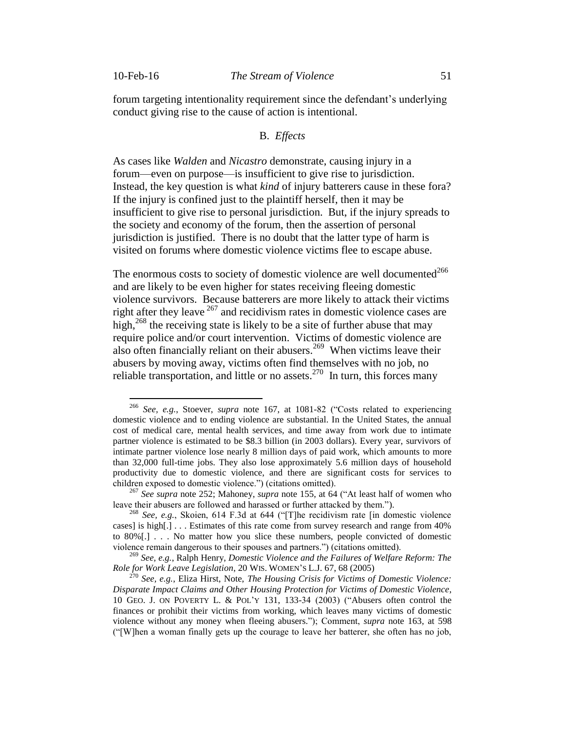forum targeting intentionality requirement since the defendant's underlying conduct giving rise to the cause of action is intentional.

### B. *Effects*

As cases like *Walden* and *Nicastro* demonstrate, causing injury in a forum—even on purpose—is insufficient to give rise to jurisdiction. Instead, the key question is what *kind* of injury batterers cause in these fora? If the injury is confined just to the plaintiff herself, then it may be insufficient to give rise to personal jurisdiction. But, if the injury spreads to the society and economy of the forum, then the assertion of personal jurisdiction is justified. There is no doubt that the latter type of harm is visited on forums where domestic violence victims flee to escape abuse.

The enormous costs to society of domestic violence are well documented[266] and are likely to be even higher for states receiving fleeing domestic violence survivors. Because batterers are more likely to attack their victims right after they leave [267] and recidivism rates in domestic violence cases are high,[268] the receiving state is likely to be a site of further abuse that may require police and/or court intervention. Victims of domestic violence are also often financially reliant on their abusers.[269] When victims leave their abusers by moving away, victims often find themselves with no job, no reliable transportation, and little or no assets.[270] In turn, this forces many

---

[266] *See, e.g.*, Stoever, *supra* note 167, at 1081-82 ("Costs related to experiencing domestic violence and to ending violence are substantial. In the United States, the annual cost of medical care, mental health services, and time away from work due to intimate partner violence is estimated to be $8.3 billion (in 2003 dollars). Every year, survivors of intimate partner violence lose nearly 8 million days of paid work, which amounts to more than 32,000 full-time jobs. They also lose approximately 5.6 million days of household productivity due to domestic violence, and there are significant costs for services to children exposed to domestic violence.") (citations omitted).

[267] *See supra* note 252; Mahoney, *supra* note 155, at 64 ("At least half of women who leave their abusers are followed and harassed or further attacked by them.").

[268] *See, e.g.*, Skoien, 614 F.3d at 644 ("[T]he recidivism rate [in domestic violence cases] is high[.] . . . Estimates of this rate come from survey research and range from 40% to 80%[.] . . . No matter how you slice these numbers, people convicted of domestic violence remain dangerous to their spouses and partners.") (citations omitted).

[269] *See, e.g.*, Ralph Henry, *Domestic Violence and the Failures of Welfare Reform: The Role for Work Leave Legislation*, 20 WIS. WOMEN'S L.J. 67, 68 (2005)

[270] *See, e.g.*, Eliza Hirst, Note, *The Housing Crisis for Victims of Domestic Violence: Disparate Impact Claims and Other Housing Protection for Victims of Domestic Violence*, 10 GEO. J. ON POVERTY L. & POL'Y 131, 133-34 (2003) ("Abusers often control the finances or prohibit their victims from working, which leaves many victims of domestic violence without any money when fleeing abusers."); Comment, *supra* note 163, at 598 ("[W]hen a woman finally gets up the courage to leave her batterer, she often has no job,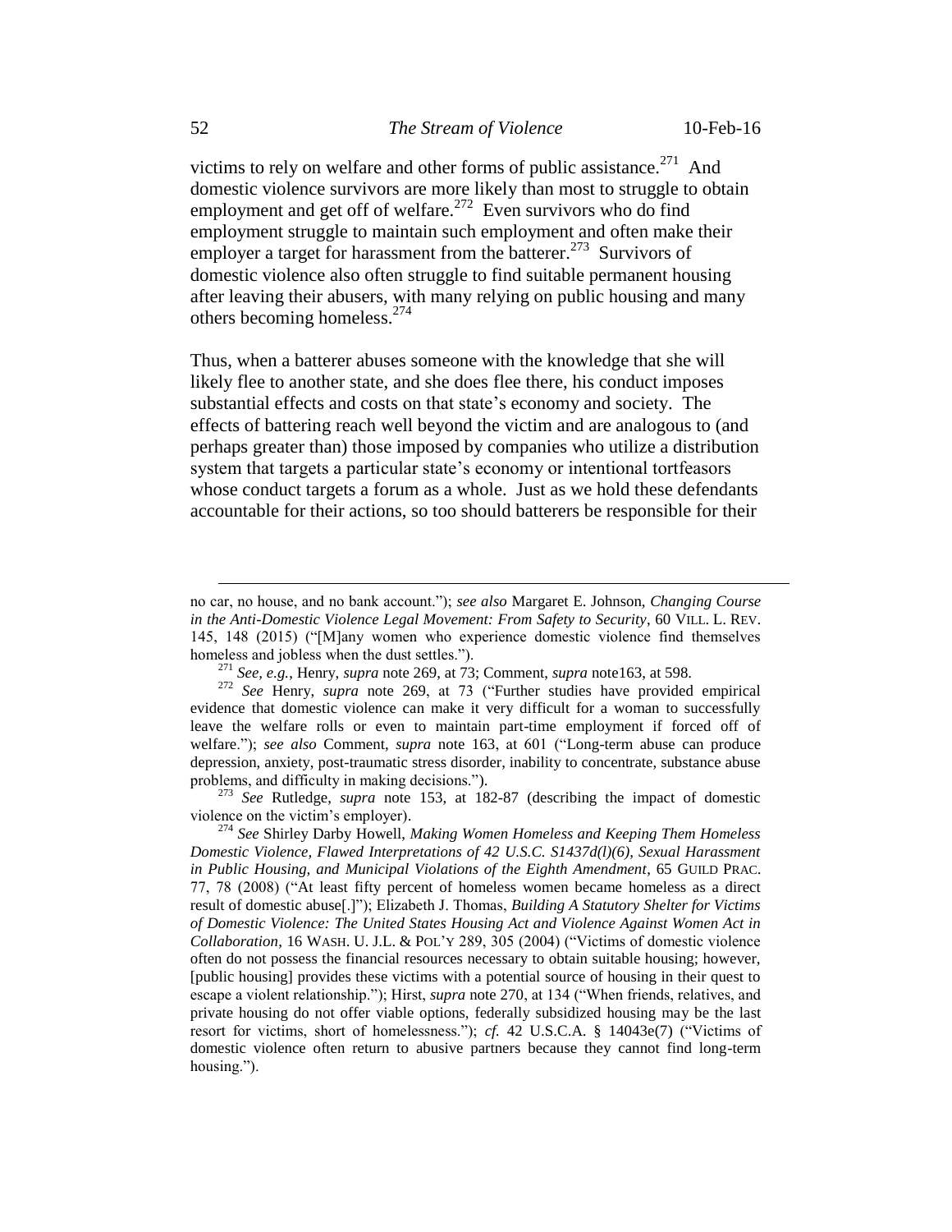victims to rely on welfare and other forms of public assistance.[271] And domestic violence survivors are more likely than most to struggle to obtain employment and get off of welfare.[272] Even survivors who do find employment struggle to maintain such employment and often make their employer a target for harassment from the batterer.[273] Survivors of domestic violence also often struggle to find suitable permanent housing after leaving their abusers, with many relying on public housing and many others becoming homeless.[274]

Thus, when a batterer abuses someone with the knowledge that she will likely flee to another state, and she does flee there, his conduct imposes substantial effects and costs on that state's economy and society. The effects of battering reach well beyond the victim and are analogous to (and perhaps greater than) those imposed by companies who utilize a distribution system that targets a particular state's economy or intentional tortfeasors whose conduct targets a forum as a whole. Just as we hold these defendants accountable for their actions, so too should batterers be responsible for their

---

no car, no house, and no bank account."); *see also* Margaret E. Johnson, *Changing Course in the Anti-Domestic Violence Legal Movement: From Safety to Security*, 60 VILL. L. REV. 145, 148 (2015) ("[M]any women who experience domestic violence find themselves homeless and jobless when the dust settles.").

[271] *See, e.g.*, Henry, *supra* note 269, at 73; Comment, *supra* note163, at 598.

[272] *See* Henry, *supra* note 269, at 73 ("Further studies have provided empirical evidence that domestic violence can make it very difficult for a woman to successfully leave the welfare rolls or even to maintain part-time employment if forced off of welfare."); *see also* Comment, *supra* note 163, at 601 ("Long-term abuse can produce depression, anxiety, post-traumatic stress disorder, inability to concentrate, substance abuse problems, and difficulty in making decisions.").

[273] *See* Rutledge, *supra* note 153, at 182-87 (describing the impact of domestic violence on the victim's employer).

[274] *See* Shirley Darby Howell, *Making Women Homeless and Keeping Them Homeless Domestic Violence, Flawed Interpretations of 42 U.S.C. S1437d(l)(6), Sexual Harassment in Public Housing, and Municipal Violations of the Eighth Amendment*, 65 GUILD PRAC. 77, 78 (2008) ("At least fifty percent of homeless women became homeless as a direct result of domestic abuse[.]"); Elizabeth J. Thomas, *Building A Statutory Shelter for Victims of Domestic Violence: The United States Housing Act and Violence Against Women Act in Collaboration*, 16 WASH. U. J.L. & POL'Y 289, 305 (2004) ("Victims of domestic violence often do not possess the financial resources necessary to obtain suitable housing; however, [public housing] provides these victims with a potential source of housing in their quest to escape a violent relationship."); Hirst, *supra* note 270, at 134 ("When friends, relatives, and private housing do not offer viable options, federally subsidized housing may be the last resort for victims, short of homelessness."); *cf.* 42 U.S.C.A. § 14043e(7) ("Victims of domestic violence often return to abusive partners because they cannot find long-term housing.").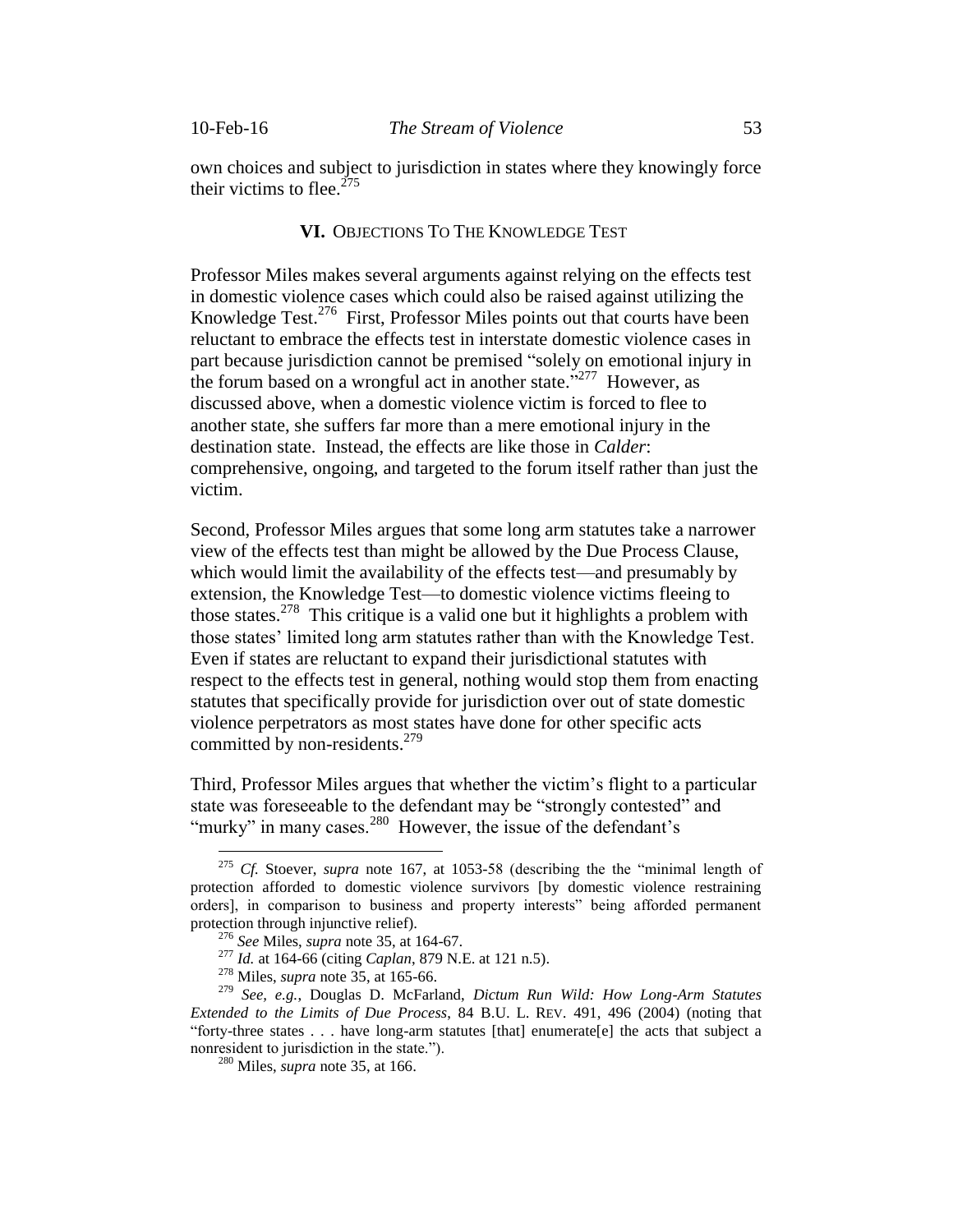own choices and subject to jurisdiction in states where they knowingly force their victims to flee.[275]

## VI. OBJECTIONS TO THE KNOWLEDGE TEST

Professor Miles makes several arguments against relying on the effects test in domestic violence cases which could also be raised against utilizing the Knowledge Test.[276] First, Professor Miles points out that courts have been reluctant to embrace the effects test in interstate domestic violence cases in part because jurisdiction cannot be premised "solely on emotional injury in the forum based on a wrongful act in another state."[277] However, as discussed above, when a domestic violence victim is forced to flee to another state, she suffers far more than a mere emotional injury in the destination state. Instead, the effects are like those in *Calder*: comprehensive, ongoing, and targeted to the forum itself rather than just the victim.

Second, Professor Miles argues that some long arm statutes take a narrower view of the effects test than might be allowed by the Due Process Clause, which would limit the availability of the effects test—and presumably by extension, the Knowledge Test—to domestic violence victims fleeing to those states.[278] This critique is a valid one but it highlights a problem with those states' limited long arm statutes rather than with the Knowledge Test. Even if states are reluctant to expand their jurisdictional statutes with respect to the effects test in general, nothing would stop them from enacting statutes that specifically provide for jurisdiction over out of state domestic violence perpetrators as most states have done for other specific acts committed by non-residents.[279]

Third, Professor Miles argues that whether the victim's flight to a particular state was foreseeable to the defendant may be "strongly contested" and "murky" in many cases.[280] However, the issue of the defendant's

---

[275] *Cf.* Stoever, *supra* note 167, at 1053-58 (describing the the "minimal length of protection afforded to domestic violence survivors [by domestic violence restraining orders], in comparison to business and property interests" being afforded permanent protection through injunctive relief).

[276] *See* Miles, *supra* note 35, at 164-67.

[277] *Id.* at 164-66 (citing *Caplan*, 879 N.E. at 121 n.5).

[278] Miles, *supra* note 35, at 165-66.

[279] *See, e.g.*, Douglas D. McFarland, *Dictum Run Wild: How Long-Arm Statutes Extended to the Limits of Due Process*, 84 B.U. L. REV. 491, 496 (2004) (noting that "forty-three states . . . have long-arm statutes [that] enumerate[e] the acts that subject a nonresident to jurisdiction in the state.").

[280] Miles, *supra* note 35, at 166.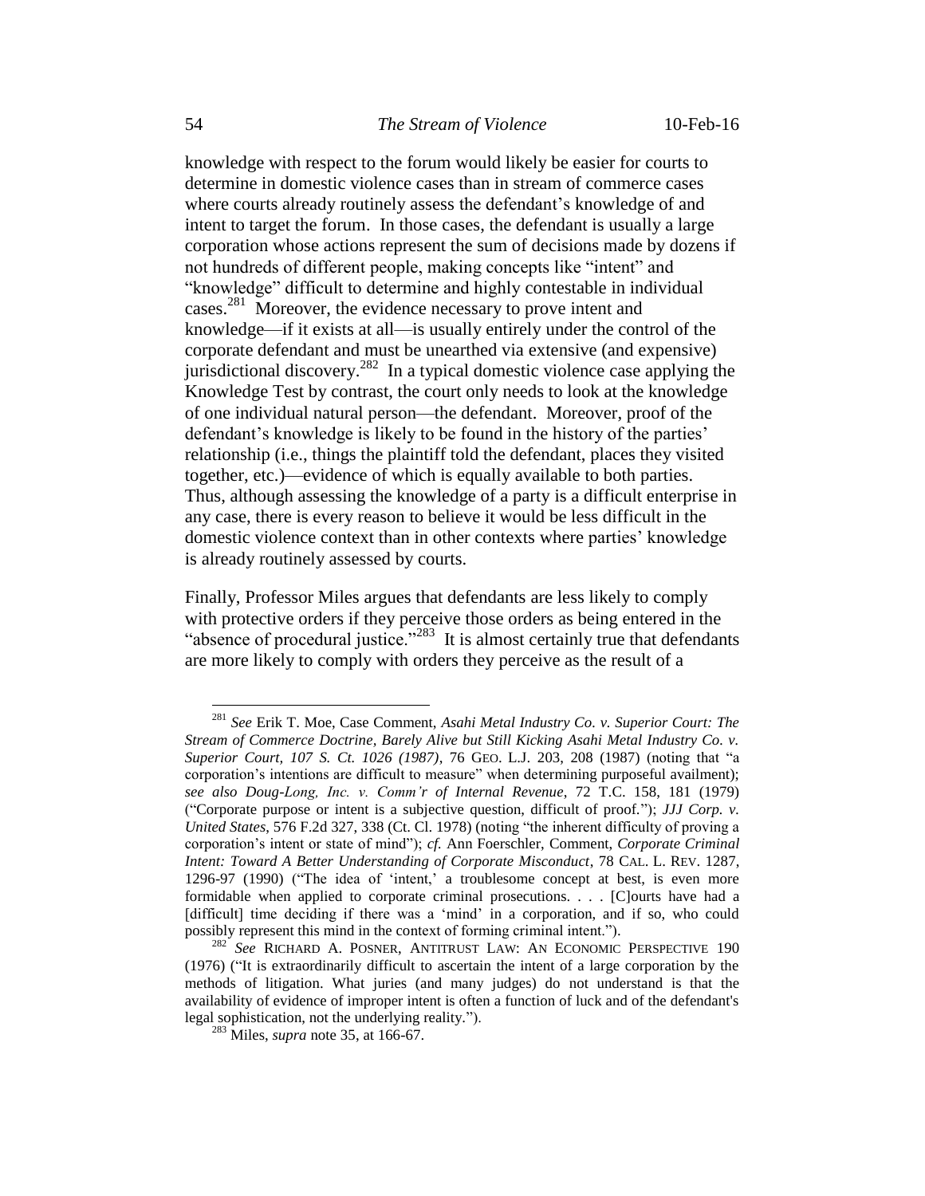knowledge with respect to the forum would likely be easier for courts to determine in domestic violence cases than in stream of commerce cases where courts already routinely assess the defendant's knowledge of and intent to target the forum. In those cases, the defendant is usually a large corporation whose actions represent the sum of decisions made by dozens if not hundreds of different people, making concepts like "intent" and "knowledge" difficult to determine and highly contestable in individual cases.[281] Moreover, the evidence necessary to prove intent and knowledge—if it exists at all—is usually entirely under the control of the corporate defendant and must be unearthed via extensive (and expensive) jurisdictional discovery.[282] In a typical domestic violence case applying the Knowledge Test by contrast, the court only needs to look at the knowledge of one individual natural person—the defendant. Moreover, proof of the defendant's knowledge is likely to be found in the history of the parties' relationship (i.e., things the plaintiff told the defendant, places they visited together, etc.)—evidence of which is equally available to both parties. Thus, although assessing the knowledge of a party is a difficult enterprise in any case, there is every reason to believe it would be less difficult in the domestic violence context than in other contexts where parties' knowledge is already routinely assessed by courts.

Finally, Professor Miles argues that defendants are less likely to comply with protective orders if they perceive those orders as being entered in the "absence of procedural justice."[283] It is almost certainly true that defendants are more likely to comply with orders they perceive as the result of a

---

[281] *See* Erik T. Moe, Case Comment, *Asahi Metal Industry Co. v. Superior Court: The Stream of Commerce Doctrine, Barely Alive but Still Kicking Asahi Metal Industry Co. v. Superior Court, 107 S. Ct. 1026 (1987)*, 76 GEO. L.J. 203, 208 (1987) (noting that "a corporation's intentions are difficult to measure" when determining purposeful availment); *see also Doug-Long, Inc. v. Comm'r of Internal Revenue*, 72 T.C. 158, 181 (1979) ("Corporate purpose or intent is a subjective question, difficult of proof."); *JJJ Corp. v. United States*, 576 F.2d 327, 338 (Ct. Cl. 1978) (noting "the inherent difficulty of proving a corporation's intent or state of mind"); *cf.* Ann Foerschler, Comment, *Corporate Criminal Intent: Toward A Better Understanding of Corporate Misconduct*, 78 CAL. L. REV. 1287, 1296-97 (1990) ("The idea of 'intent,' a troublesome concept at best, is even more formidable when applied to corporate criminal prosecutions. . . . [C]ourts have had a [difficult] time deciding if there was a 'mind' in a corporation, and if so, who could possibly represent this mind in the context of forming criminal intent.").

[282] *See* RICHARD A. POSNER, ANTITRUST LAW: AN ECONOMIC PERSPECTIVE 190 (1976) ("It is extraordinarily difficult to ascertain the intent of a large corporation by the methods of litigation. What juries (and many judges) do not understand is that the availability of evidence of improper intent is often a function of luck and of the defendant's legal sophistication, not the underlying reality.").

[283] Miles, *supra* note 35, at 166-67.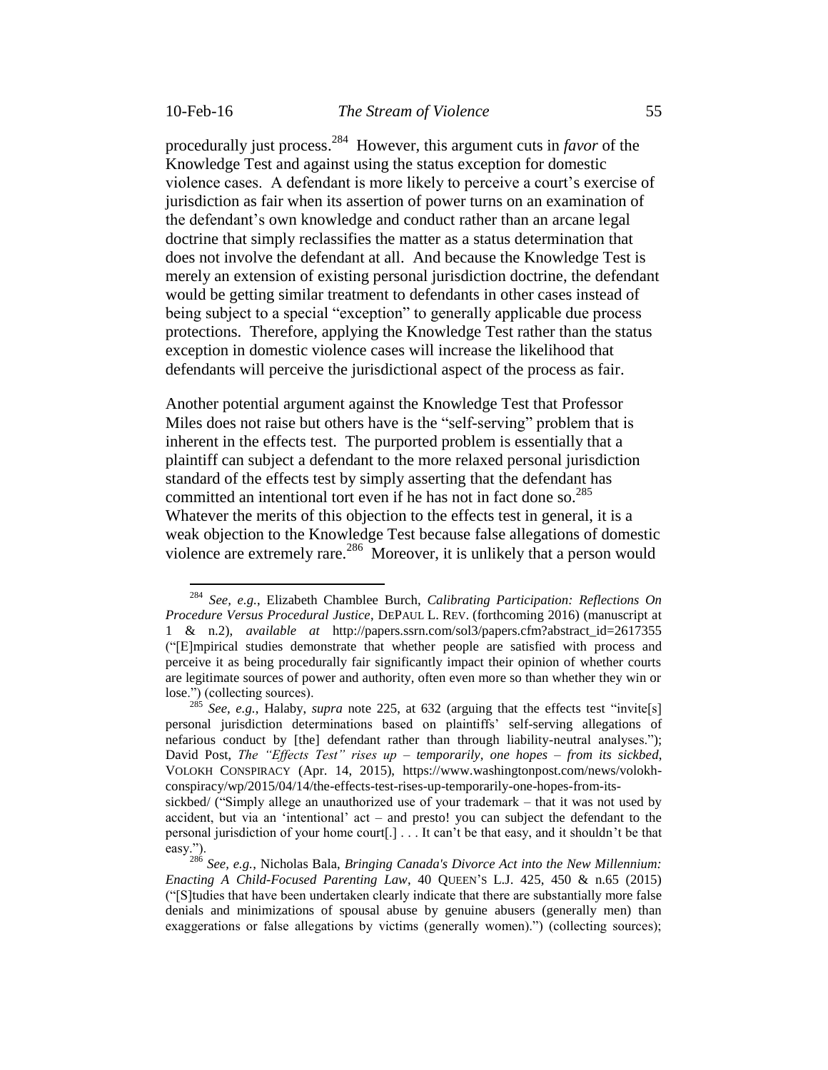procedurally just process.[284] However, this argument cuts in *favor* of the Knowledge Test and against using the status exception for domestic violence cases. A defendant is more likely to perceive a court's exercise of jurisdiction as fair when its assertion of power turns on an examination of the defendant's own knowledge and conduct rather than an arcane legal doctrine that simply reclassifies the matter as a status determination that does not involve the defendant at all. And because the Knowledge Test is merely an extension of existing personal jurisdiction doctrine, the defendant would be getting similar treatment to defendants in other cases instead of being subject to a special "exception" to generally applicable due process protections. Therefore, applying the Knowledge Test rather than the status exception in domestic violence cases will increase the likelihood that defendants will perceive the jurisdictional aspect of the process as fair.

Another potential argument against the Knowledge Test that Professor Miles does not raise but others have is the "self-serving" problem that is inherent in the effects test. The purported problem is essentially that a plaintiff can subject a defendant to the more relaxed personal jurisdiction standard of the effects test by simply asserting that the defendant has committed an intentional tort even if he has not in fact done so.[285] Whatever the merits of this objection to the effects test in general, it is a weak objection to the Knowledge Test because false allegations of domestic violence are extremely rare.[286] Moreover, it is unlikely that a person would

---

[284] *See, e.g.*, Elizabeth Chamblee Burch, *Calibrating Participation: Reflections On Procedure Versus Procedural Justice*, DEPAUL L. REV. (forthcoming 2016) (manuscript at 1 & n.2), *available at* http://papers.ssrn.com/sol3/papers.cfm?abstract_id=2617355 ("[E]mpirical studies demonstrate that whether people are satisfied with process and perceive it as being procedurally fair significantly impact their opinion of whether courts are legitimate sources of power and authority, often even more so than whether they win or lose.") (collecting sources).

[285] *See, e.g.*, Halaby, *supra* note 225, at 632 (arguing that the effects test "invite[s] personal jurisdiction determinations based on plaintiffs' self-serving allegations of nefarious conduct by [the] defendant rather than through liability-neutral analyses."); David Post, *The "Effects Test" rises up – temporarily, one hopes – from its sickbed*, VOLOKH CONSPIRACY (Apr. 14, 2015), https://www.washingtonpost.com/news/volokh-conspiracy/wp/2015/04/14/the-effects-test-rises-up-temporarily-one-hopes-from-its-sickbed/ ("Simply allege an unauthorized use of your trademark – that it was not used by accident, but via an 'intentional' act – and presto! you can subject the defendant to the personal jurisdiction of your home court[.] . . . It can't be that easy, and it shouldn't be that easy.").

[286] *See, e.g.*, Nicholas Bala, *Bringing Canada's Divorce Act into the New Millennium: Enacting A Child-Focused Parenting Law*, 40 QUEEN'S L.J. 425, 450 & n.65 (2015) ("[S]tudies that have been undertaken clearly indicate that there are substantially more false denials and minimizations of spousal abuse by genuine abusers (generally men) than exaggerations or false allegations by victims (generally women).") (collecting sources);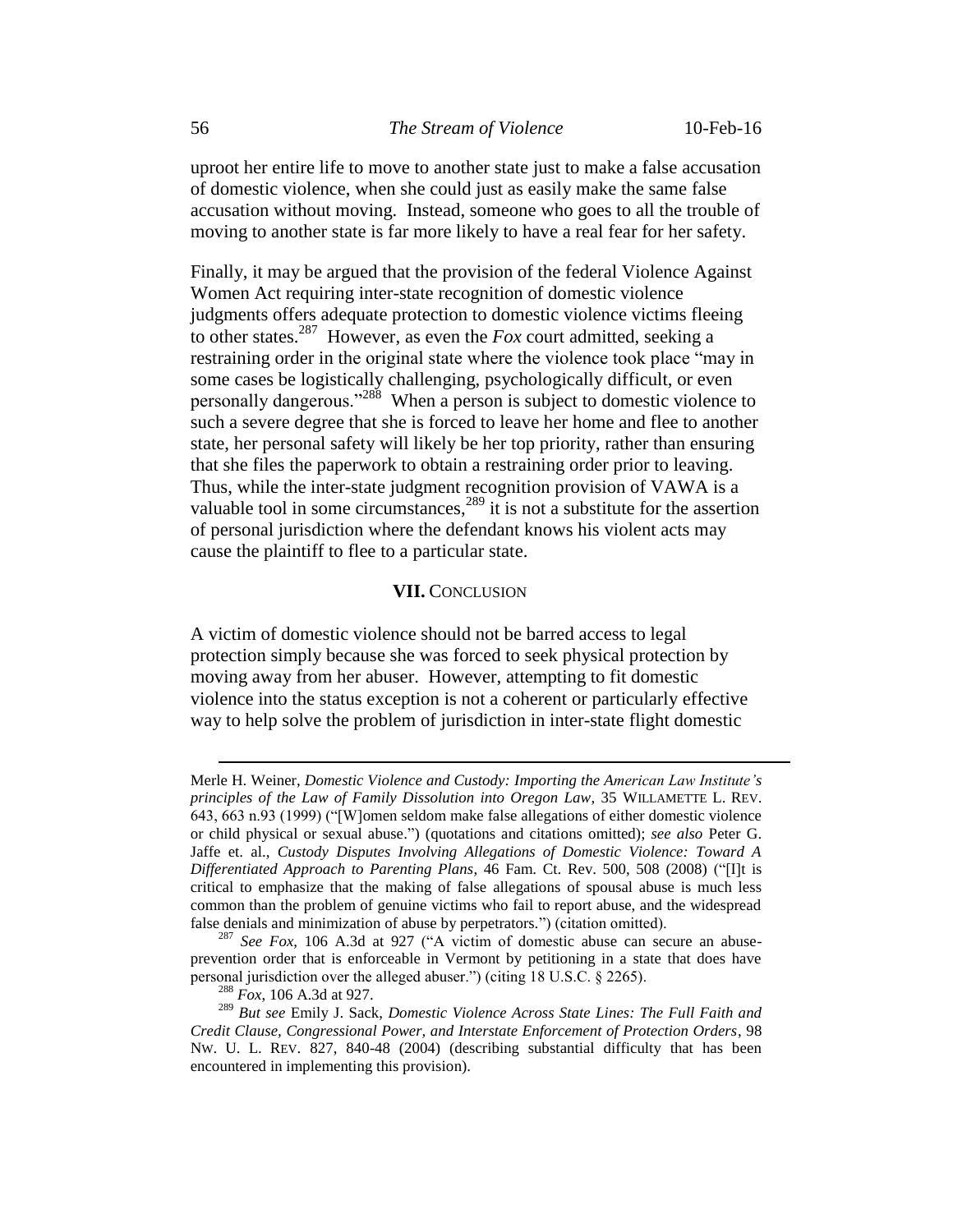uproot her entire life to move to another state just to make a false accusation of domestic violence, when she could just as easily make the same false accusation without moving. Instead, someone who goes to all the trouble of moving to another state is far more likely to have a real fear for her safety.

Finally, it may be argued that the provision of the federal Violence Against Women Act requiring inter-state recognition of domestic violence judgments offers adequate protection to domestic violence victims fleeing to other states.[287] However, as even the *Fox* court admitted, seeking a restraining order in the original state where the violence took place "may in some cases be logistically challenging, psychologically difficult, or even personally dangerous."[288] When a person is subject to domestic violence to such a severe degree that she is forced to leave her home and flee to another state, her personal safety will likely be her top priority, rather than ensuring that she files the paperwork to obtain a restraining order prior to leaving. Thus, while the inter-state judgment recognition provision of VAWA is a valuable tool in some circumstances,[289] it is not a substitute for the assertion of personal jurisdiction where the defendant knows his violent acts may cause the plaintiff to flee to a particular state.

## VII. Conclusion

A victim of domestic violence should not be barred access to legal protection simply because she was forced to seek physical protection by moving away from her abuser. However, attempting to fit domestic violence into the status exception is not a coherent or particularly effective way to help solve the problem of jurisdiction in inter-state flight domestic

---

Merle H. Weiner, *Domestic Violence and Custody: Importing the American Law Institute's principles of the Law of Family Dissolution into Oregon Law*, 35 Willamette L. Rev. 643, 663 n.93 (1999) ("[W]omen seldom make false allegations of either domestic violence or child physical or sexual abuse.") (quotations and citations omitted); *see also* Peter G. Jaffe et. al., *Custody Disputes Involving Allegations of Domestic Violence: Toward A Differentiated Approach to Parenting Plans*, 46 Fam. Ct. Rev. 500, 508 (2008) ("[I]t is critical to emphasize that the making of false allegations of spousal abuse is much less common than the problem of genuine victims who fail to report abuse, and the widespread false denials and minimization of abuse by perpetrators.") (citation omitted).

[287] *See Fox*, 106 A.3d at 927 ("A victim of domestic abuse can secure an abuse-prevention order that is enforceable in Vermont by petitioning in a state that does have personal jurisdiction over the alleged abuser.") (citing 18 U.S.C. § 2265).

[288] *Fox*, 106 A.3d at 927.

[289] *But see* Emily J. Sack, *Domestic Violence Across State Lines: The Full Faith and Credit Clause, Congressional Power, and Interstate Enforcement of Protection Orders*, 98 Nw. U. L. Rev. 827, 840-48 (2004) (describing substantial difficulty that has been encountered in implementing this provision).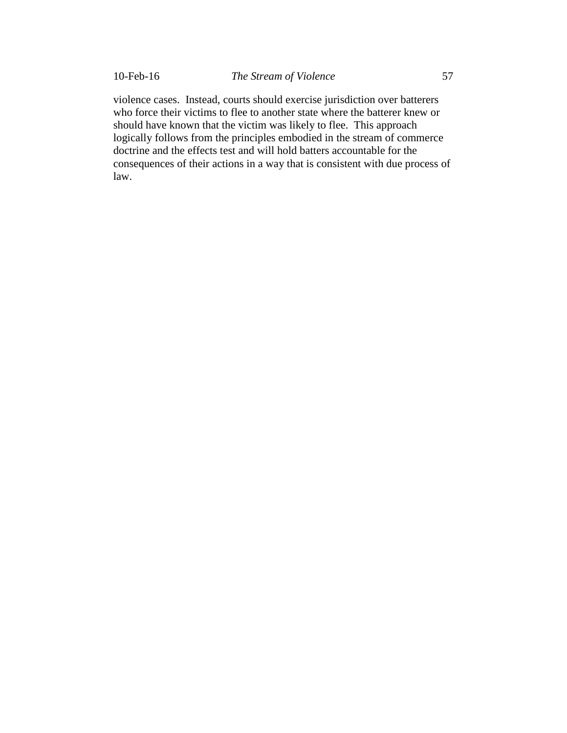violence cases. Instead, courts should exercise jurisdiction over batterers who force their victims to flee to another state where the batterer knew or should have known that the victim was likely to flee. This approach logically follows from the principles embodied in the stream of commerce doctrine and the effects test and will hold batters accountable for the consequences of their actions in a way that is consistent with due process of law.